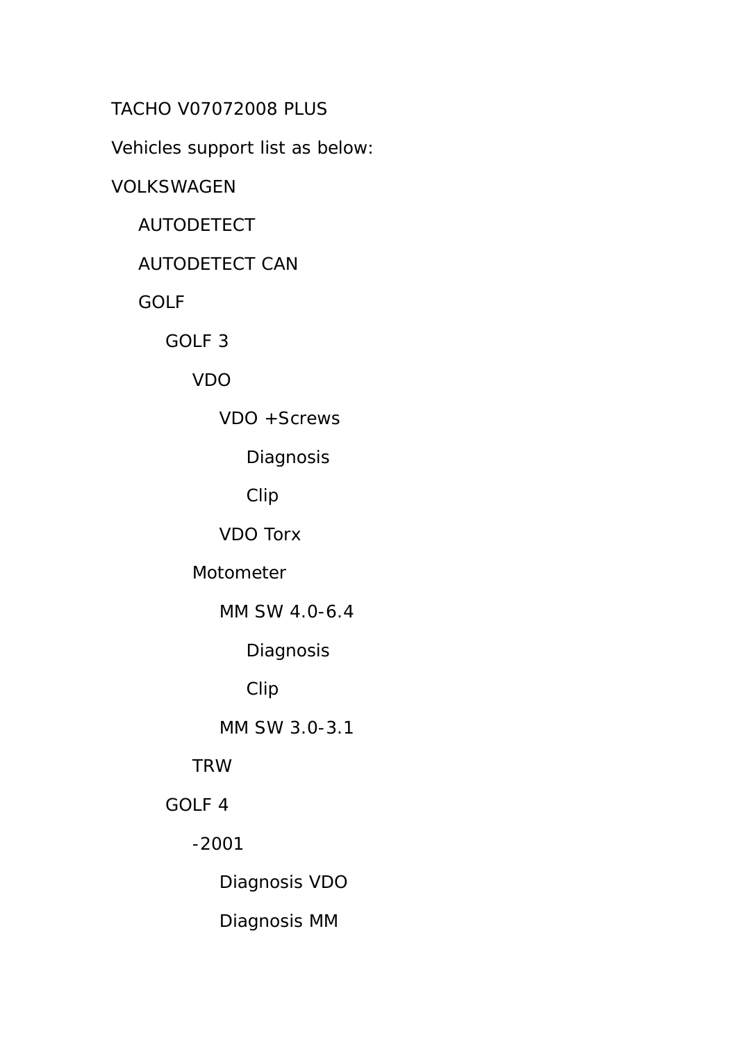TACHO V07072008 PLUS

Vehicles support list as below:

- VOLKSWAGEN
  - AUTODETECT
  - AUTODETECT CAN
  - GOLF
    - GOLF 3
      - VDO
        - VDO +Screws
          - Diagnosis
          - Clip
        - VDO Torx
      - Motometer
        - MM SW 4.0-6.4
          - Diagnosis
          - Clip
        - MM SW 3.0-3.1
      - TRW
    - GOLF 4
      - -2001
        - Diagnosis VDO
        - Diagnosis MM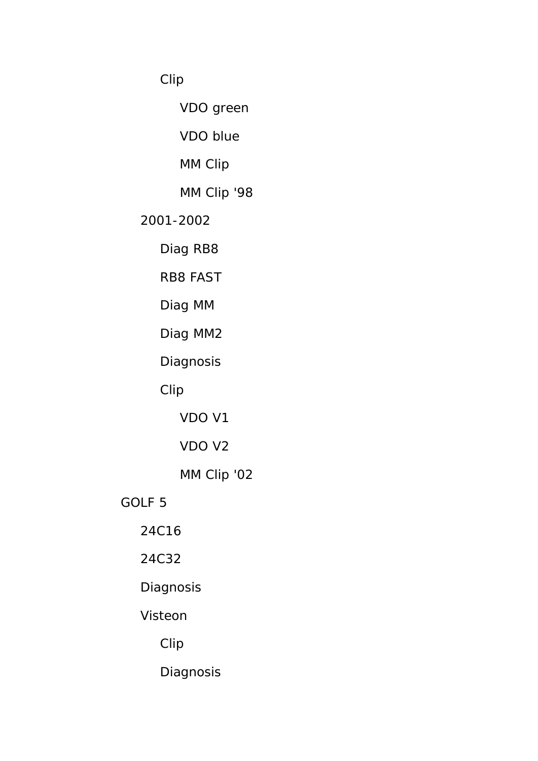- Clip
  - VDO green
  - VDO blue
  - MM Clip
  - MM Clip '98
- 2001-2002
  - Diag RB8
  - RB8 FAST
  - Diag MM
  - Diag MM2
  - Diagnosis
  - Clip
    - VDO V1
    - VDO V2
    - MM Clip '02
- GOLF 5
  - 24C16
  - 24C32
  - Diagnosis
  - Visteon
    - Clip
    - Diagnosis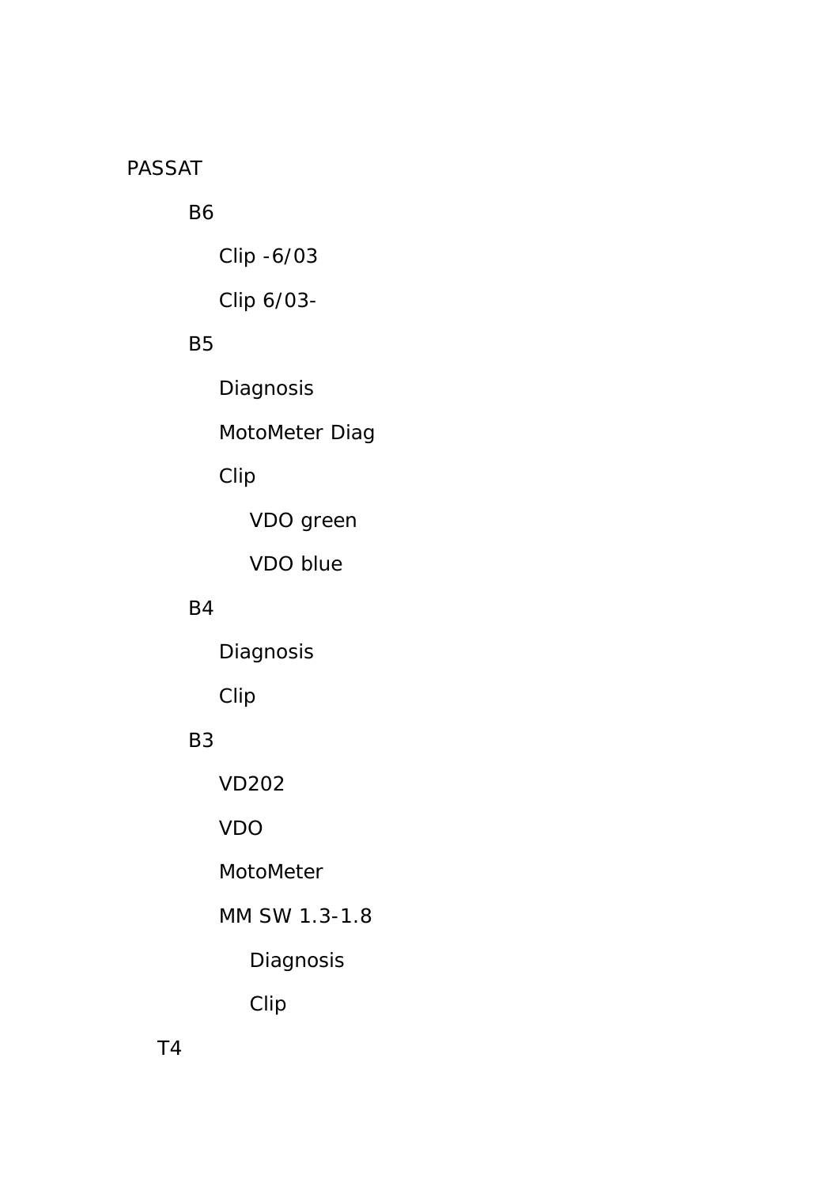- PASSAT
    - B6
        - Clip -6/03
        - Clip 6/03-
    - B5
        - Diagnosis
        - MotoMeter Diag
        - Clip
            - VDO green
            - VDO blue
    - B4
        - Diagnosis
        - Clip
    - B3
        - VD202
        - VDO
        - MotoMeter
        - MM SW 1.3-1.8
            - Diagnosis
            - Clip
- T4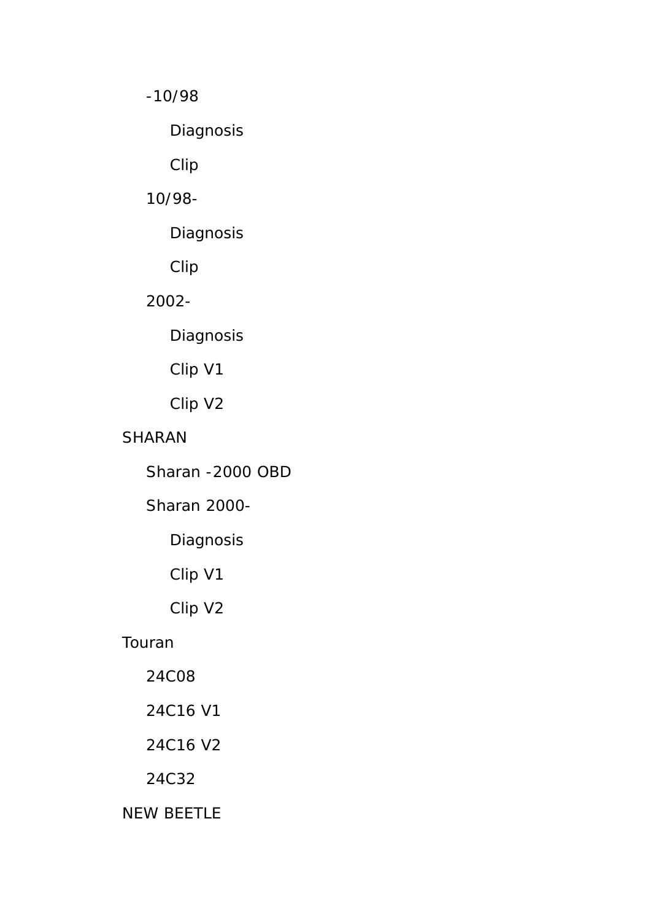- -10/98
    - Diagnosis
    - Clip
- 10/98-
    - Diagnosis
    - Clip
- 2002-
    - Diagnosis
    - Clip V1
    - Clip V2

SHARAN

- Sharan -2000 OBD
- Sharan 2000-
    - Diagnosis
    - Clip V1
    - Clip V2

Touran

- 24C08
- 24C16 V1
- 24C16 V2
- 24C32

NEW BEETLE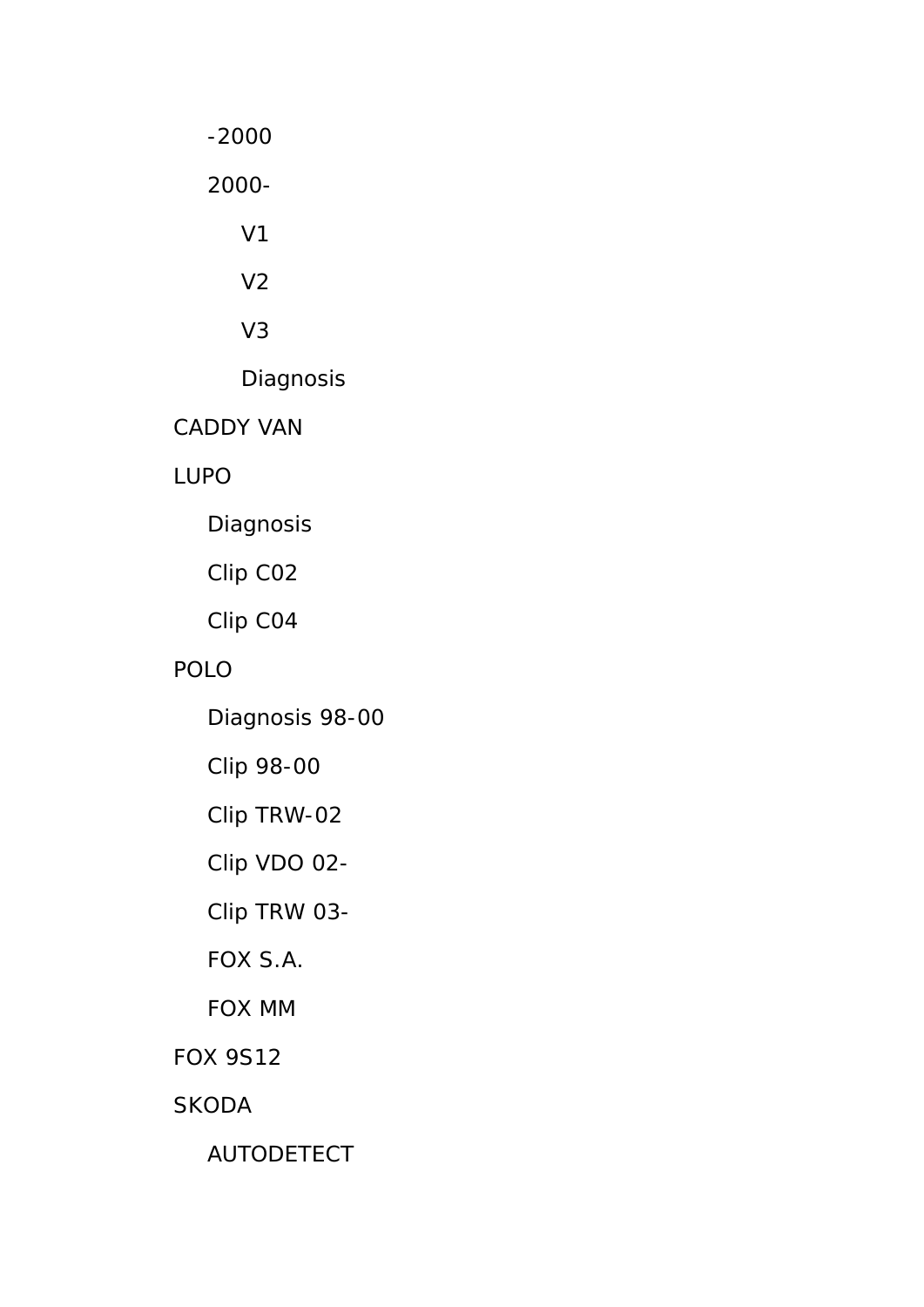- -2000
- 2000-
  - V1
  - V2
  - V3
  - Diagnosis

CADDY VAN

LUPO

- Diagnosis
- Clip C02
- Clip C04

POLO

- Diagnosis 98-00
- Clip 98-00
- Clip TRW-02
- Clip VDO 02-
- Clip TRW 03-
- FOX S.A.
- FOX MM

FOX 9S12

SKODA

- AUTODETECT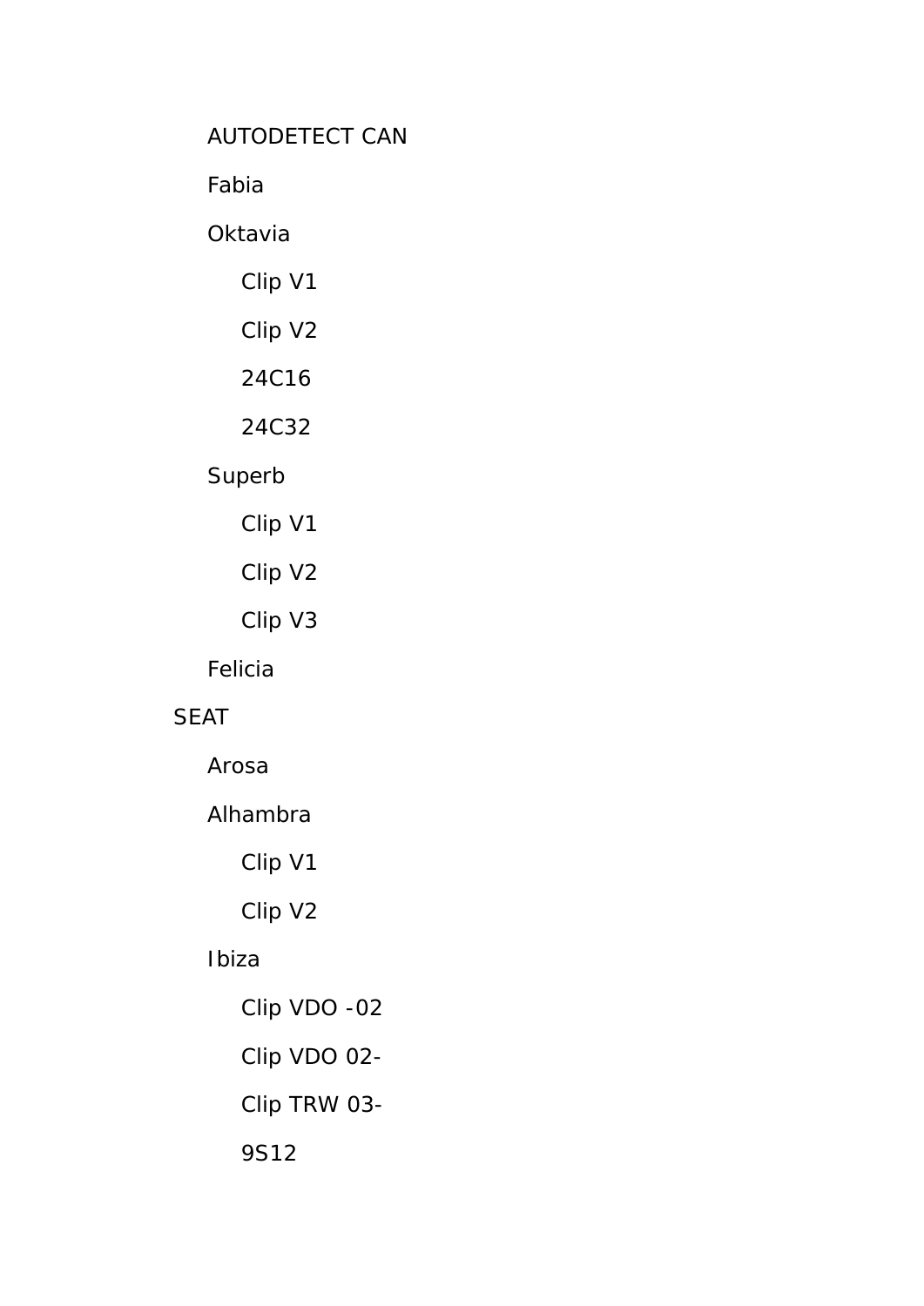- AUTODETECT CAN
- Fabia
- Oktavia
  - Clip V1
  - Clip V2
  - 24C16
  - 24C32
- Superb
  - Clip V1
  - Clip V2
  - Clip V3
- Felicia

SEAT

- Arosa
- Alhambra
  - Clip V1
  - Clip V2
- Ibiza
  - Clip VDO -02
  - Clip VDO 02-
  - Clip TRW 03-
  - 9S12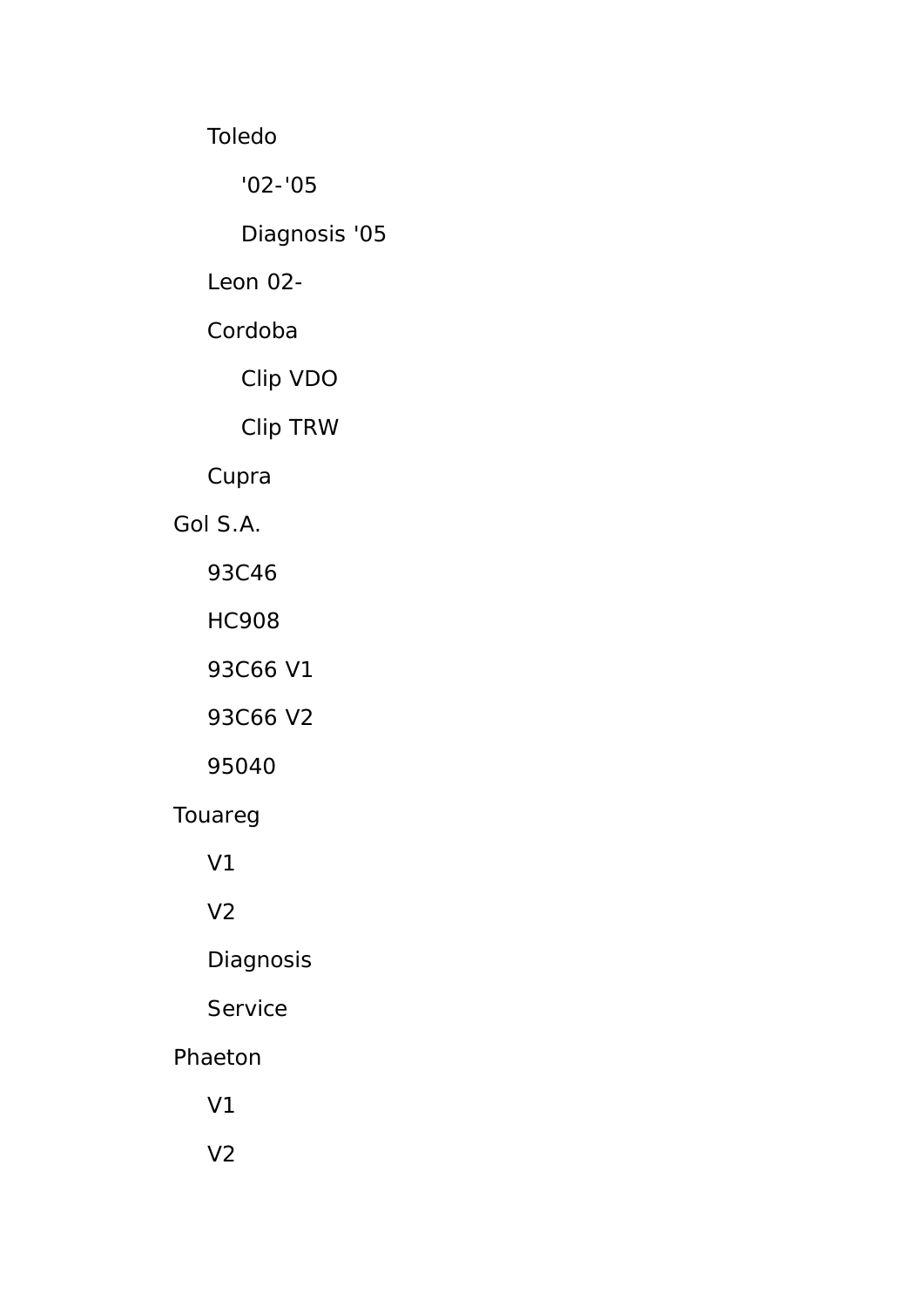- Toledo
  - '02-'05
  - Diagnosis '05
- Leon 02-
- Cordoba
  - Clip VDO
  - Clip TRW
- Cupra

Gol S.A.

- 93C46
- HC908
- 93C66 V1
- 93C66 V2
- 95040

Touareg

- V1
- V2
- Diagnosis
- Service

Phaeton

- V1
- V2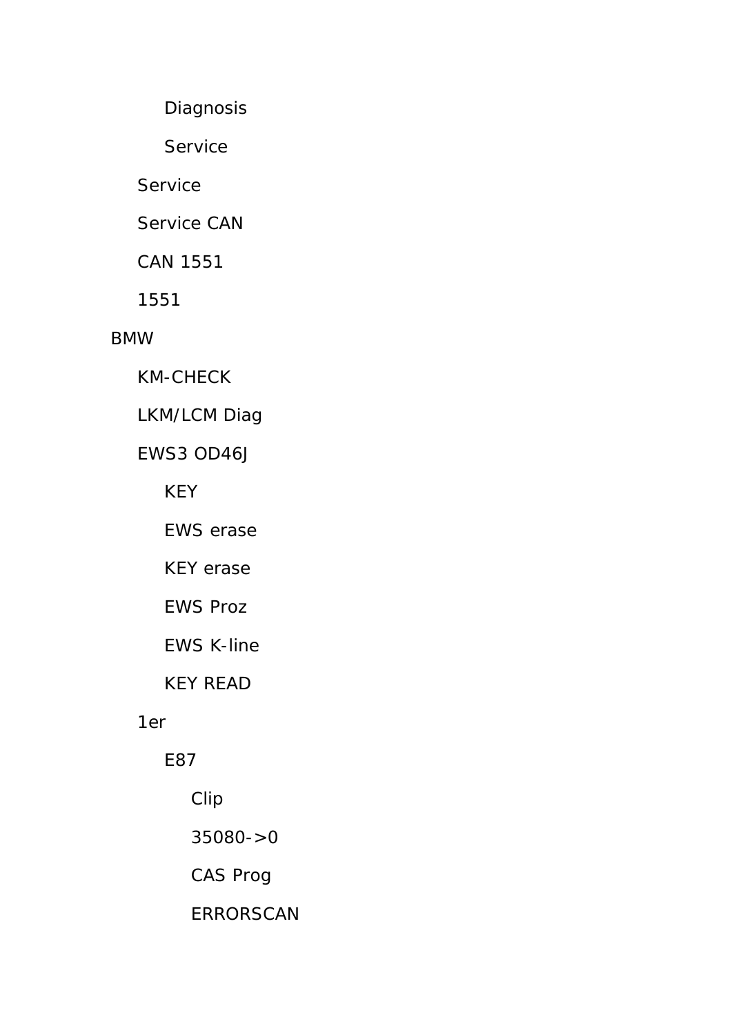- Diagnosis
        - Service
    - Service
    - Service CAN
    - CAN 1551
    - 1551
- BMW
    - KM-CHECK
    - LKM/LCM Diag
    - EWS3 OD46J
        - KEY
        - EWS erase
        - KEY erase
        - EWS Proz
        - EWS K-line
        - KEY READ
    - 1er
        - E87
            - Clip
            - 35080->0
            - CAS Prog
            - ERRORSCAN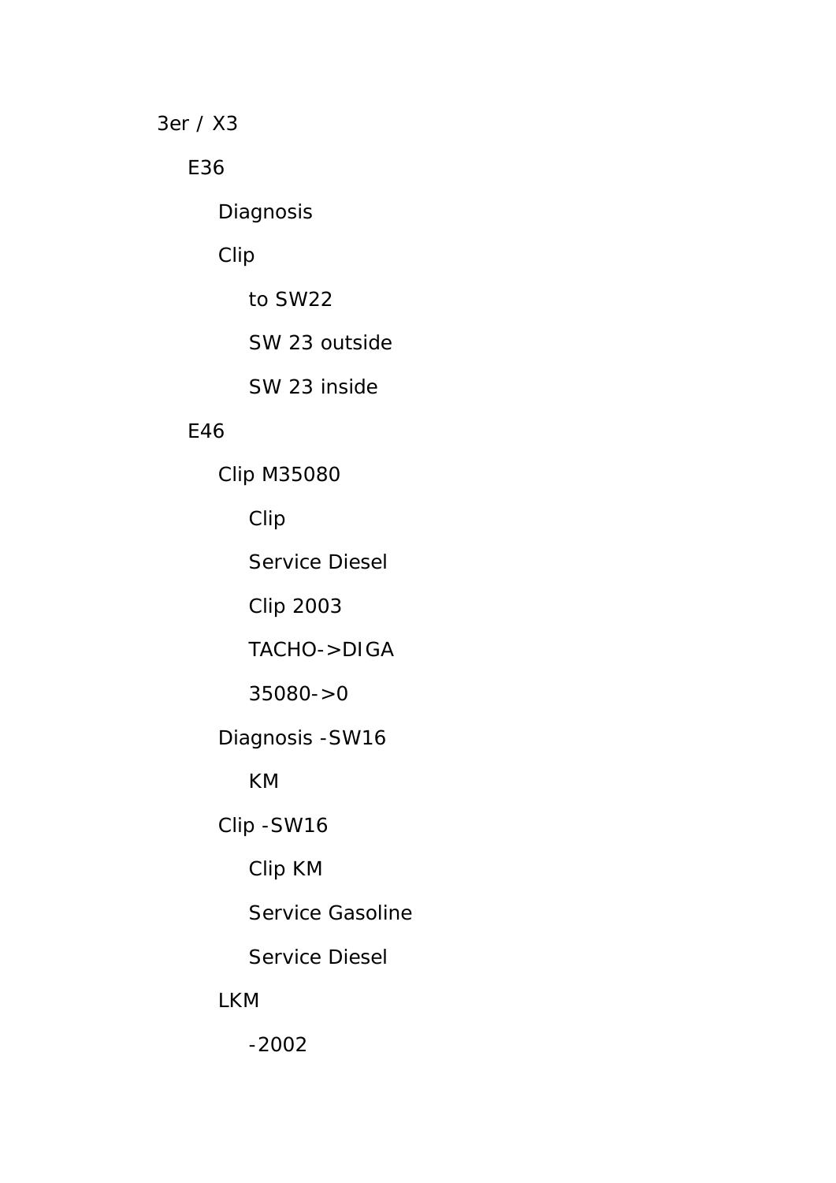- 3er / X3
  - E36
    - Diagnosis
    - Clip
      - to SW22
      - SW 23 outside
      - SW 23 inside
  - E46
    - Clip M35080
      - Clip
      - Service Diesel
      - Clip 2003
      - TACHO->DIGA
      - 35080->0
    - Diagnosis -SW16
      - KM
    - Clip -SW16
      - Clip KM
      - Service Gasoline
      - Service Diesel
    - LKM
      - -2002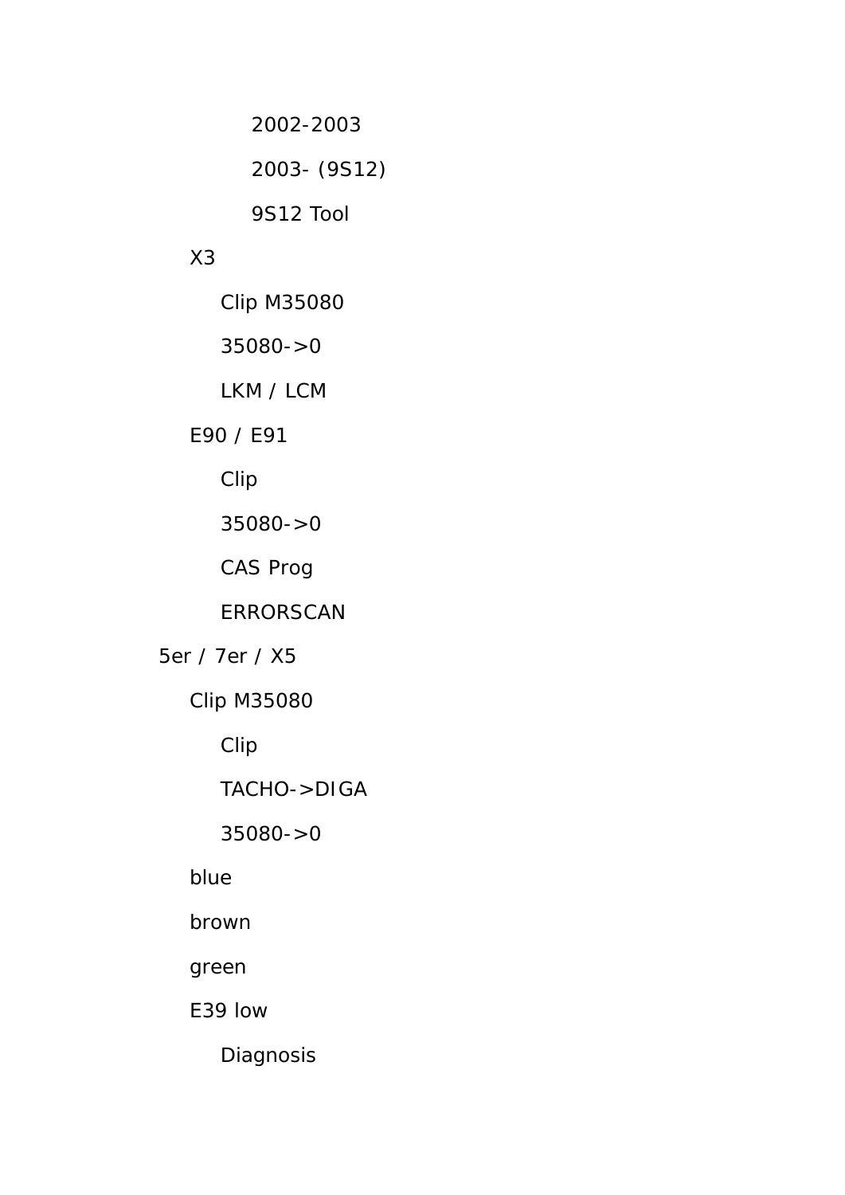- 2002-2003
- 2003- (9S12)
- 9S12 Tool

X3

- Clip M35080
- 35080->0
- LKM / LCM

E90 / E91

- Clip
- 35080->0
- CAS Prog
- ERRORSCAN

5er / 7er / X5

Clip M35080

- Clip
- TACHO->DIGA
- 35080->0

blue

brown

green

E39 low

- Diagnosis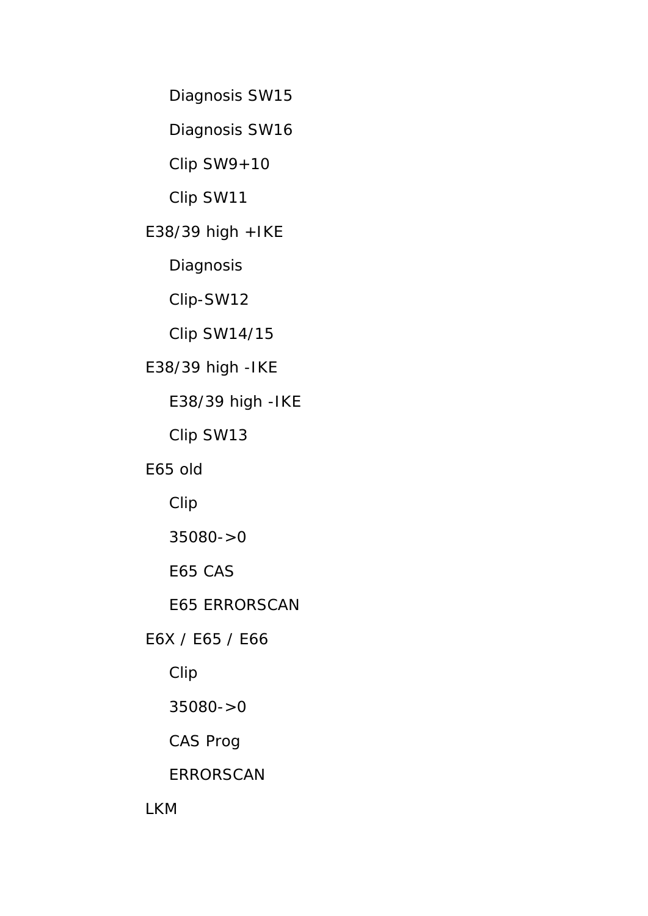- Diagnosis SW15
- Diagnosis SW16
- Clip SW9+10
- Clip SW11

E38/39 high +IKE

- Diagnosis
- Clip-SW12
- Clip SW14/15

E38/39 high -IKE

- E38/39 high -IKE
- Clip SW13

E65 old

- Clip
- 35080->0
- E65 CAS
- E65 ERRORSCAN

E6X / E65 / E66

- Clip
- 35080->0
- CAS Prog
- ERRORSCAN

LKM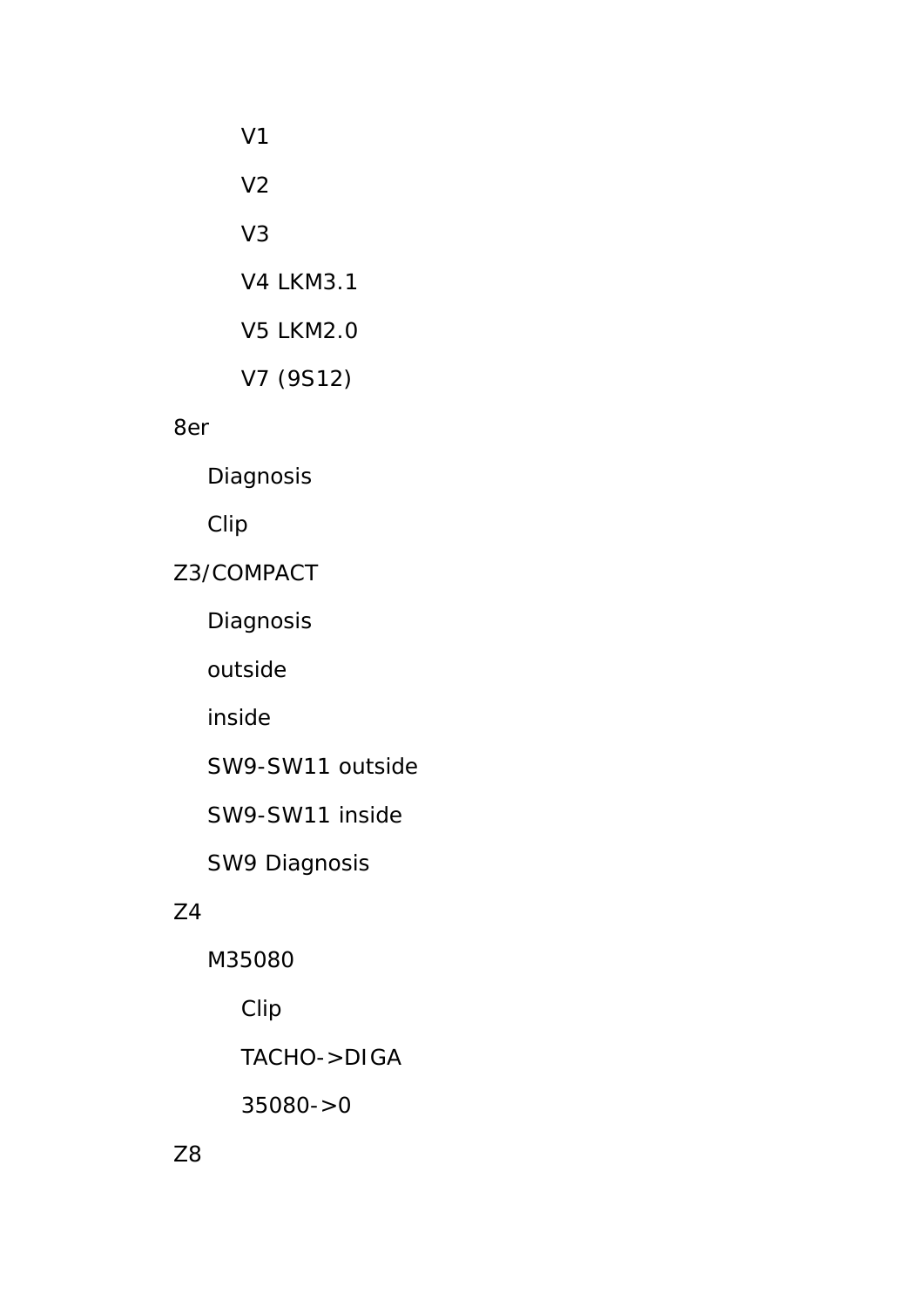- V1
        - V2
        - V3
        - V4 LKM3.1
        - V5 LKM2.0
        - V7 (9S12)
- 8er
    - Diagnosis
    - Clip
- Z3/COMPACT
    - Diagnosis
    - outside
    - inside
    - SW9-SW11 outside
    - SW9-SW11 inside
    - SW9 Diagnosis
- Z4
    - M35080
        - Clip
        - TACHO->DIGA
        - 35080->0
- Z8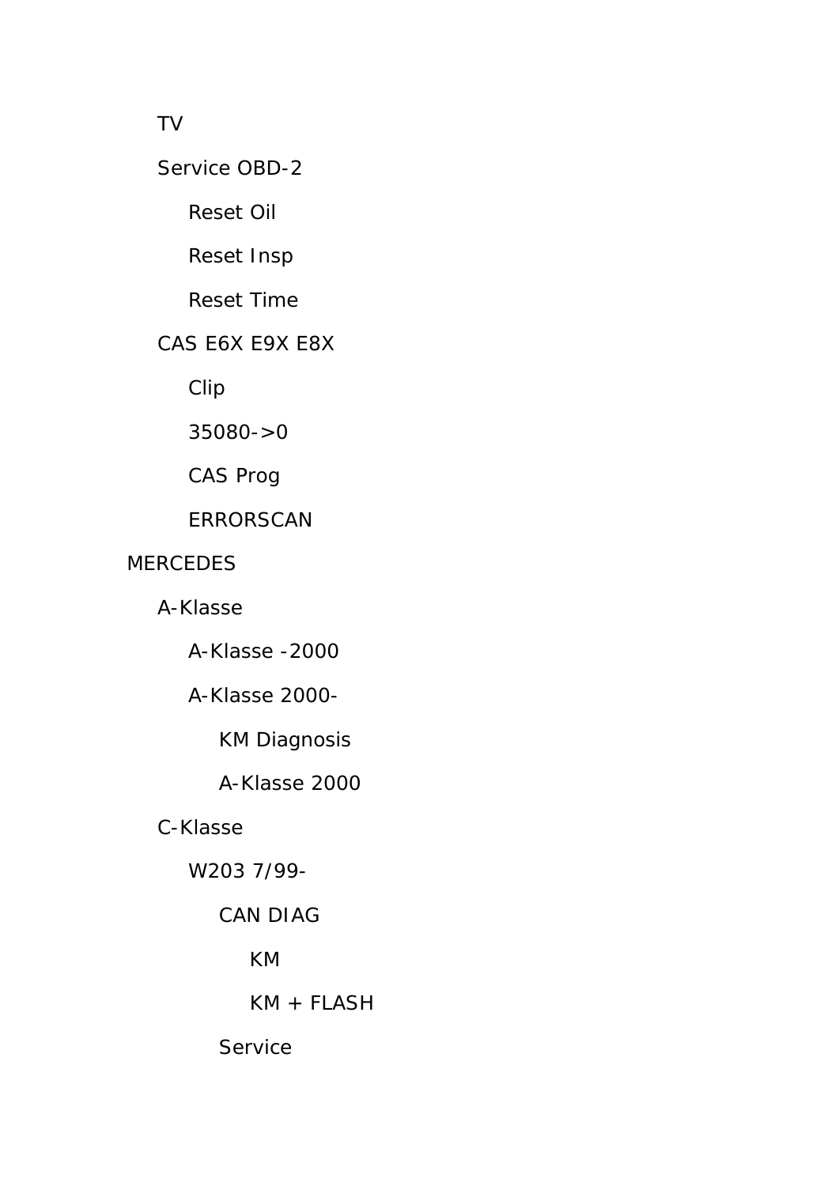- TV
- Service OBD-2
  - Reset Oil
  - Reset Insp
  - Reset Time
- CAS E6X E9X E8X
  - Clip
  - 35080->0
  - CAS Prog
  - ERRORSCAN

MERCEDES

- A-Klasse
  - A-Klasse -2000
  - A-Klasse 2000-
    - KM Diagnosis
    - A-Klasse 2000
- C-Klasse
  - W203 7/99-
    - CAN DIAG
      - KM
      - KM + FLASH
    - Service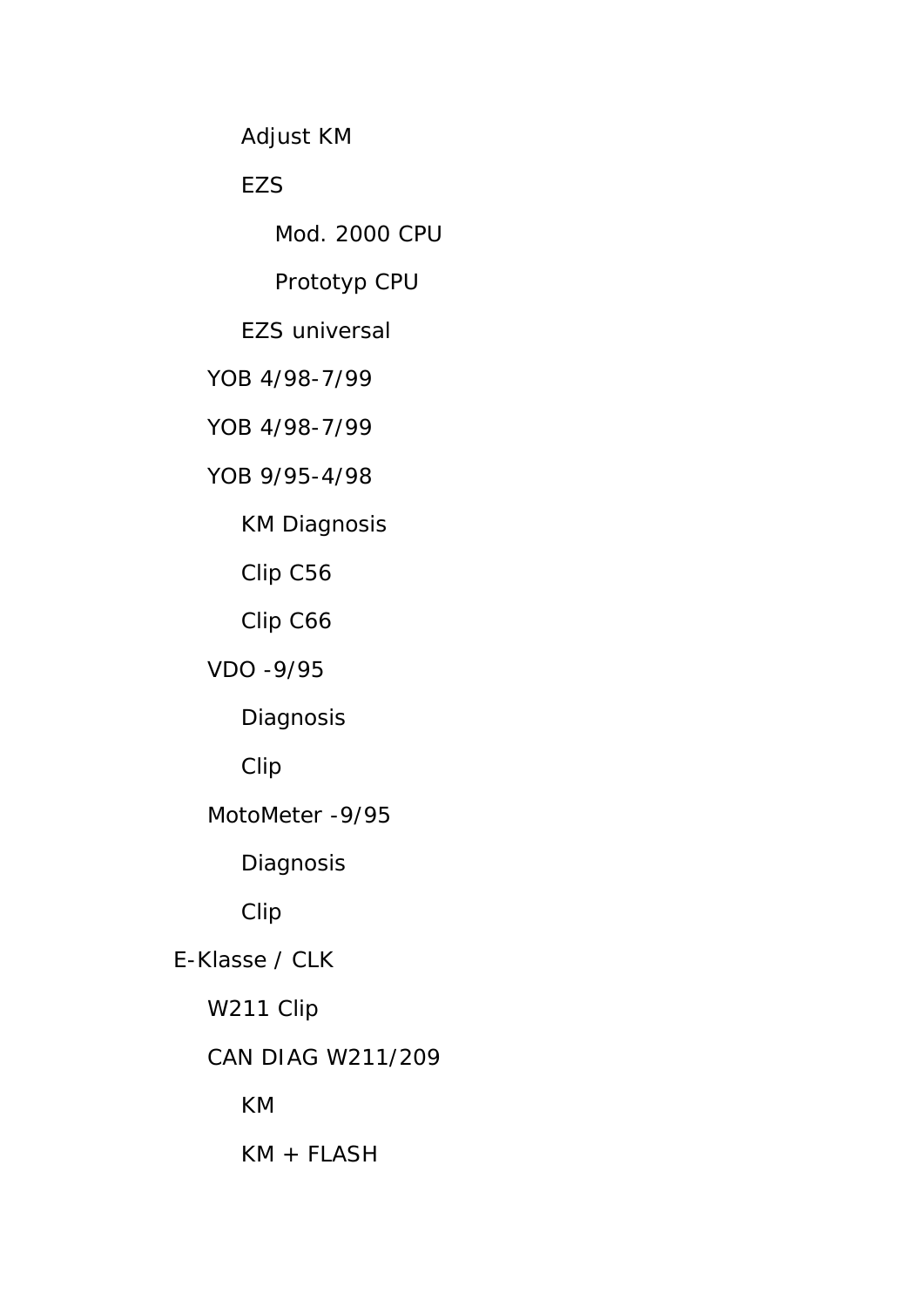- Adjust KM
- EZS
  - Mod. 2000 CPU
  - Prototyp CPU
- EZS universal

- YOB 4/98-7/99
- YOB 4/98-7/99
- YOB 9/95-4/98
  - KM Diagnosis
  - Clip C56
  - Clip C66
- VDO -9/95
  - Diagnosis
  - Clip
- MotoMeter -9/95
  - Diagnosis
  - Clip

E-Klasse / CLK

- W211 Clip
- CAN DIAG W211/209
  - KM
  - KM + FLASH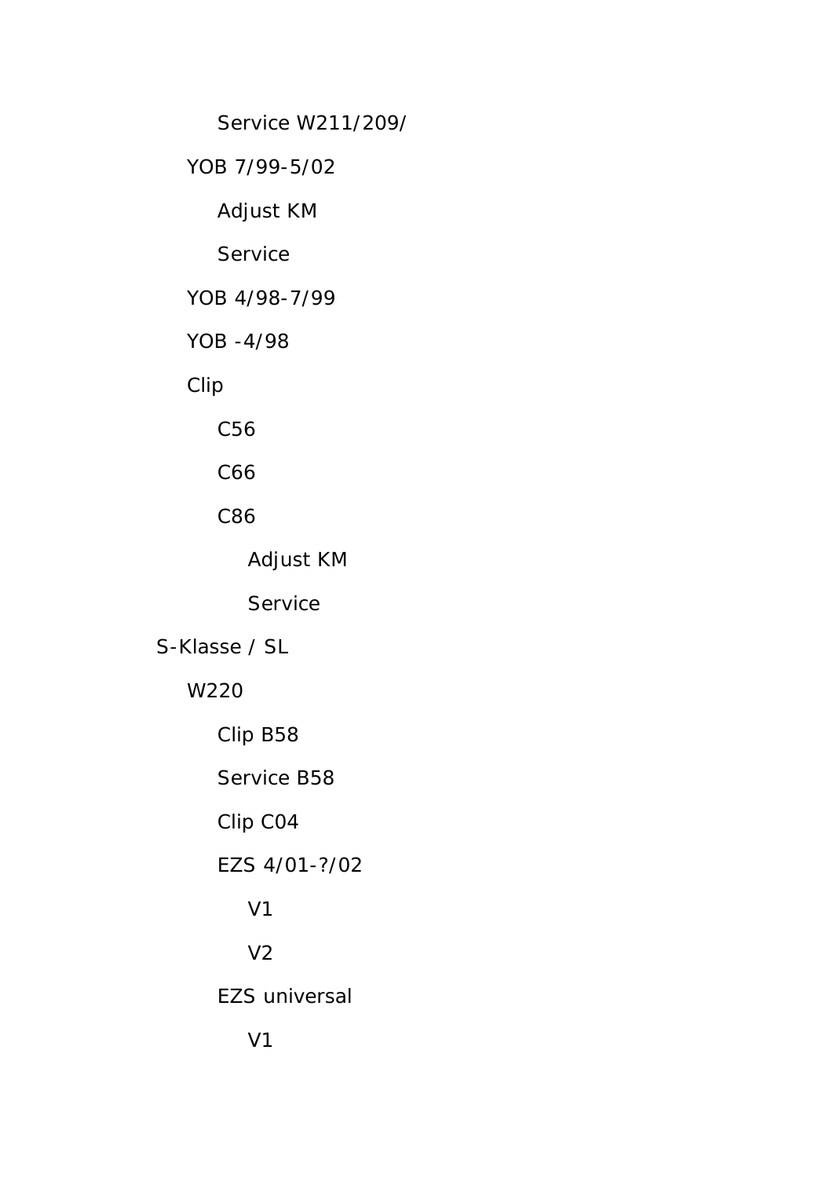- Service W211/209/
- YOB 7/99-5/02
  - Adjust KM
  - Service
- YOB 4/98-7/99
- YOB -4/98
- Clip
  - C56
  - C66
  - C86
    - Adjust KM
    - Service

S-Klasse / SL

- W220
  - Clip B58
  - Service B58
  - Clip C04
  - EZS 4/01-?/02
    - V1
    - V2
  - EZS universal
    - V1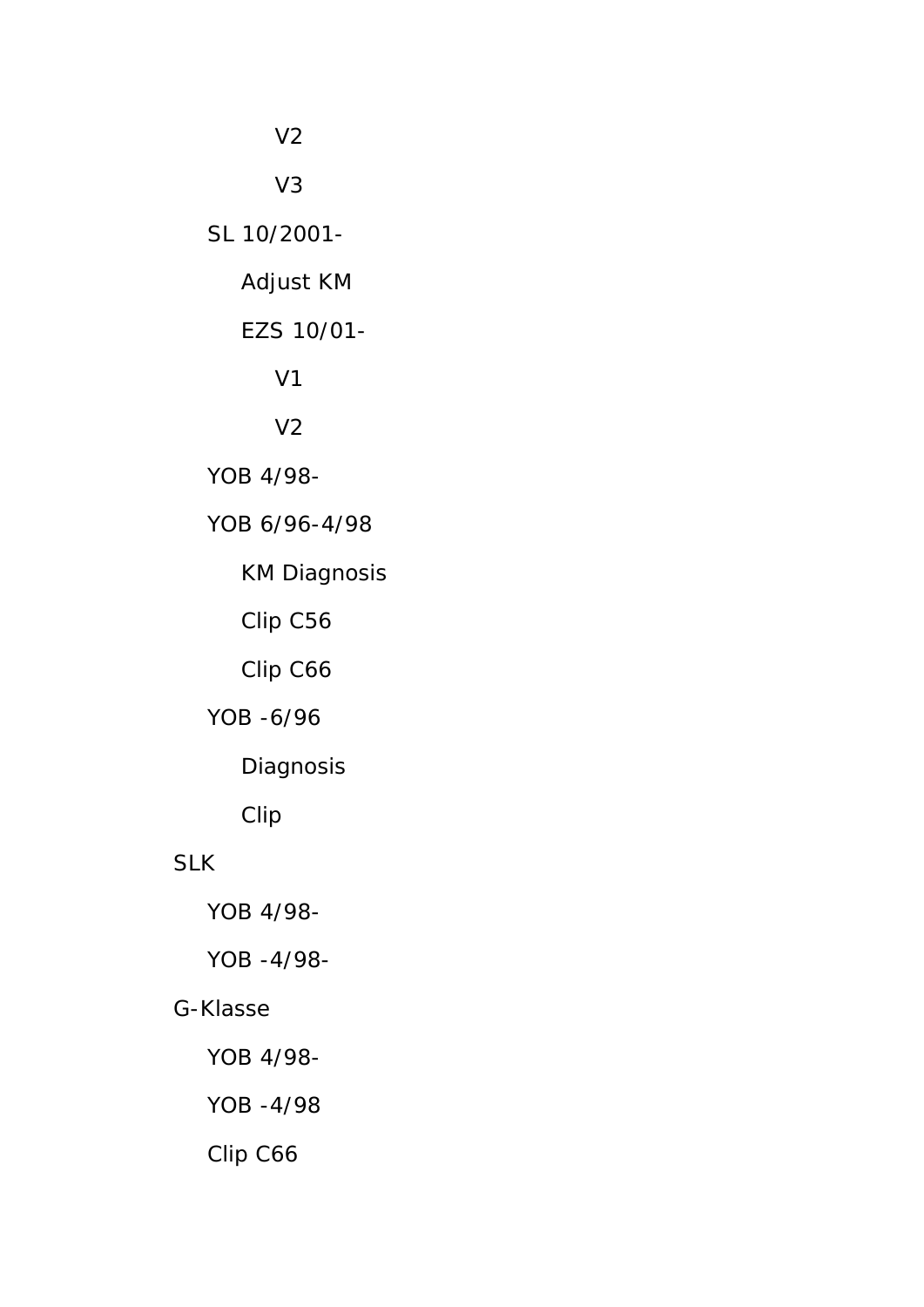- V2
- V3

- SL 10/2001-
  - Adjust KM
  - EZS 10/01-
    - V1
    - V2
- YOB 4/98-
- YOB 6/96-4/98
  - KM Diagnosis
  - Clip C56
  - Clip C66
- YOB -6/96
  - Diagnosis
  - Clip

SLK

- YOB 4/98-
- YOB -4/98-

G-Klasse

- YOB 4/98-
- YOB -4/98
- Clip C66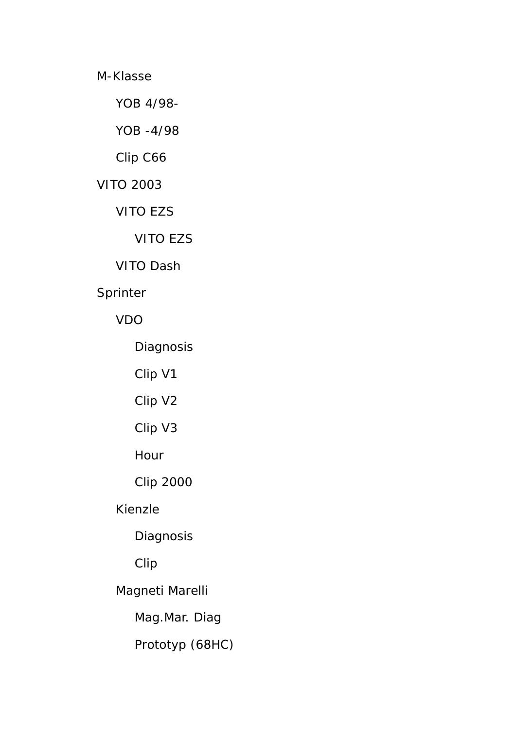- M-Klasse
  - YOB 4/98-
  - YOB -4/98
  - Clip C66
- VITO 2003
  - VITO EZS
    - VITO EZS
  - VITO Dash
- Sprinter
  - VDO
    - Diagnosis
    - Clip V1
    - Clip V2
    - Clip V3
    - Hour
    - Clip 2000
  - Kienzle
    - Diagnosis
    - Clip
  - Magneti Marelli
    - Mag.Mar. Diag
    - Prototyp (68HC)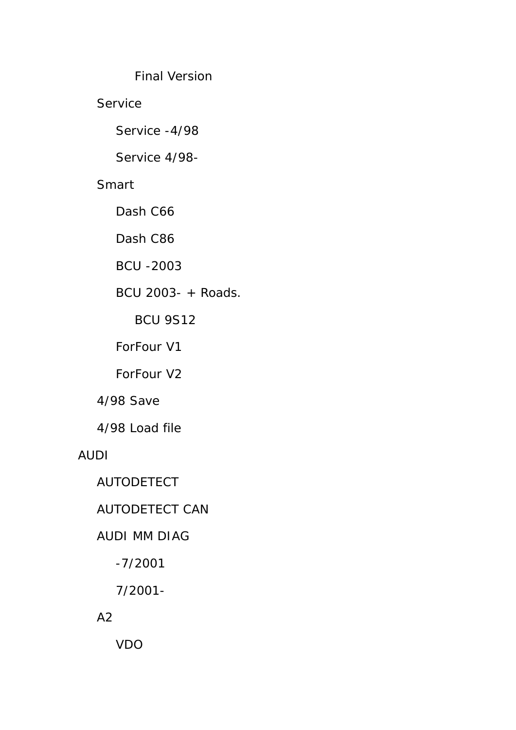- Final Version
  - Service
    - Service -4/98
    - Service 4/98-
  - Smart
    - Dash C66
    - Dash C86
    - BCU -2003
    - BCU 2003- + Roads.
      - BCU 9S12
    - ForFour V1
    - ForFour V2
  - 4/98 Save
  - 4/98 Load file
- AUDI
  - AUTODETECT
  - AUTODETECT CAN
  - AUDI MM DIAG
    - -7/2001
    - 7/2001-
  - A2
    - VDO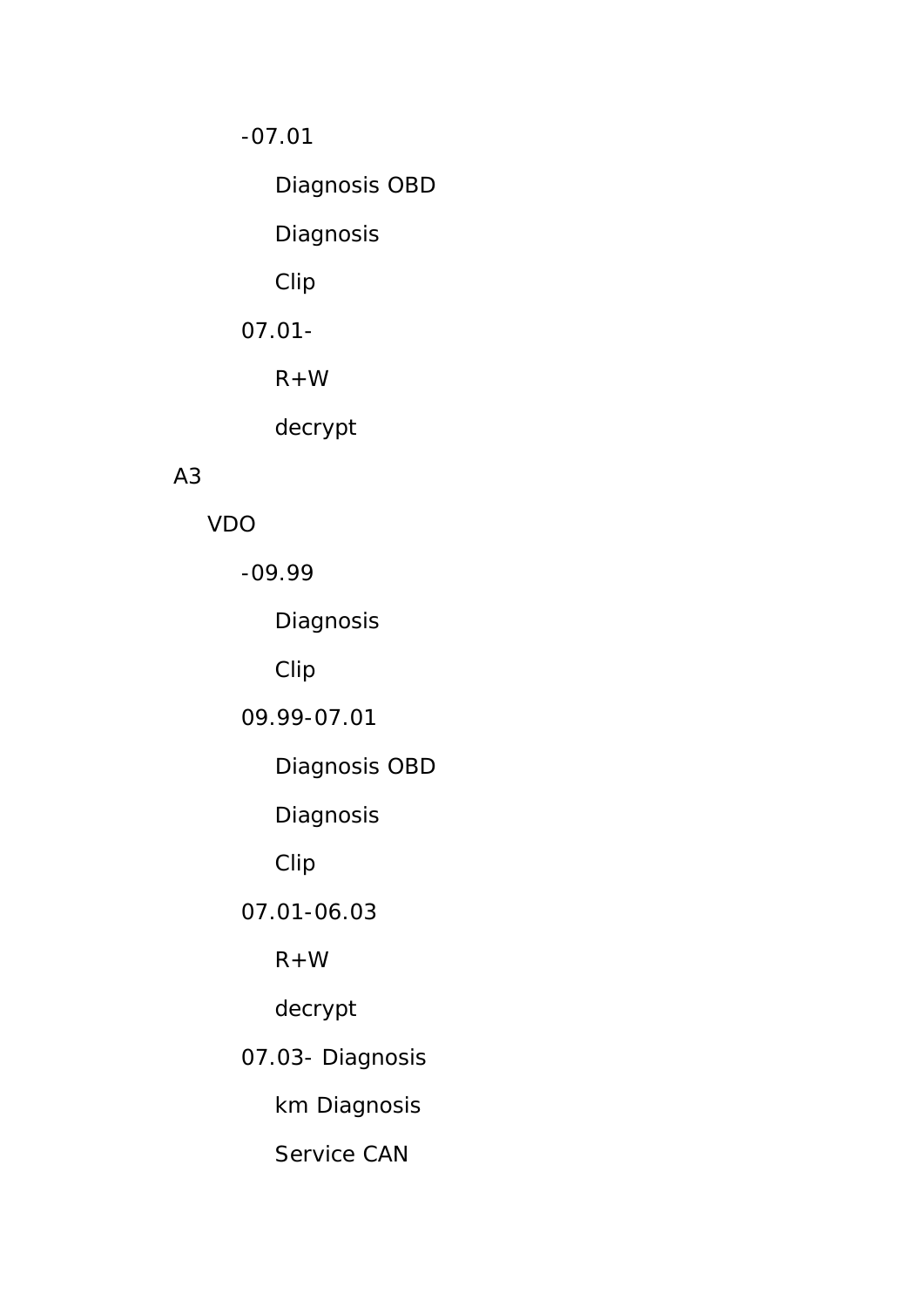- -07.01
  - Diagnosis OBD
  - Diagnosis
  - Clip
- 07.01-
  - R+W
  - decrypt

A3

- VDO
  - -09.99
    - Diagnosis
    - Clip
  - 09.99-07.01
    - Diagnosis OBD
    - Diagnosis
    - Clip
  - 07.01-06.03
    - R+W
    - decrypt
  - 07.03- Diagnosis
    - km Diagnosis
    - Service CAN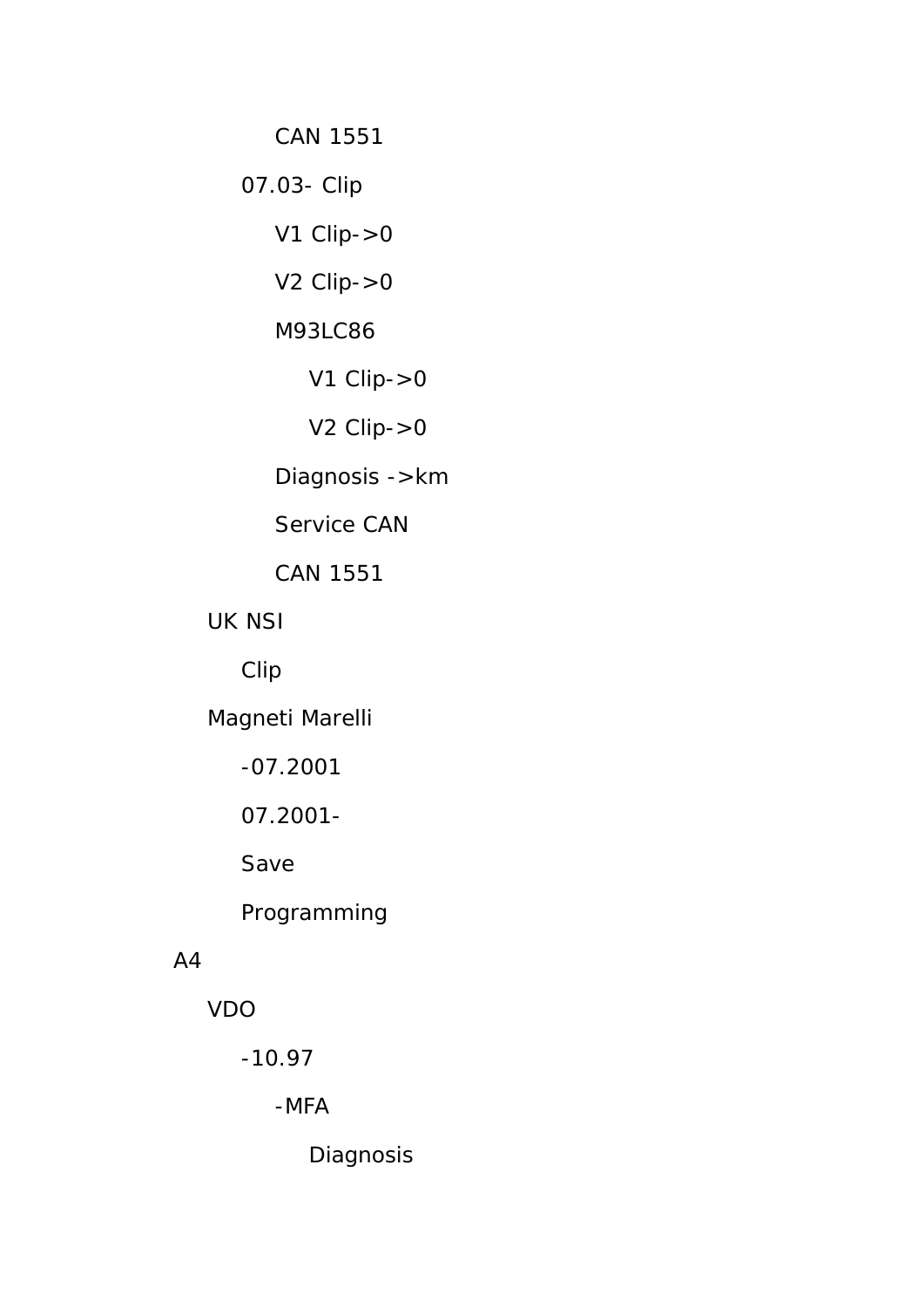- CAN 1551
- 07.03- Clip
  - V1 Clip->0
  - V2 Clip->0
  - M93LC86
    - V1 Clip->0
    - V2 Clip->0
  - Diagnosis ->km
  - Service CAN
  - CAN 1551
- UK NSI
  - Clip
- Magneti Marelli
  - -07.2001
  - 07.2001-
  - Save
  - Programming

A4

- VDO
  - -10.97
    - -MFA
      - Diagnosis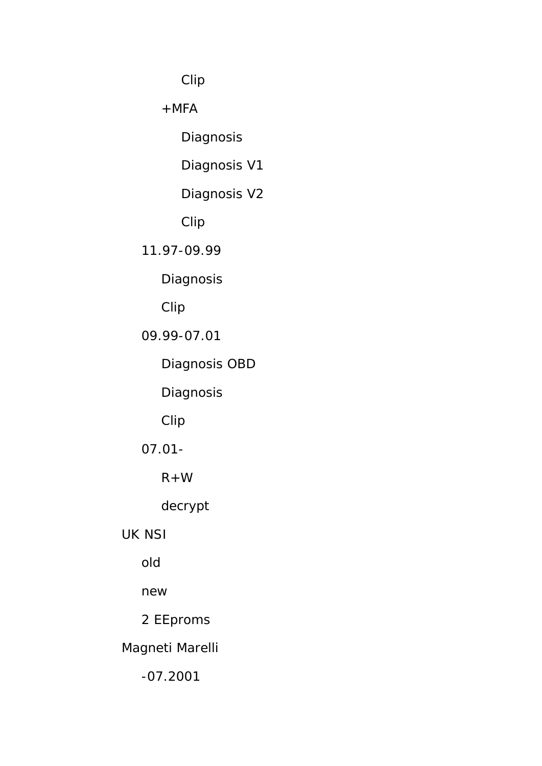- Clip
- +MFA
  - Diagnosis
  - Diagnosis V1
  - Diagnosis V2
  - Clip
- 11.97-09.99
  - Diagnosis
  - Clip
- 09.99-07.01
  - Diagnosis OBD
  - Diagnosis
  - Clip
- 07.01-
  - R+W
  - decrypt

UK NSI

- old
- new
- 2 EEproms

Magneti Marelli

- -07.2001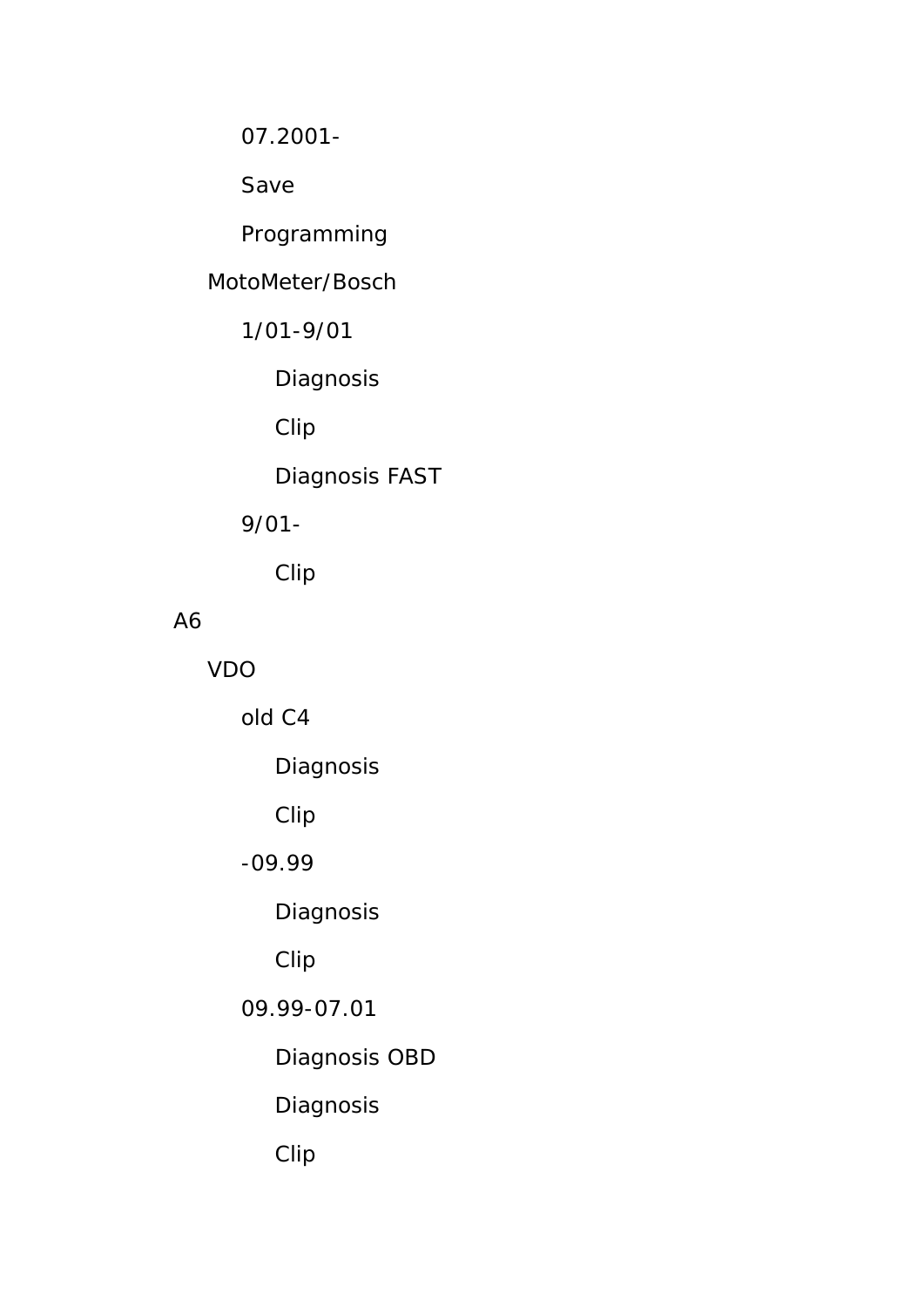- 07.2001-
  - Save
  - Programming
- MotoMeter/Bosch
  - 1/01-9/01
    - Diagnosis
    - Clip
    - Diagnosis FAST
  - 9/01-
    - Clip

A6

- VDO
  - old C4
    - Diagnosis
    - Clip
  - -09.99
    - Diagnosis
    - Clip
  - 09.99-07.01
    - Diagnosis OBD
    - Diagnosis
    - Clip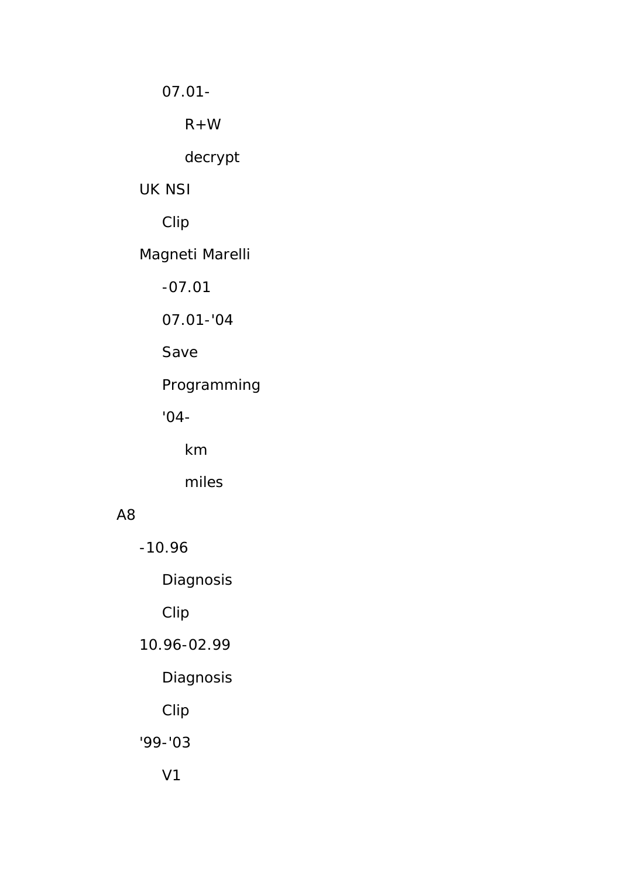- 07.01-
  - R+W
  - decrypt
- UK NSI
  - Clip
- Magneti Marelli
  - -07.01
  - 07.01-'04
  - Save
  - Programming
  - '04-
    - km
    - miles

A8

- -10.96
  - Diagnosis
  - Clip
- 10.96-02.99
  - Diagnosis
  - Clip
- '99-'03
  - V1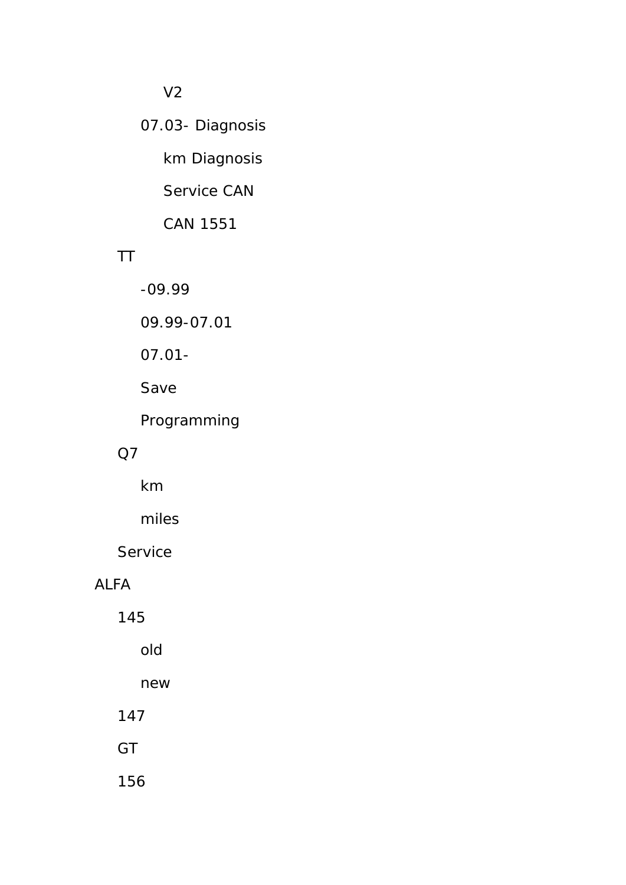- V2
  - 07.03- Diagnosis
    - km Diagnosis
    - Service CAN
    - CAN 1551
- TT
  - -09.99
  - 09.99-07.01
  - 07.01-
  - Save
  - Programming
- Q7
  - km
  - miles
- Service

ALFA

- 145
  - old
  - new
- 147
- GT
- 156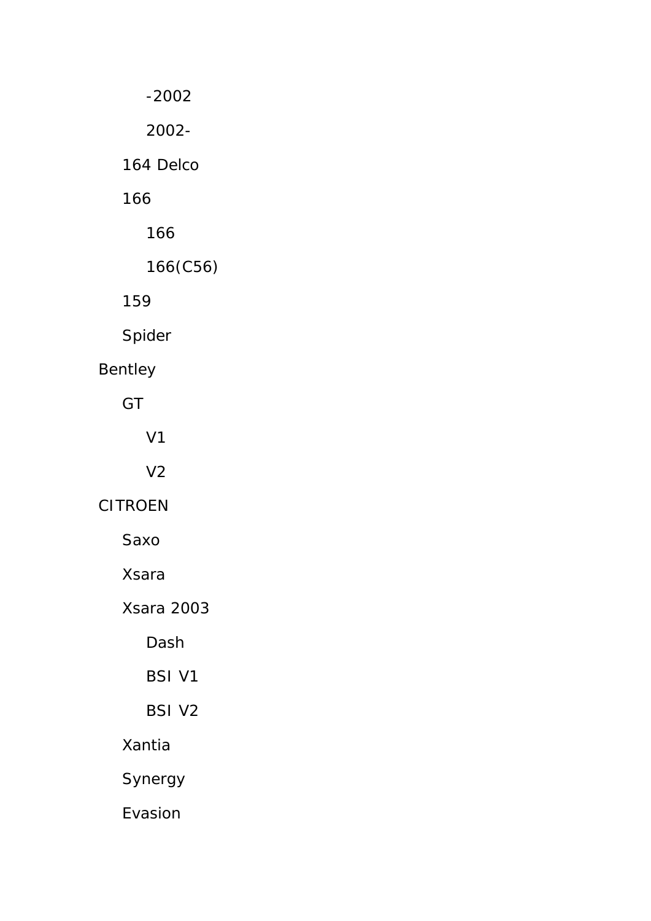- -2002
- 2002-

- 164 Delco
- 166
  - 166
  - 166(C56)
- 159
- Spider

Bentley

- GT
  - V1
  - V2

CITROEN

- Saxo
- Xsara
- Xsara 2003
  - Dash
  - BSI V1
  - BSI V2
- Xantia
- Synergy
- Evasion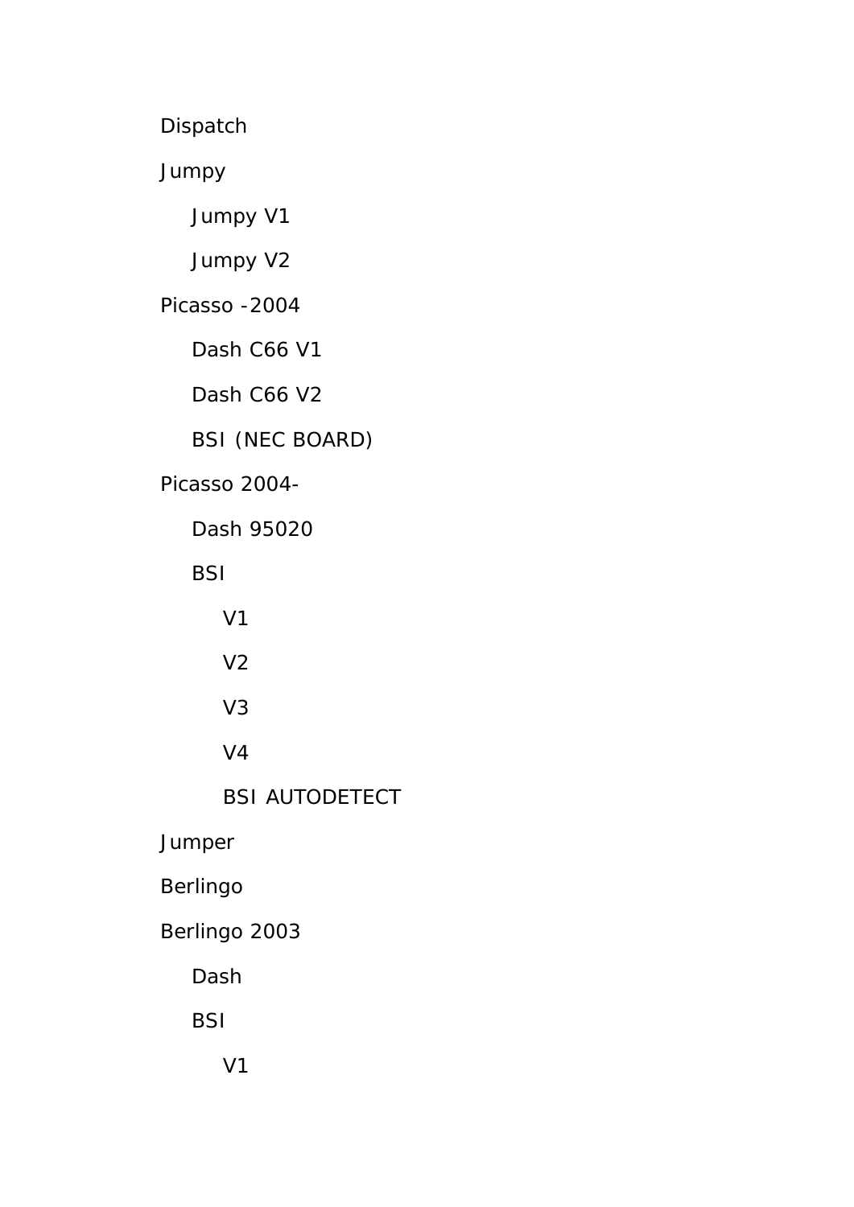- Dispatch
- Jumpy
  - Jumpy V1
  - Jumpy V2
- Picasso -2004
  - Dash C66 V1
  - Dash C66 V2
  - BSI (NEC BOARD)
- Picasso 2004-
  - Dash 95020
  - BSI
    - V1
    - V2
    - V3
    - V4
    - BSI AUTODETECT
- Jumper
- Berlingo
- Berlingo 2003
  - Dash
  - BSI
    - V1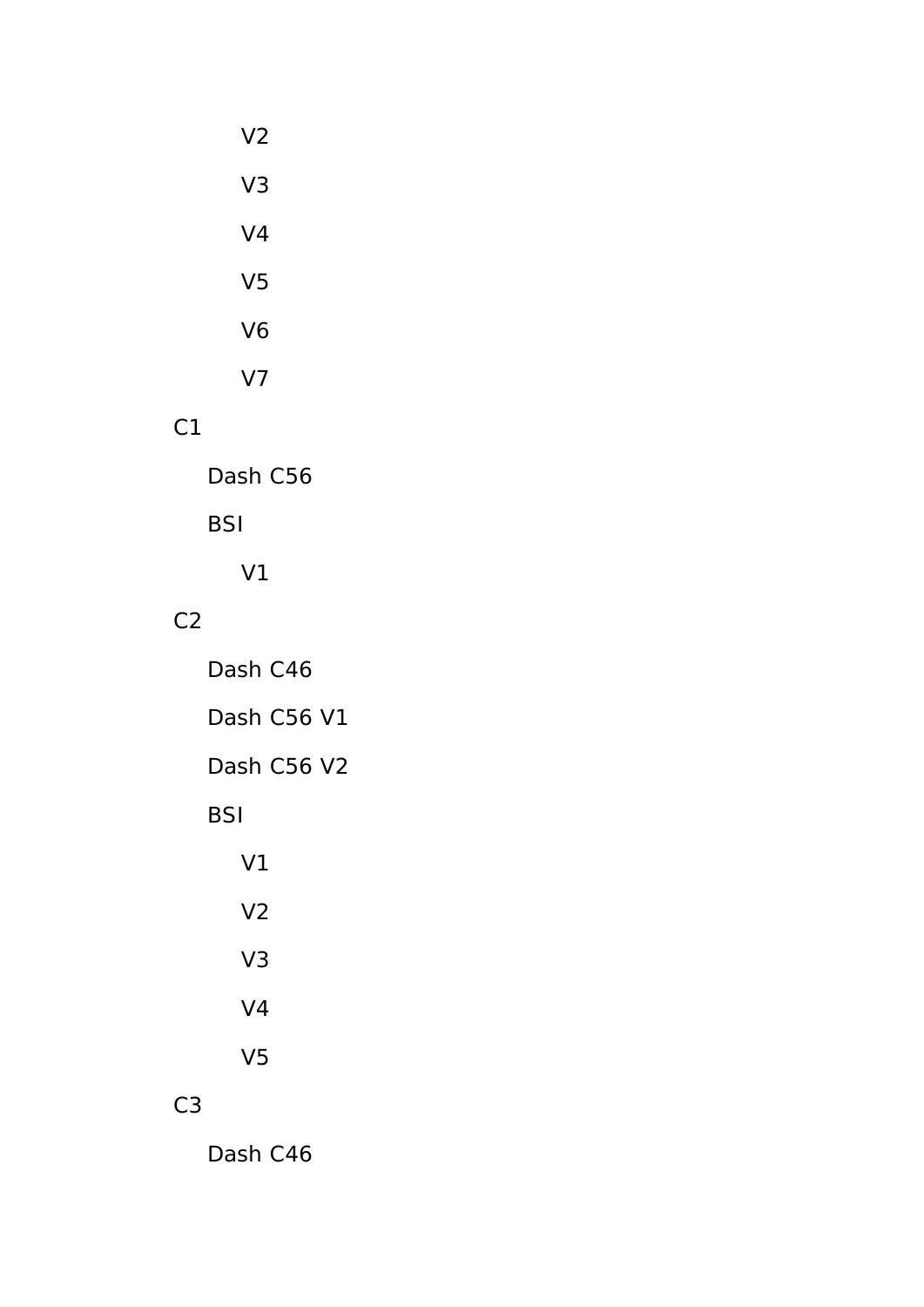- V2
        - V3
        - V4
        - V5
        - V6
        - V7
- C1
    - Dash C56
    - BSI
        - V1
- C2
    - Dash C46
    - Dash C56 V1
    - Dash C56 V2
    - BSI
        - V1
        - V2
        - V3
        - V4
        - V5
- C3
    - Dash C46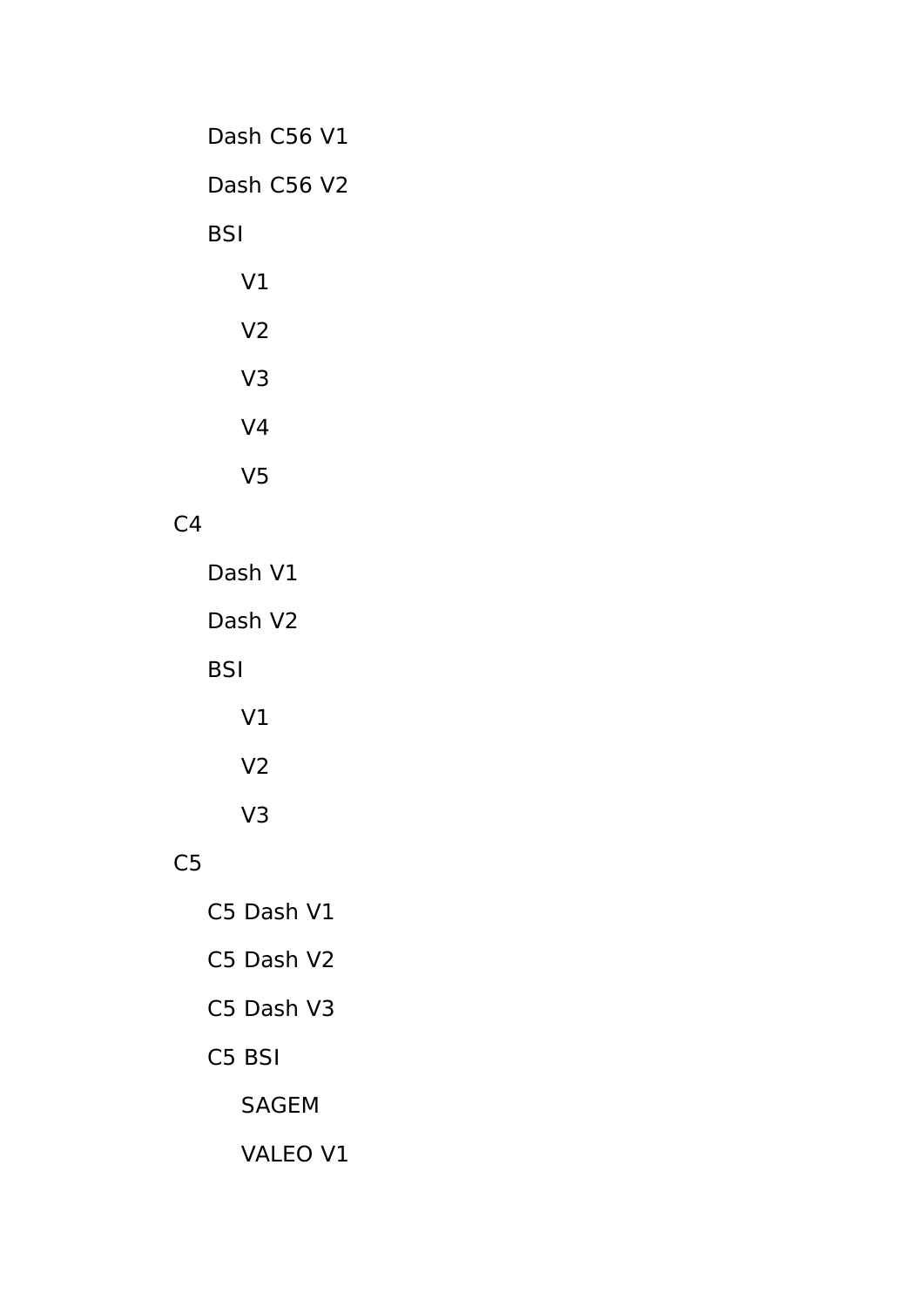- Dash C56 V1
- Dash C56 V2
- BSI
  - V1
  - V2
  - V3
  - V4
  - V5

C4

- Dash V1
- Dash V2
- BSI
  - V1
  - V2
  - V3

C5

- C5 Dash V1
- C5 Dash V2
- C5 Dash V3
- C5 BSI
  - SAGEM
  - VALEO V1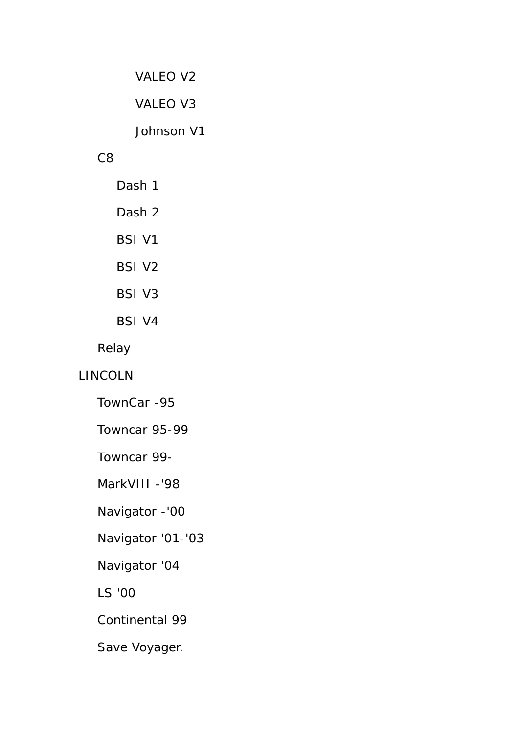- VALEO V2
- VALEO V3
- Johnson V1

C8

- Dash 1
- Dash 2
- BSI V1
- BSI V2
- BSI V3
- BSI V4

Relay

LINCOLN

- TownCar -95
- Towncar 95-99
- Towncar 99-
- MarkVIII -'98
- Navigator -'00
- Navigator '01-'03
- Navigator '04
- LS '00
- Continental 99
- Save Voyager.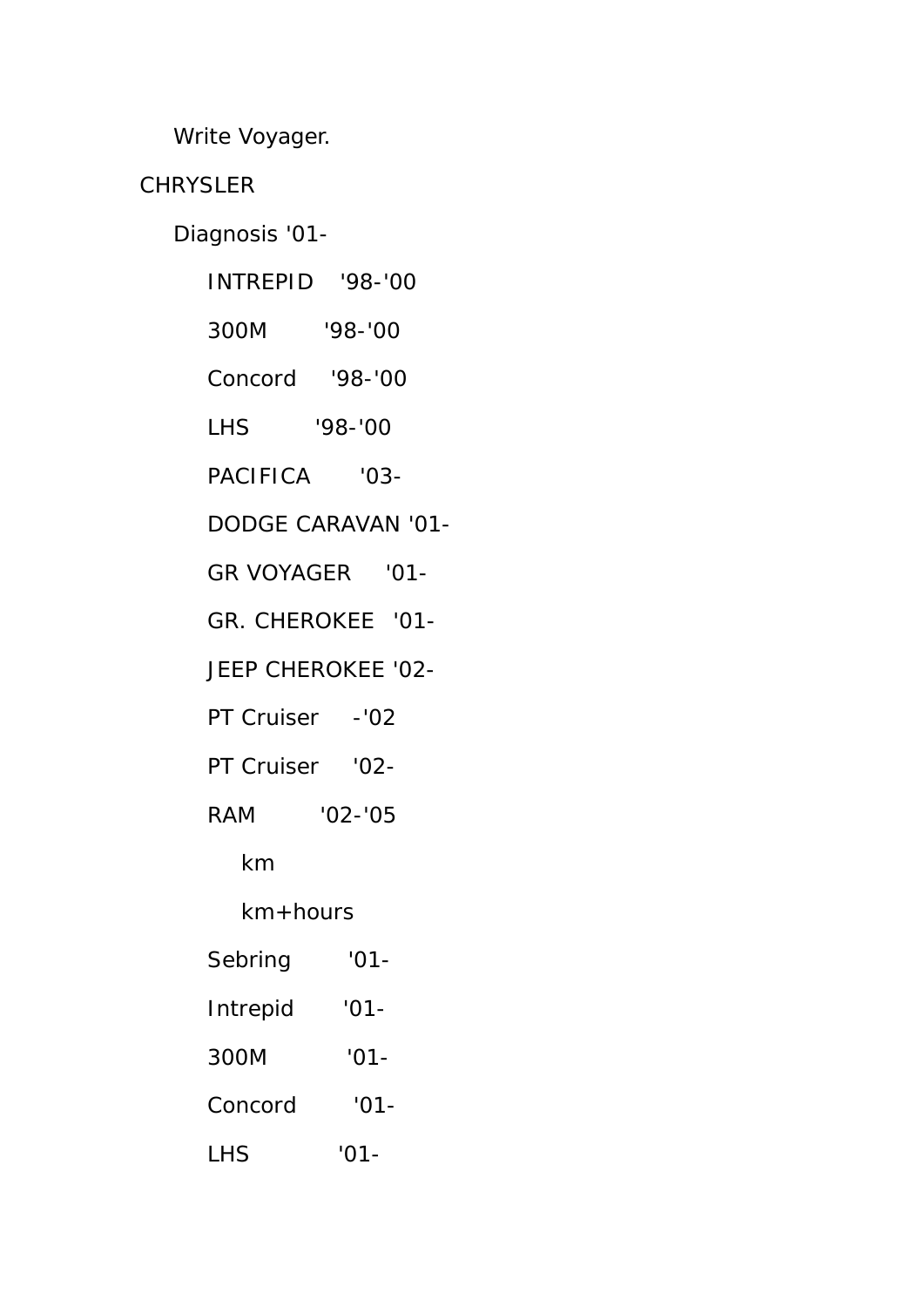- Write Voyager.

- CHRYSLER
  - Diagnosis '01-
    - INTREPID '98-'00
    - 300M '98-'00
    - Concord '98-'00
    - LHS '98-'00
    - PACIFICA '03-
    - DODGE CARAVAN '01-
    - GR VOYAGER '01-
    - GR. CHEROKEE '01-
    - JEEP CHEROKEE '02-
    - PT Cruiser -'02
    - PT Cruiser '02-
    - RAM '02-'05
      - km
      - km+hours
    - Sebring '01-
    - Intrepid '01-
    - 300M '01-
    - Concord '01-
    - LHS '01-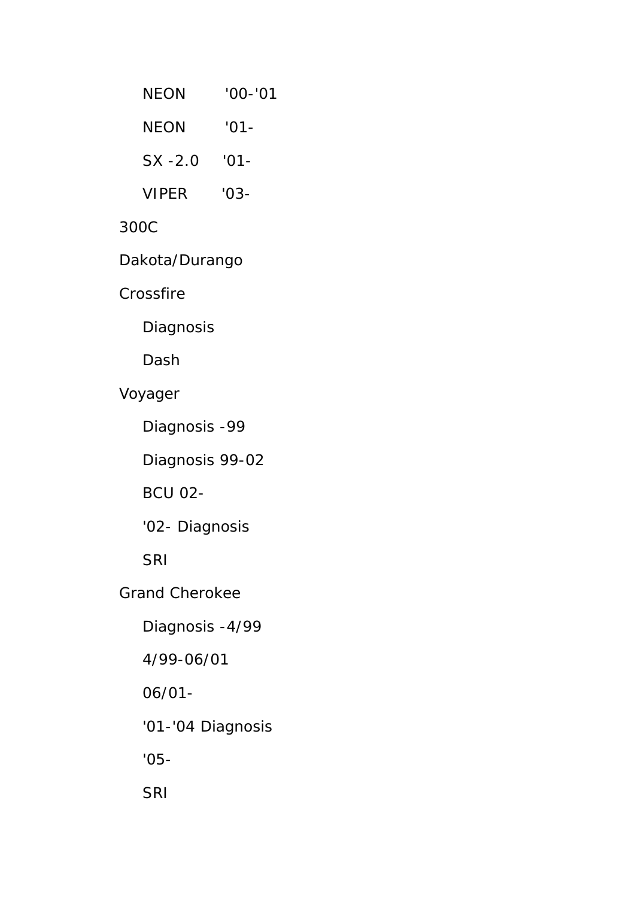- NEON '00-'01
- NEON '01-
- SX -2.0 '01-
- VIPER '03-

300C

Dakota/Durango

Crossfire

- Diagnosis
- Dash

Voyager

- Diagnosis -99
- Diagnosis 99-02
- BCU 02-
- '02- Diagnosis
- SRI

Grand Cherokee

- Diagnosis -4/99
- 4/99-06/01
- 06/01-
- '01-'04 Diagnosis
- '05-
- SRI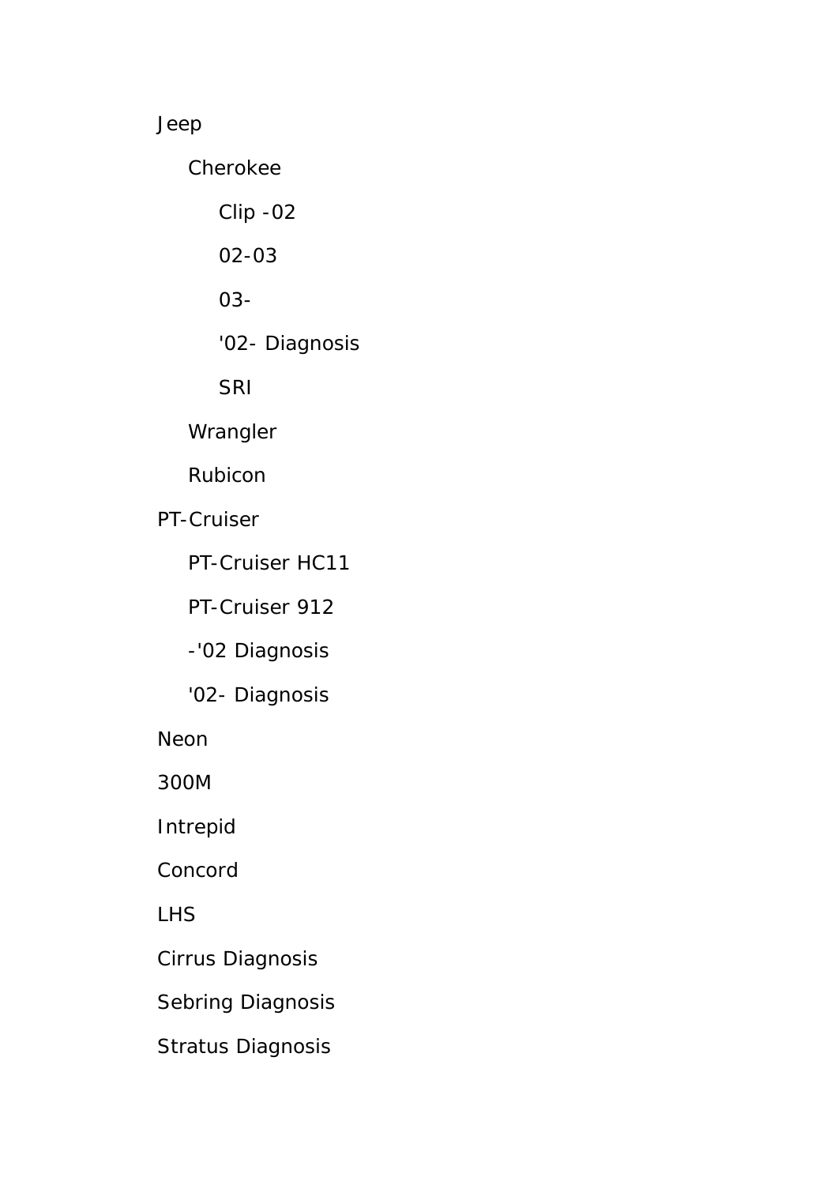- Jeep
  - Cherokee
    - Clip -02
    - 02-03
    - 03-
    - '02- Diagnosis
    - SRI
  - Wrangler
  - Rubicon
- PT-Cruiser
  - PT-Cruiser HC11
  - PT-Cruiser 912
  - -'02 Diagnosis
  - '02- Diagnosis
- Neon
- 300M
- Intrepid
- Concord
- LHS
- Cirrus Diagnosis
- Sebring Diagnosis
- Stratus Diagnosis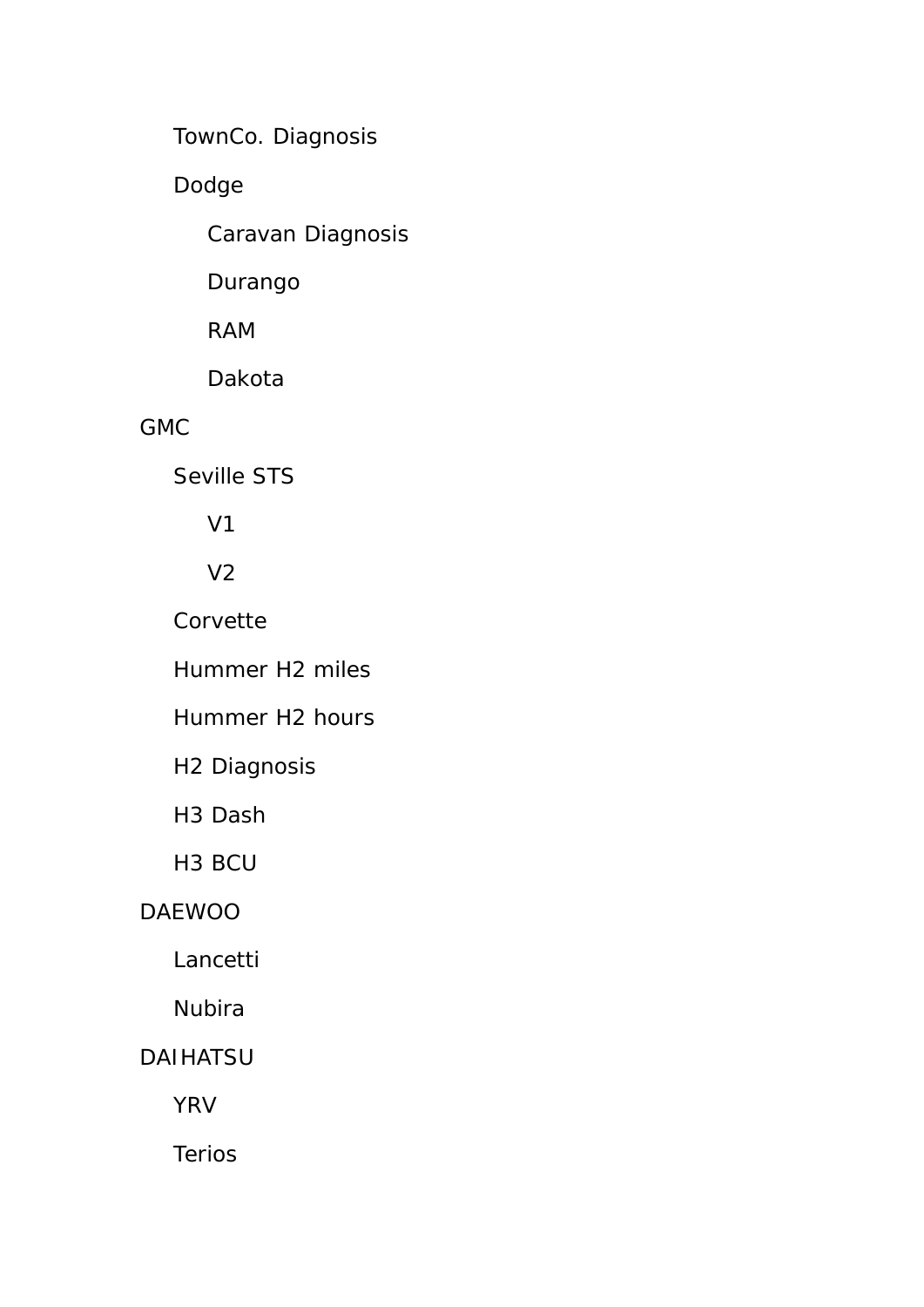- TownCo. Diagnosis
- Dodge
  - Caravan Diagnosis
  - Durango
  - RAM
  - Dakota

GMC

- Seville STS
  - V1
  - V2
- Corvette
- Hummer H2 miles
- Hummer H2 hours
- H2 Diagnosis
- H3 Dash
- H3 BCU

DAEWOO

- Lancetti
- Nubira

DAIHATSU

- YRV
- Terios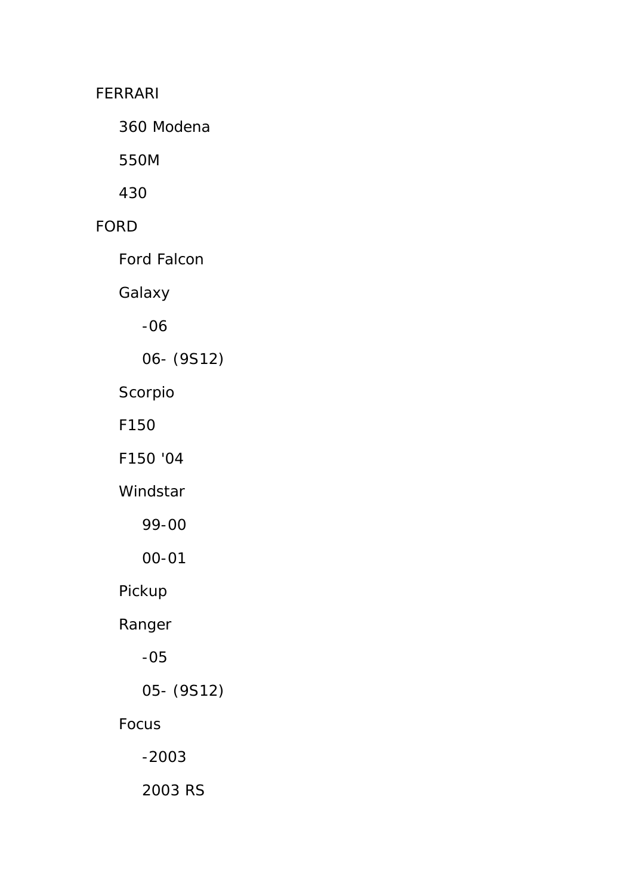- FERRARI
  - 360 Modena
  - 550M
  - 430
- FORD
  - Ford Falcon
  - Galaxy
    - -06
    - 06- (9S12)
  - Scorpio
  - F150
  - F150 '04
  - Windstar
    - 99-00
    - 00-01
  - Pickup
  - Ranger
    - -05
    - 05- (9S12)
  - Focus
    - -2003
    - 2003 RS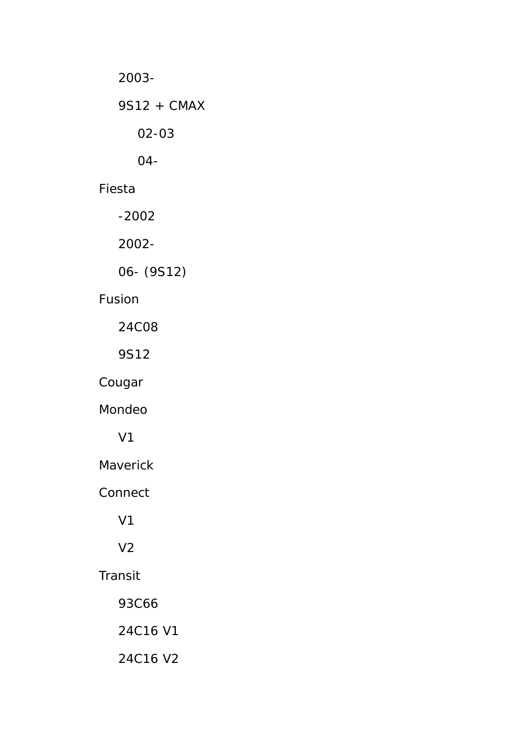- 2003-
- 9S12 + CMAX
  - 02-03
  - 04-

Fiesta

- -2002
- 2002-
- 06- (9S12)

Fusion

- 24C08
- 9S12

Cougar

Mondeo

- V1

Maverick

Connect

- V1
- V2

Transit

- 93C66
- 24C16 V1
- 24C16 V2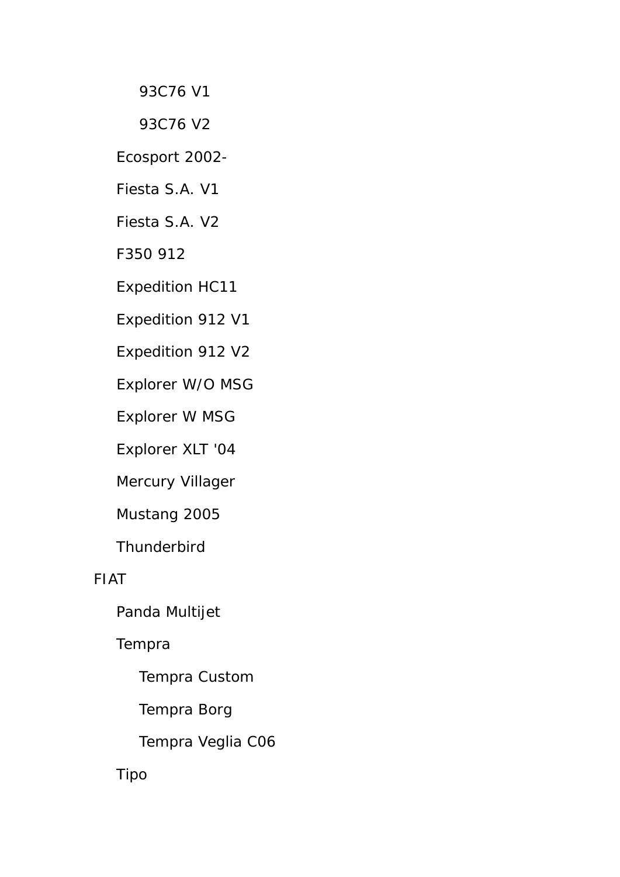- 93C76 V1
    - 93C76 V2
  - Ecosport 2002-
  - Fiesta S.A. V1
  - Fiesta S.A. V2
  - F350 912
  - Expedition HC11
  - Expedition 912 V1
  - Expedition 912 V2
  - Explorer W/O MSG
  - Explorer W MSG
  - Explorer XLT '04
  - Mercury Villager
  - Mustang 2005
  - Thunderbird
- FIAT
  - Panda Multijet
  - Tempra
    - Tempra Custom
    - Tempra Borg
    - Tempra Veglia C06
  - Tipo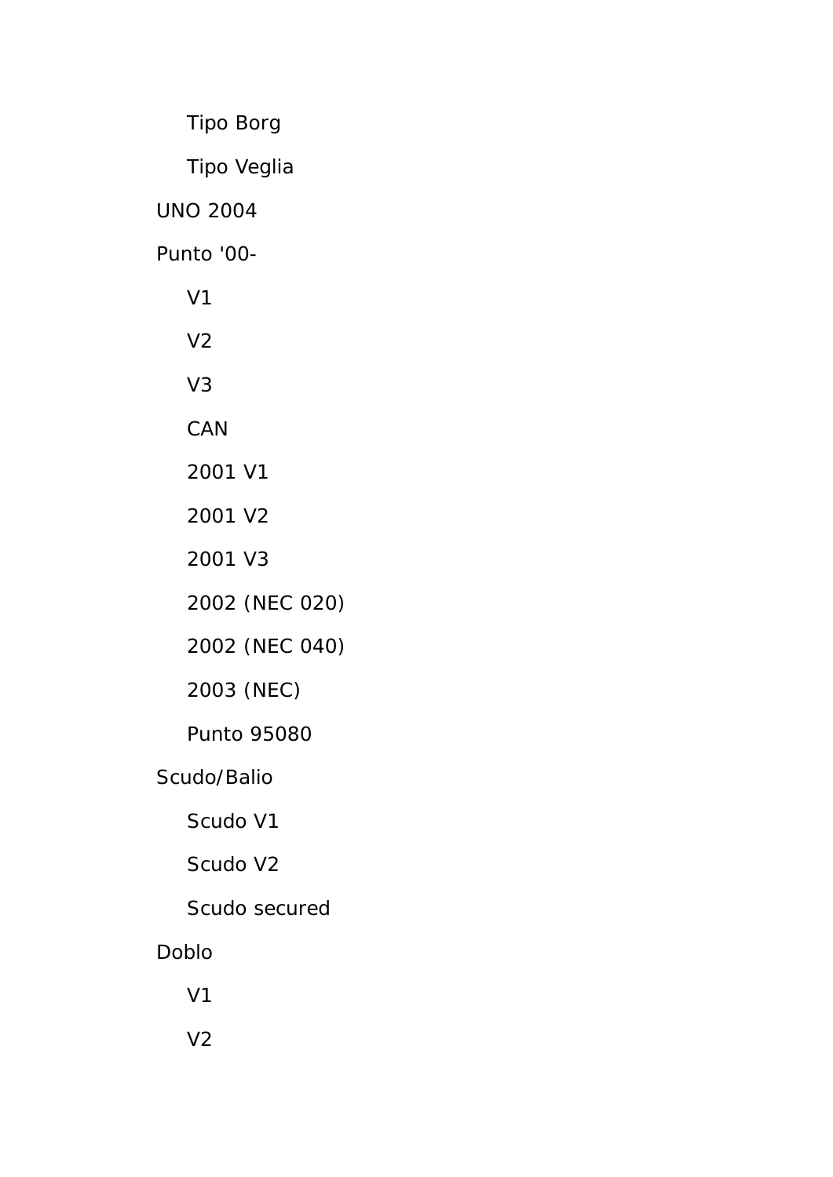- Tipo Borg
- Tipo Veglia

UNO 2004

Punto '00-

- V1
- V2
- V3
- CAN
- 2001 V1
- 2001 V2
- 2001 V3
- 2002 (NEC 020)
- 2002 (NEC 040)
- 2003 (NEC)
- Punto 95080

Scudo/Balio

- Scudo V1
- Scudo V2
- Scudo secured

Doblo

- V1
- V2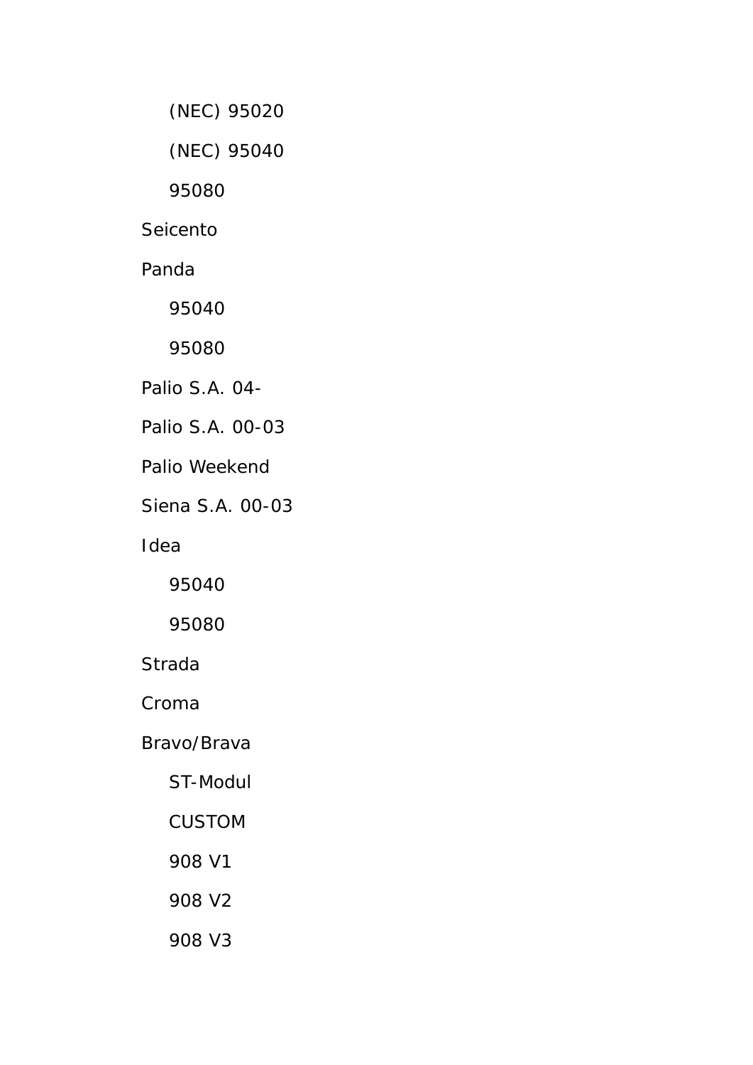- (NEC) 95020
- (NEC) 95040
- 95080

Seicento

Panda

- 95040
- 95080

Palio S.A. 04-

Palio S.A. 00-03

Palio Weekend

Siena S.A. 00-03

Idea

- 95040
- 95080

Strada

Croma

Bravo/Brava

- ST-Modul
- CUSTOM
- 908 V1
- 908 V2
- 908 V3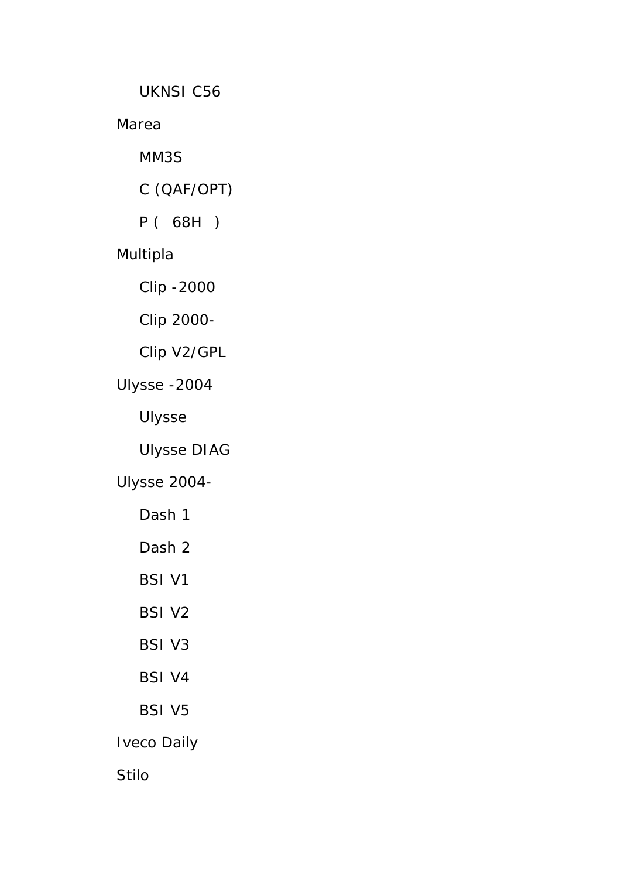- UKNSI C56

Marea

- MM3S
- C (QAF/OPT)
- P ( 68H )

Multipla

- Clip -2000
- Clip 2000-
- Clip V2/GPL

Ulysse -2004

- Ulysse
- Ulysse DIAG

Ulysse 2004-

- Dash 1
- Dash 2
- BSI V1
- BSI V2
- BSI V3
- BSI V4
- BSI V5

Iveco Daily

Stilo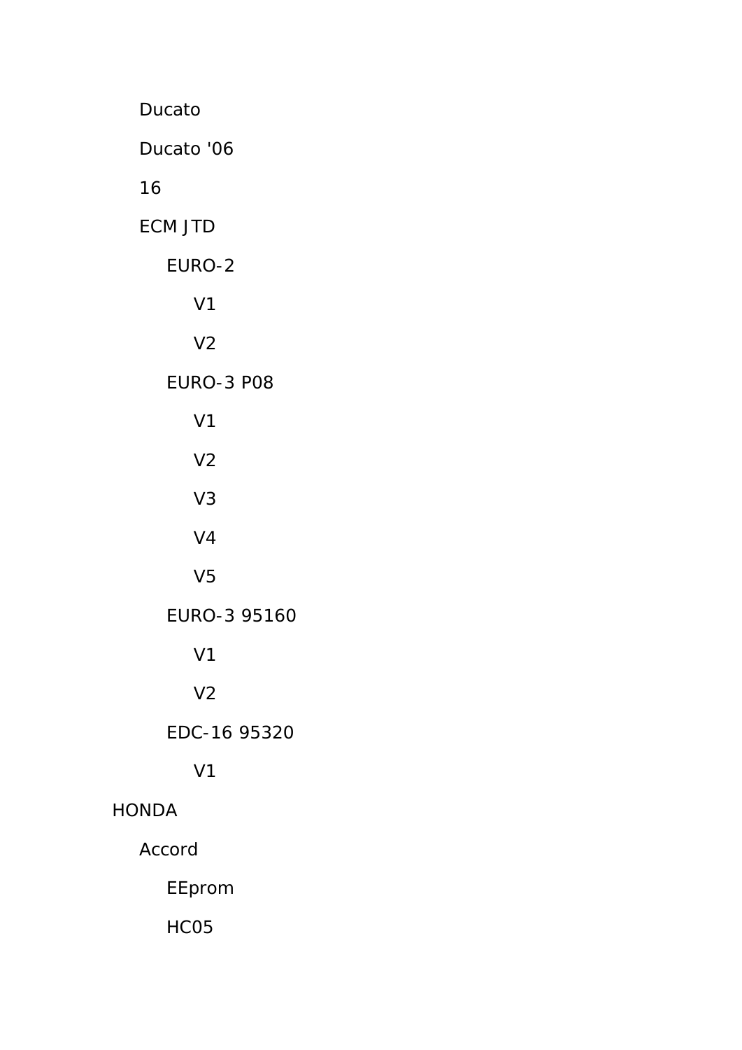- Ducato
- Ducato '06
- 16
- ECM JTD
  - EURO-2
    - V1
    - V2
  - EURO-3 P08
    - V1
    - V2
    - V3
    - V4
    - V5
  - EURO-3 95160
    - V1
    - V2
  - EDC-16 95320
    - V1

HONDA

- Accord
  - EEprom
  - HC05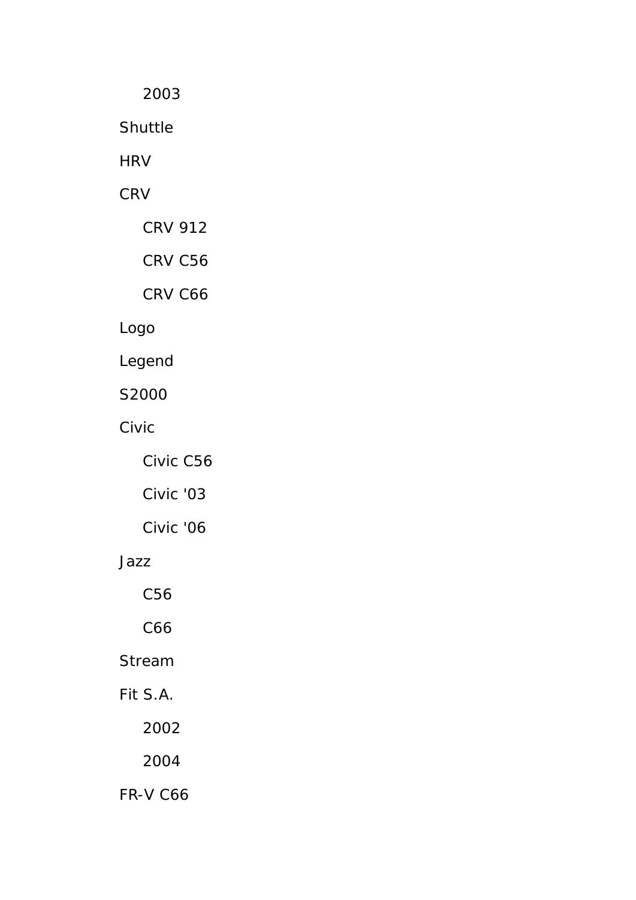- 2003

- Shuttle
- HRV
- CRV
    - CRV 912
    - CRV C56
    - CRV C66
- Logo
- Legend
- S2000
- Civic
    - Civic C56
    - Civic '03
    - Civic '06
- Jazz
    - C56
    - C66
- Stream
- Fit S.A.
    - 2002
    - 2004
- FR-V C66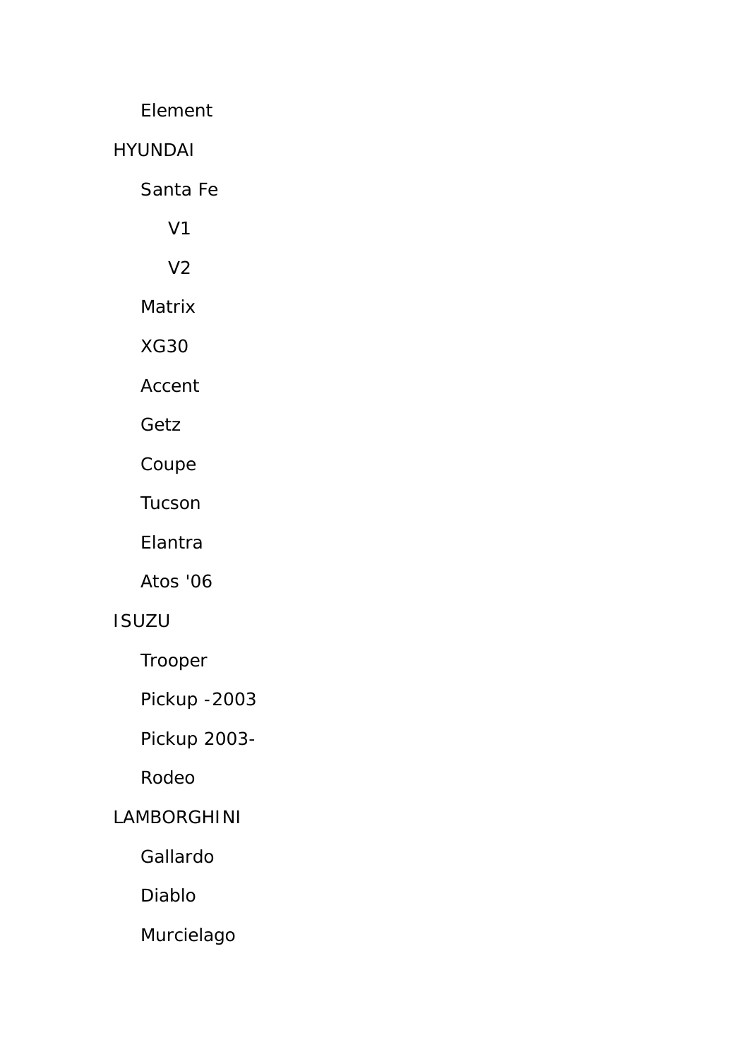- Element

HYUNDAI

- Santa Fe
  - V1
  - V2
- Matrix
- XG30
- Accent
- Getz
- Coupe
- Tucson
- Elantra
- Atos '06

ISUZU

- Trooper
- Pickup -2003
- Pickup 2003-
- Rodeo

LAMBORGHINI

- Gallardo
- Diablo
- Murcielago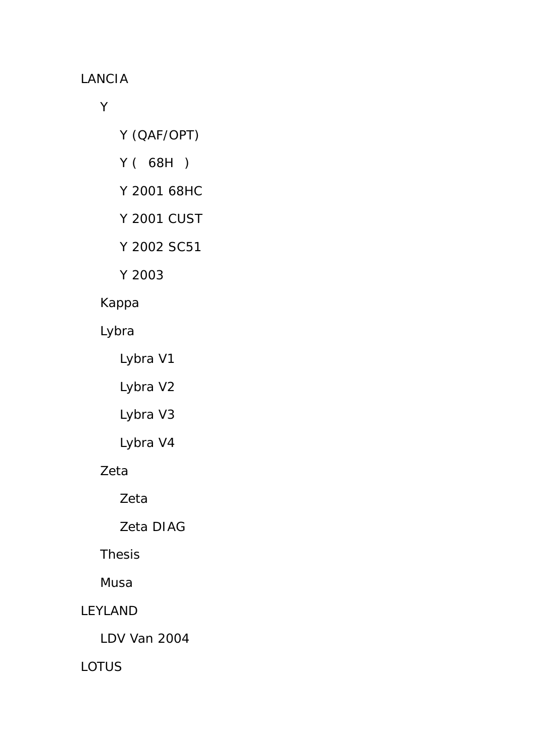- LANCIA
  - Y
    - Y (QAF/OPT)
    - Y (   68H   )
    - Y 2001 68HC
    - Y 2001 CUST
    - Y 2002 SC51
    - Y 2003
  - Kappa
  - Lybra
    - Lybra V1
    - Lybra V2
    - Lybra V3
    - Lybra V4
  - Zeta
    - Zeta
    - Zeta DIAG
  - Thesis
  - Musa
- LEYLAND
  - LDV Van 2004
- LOTUS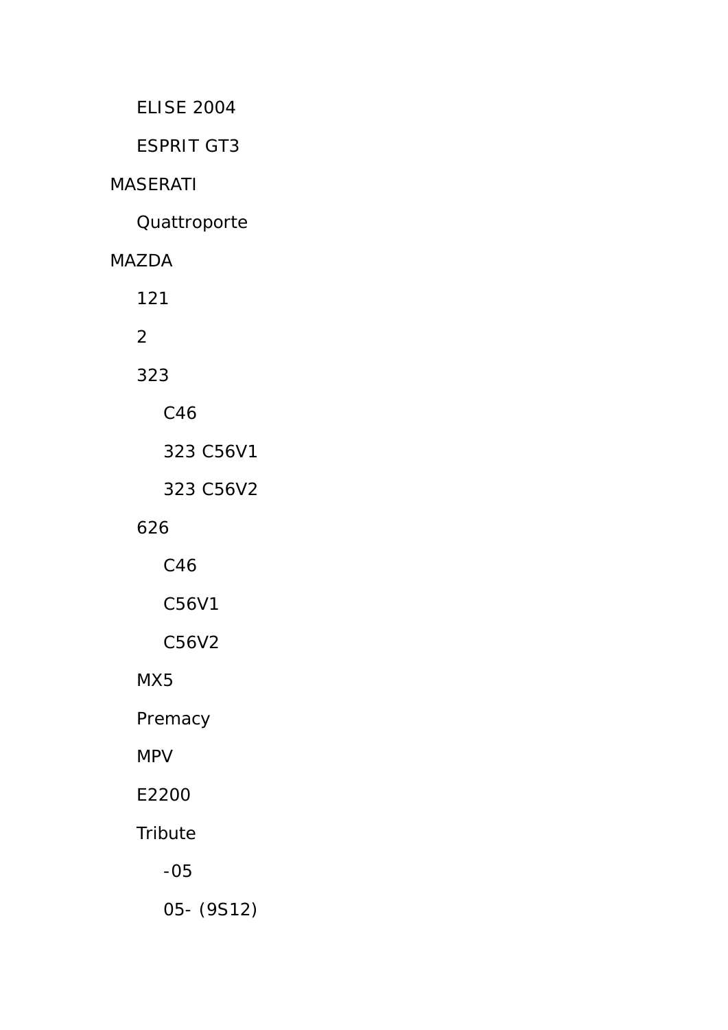- ELISE 2004
- ESPRIT GT3

MASERATI

- Quattroporte

MAZDA

- 121
- 2
- 323
    - C46
    - 323 C56V1
    - 323 C56V2
- 626
    - C46
    - C56V1
    - C56V2
- MX5
- Premacy
- MPV
- E2200
- Tribute
    - -05
    - 05- (9S12)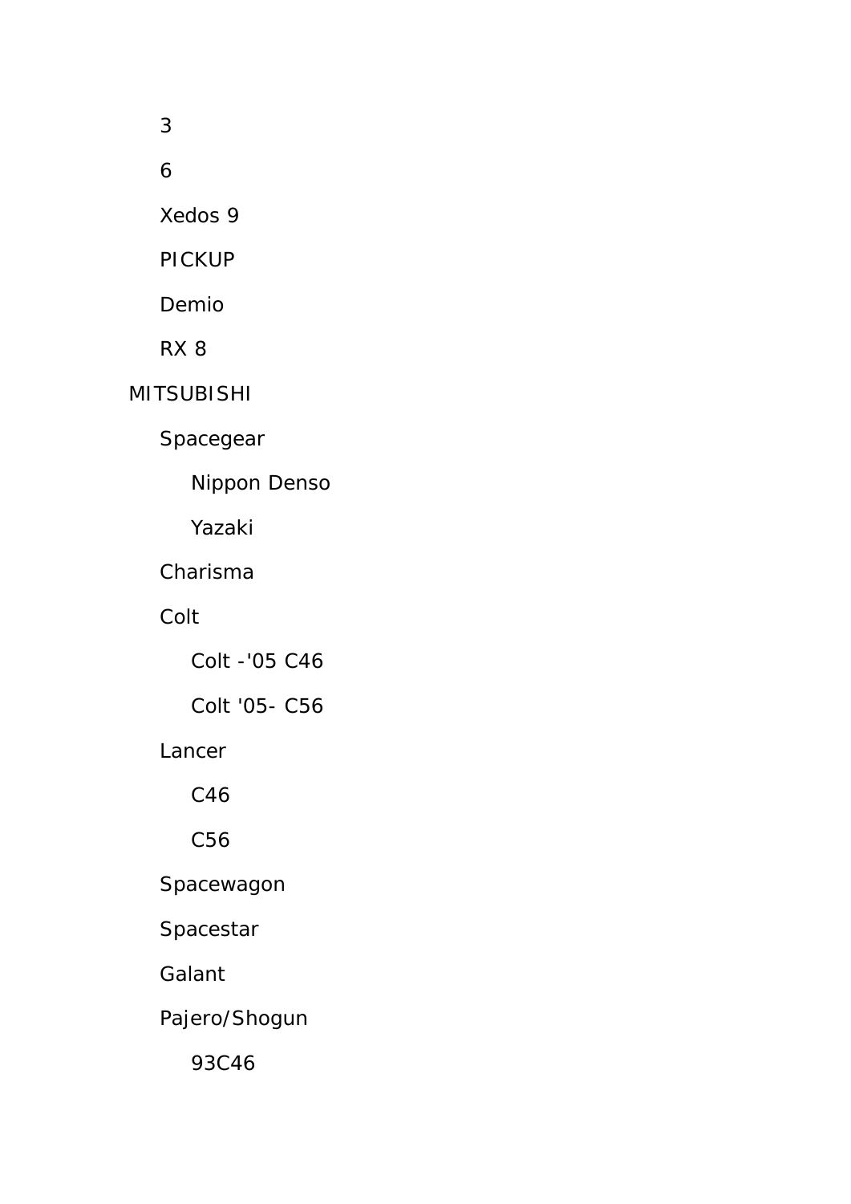- 3
- 6
- Xedos 9
- PICKUP
- Demio
- RX 8

MITSUBISHI

- Spacegear
  - Nippon Denso
  - Yazaki
- Charisma
- Colt
  - Colt -'05 C46
  - Colt '05- C56
- Lancer
  - C46
  - C56
- Spacewagon
- Spacestar
- Galant
- Pajero/Shogun
  - 93C46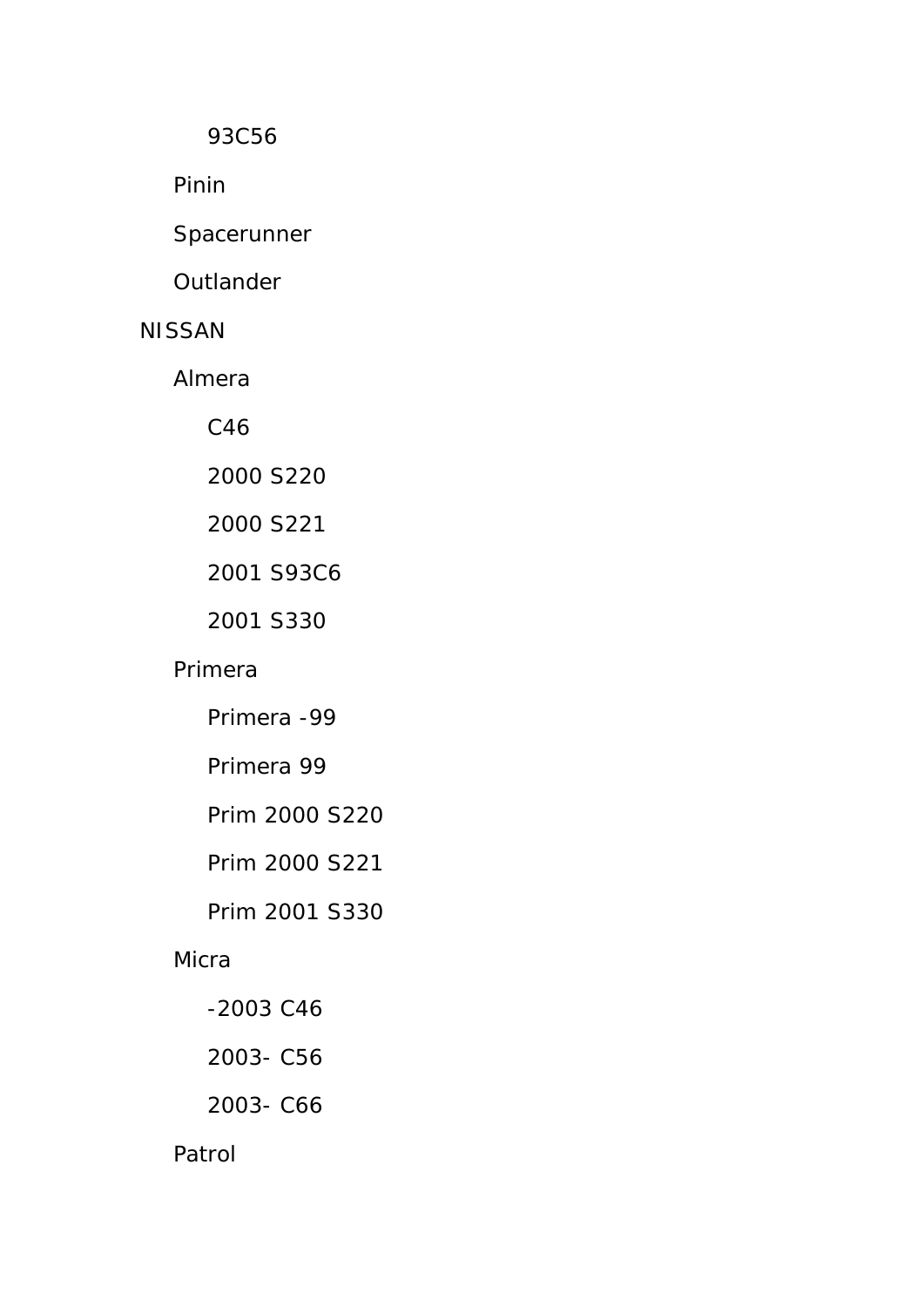- 93C56
- Pinin
- Spacerunner
- Outlander

NISSAN

- Almera
  - C46
  - 2000 S220
  - 2000 S221
  - 2001 S93C6
  - 2001 S330
- Primera
  - Primera -99
  - Primera 99
  - Prim 2000 S220
  - Prim 2000 S221
  - Prim 2001 S330
- Micra
  - -2003 C46
  - 2003- C56
  - 2003- C66
- Patrol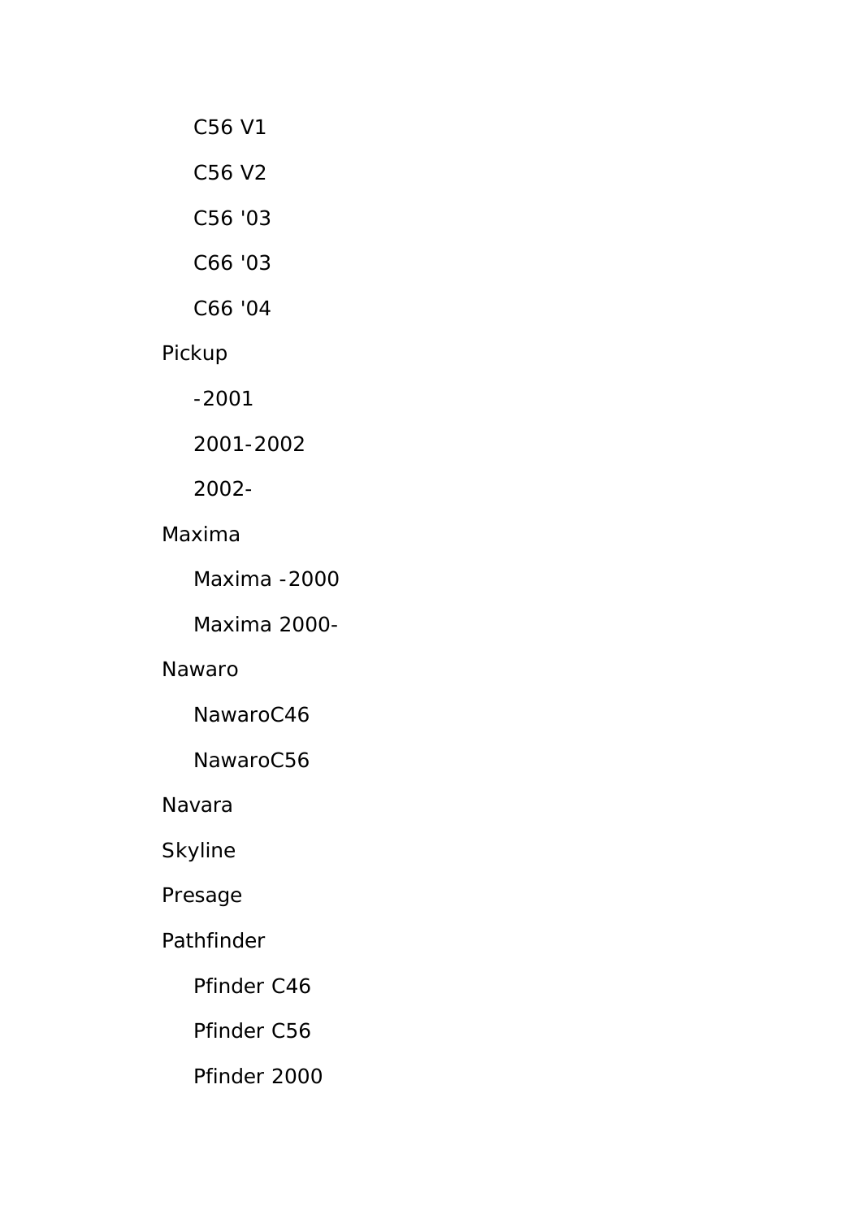- C56 V1
- C56 V2
- C56 '03
- C66 '03
- C66 '04

Pickup

- -2001
- 2001-2002
- 2002-

Maxima

- Maxima -2000
- Maxima 2000-

Nawaro

- NawaroC46
- NawaroC56

Navara

Skyline

Presage

Pathfinder

- Pfinder C46
- Pfinder C56
- Pfinder 2000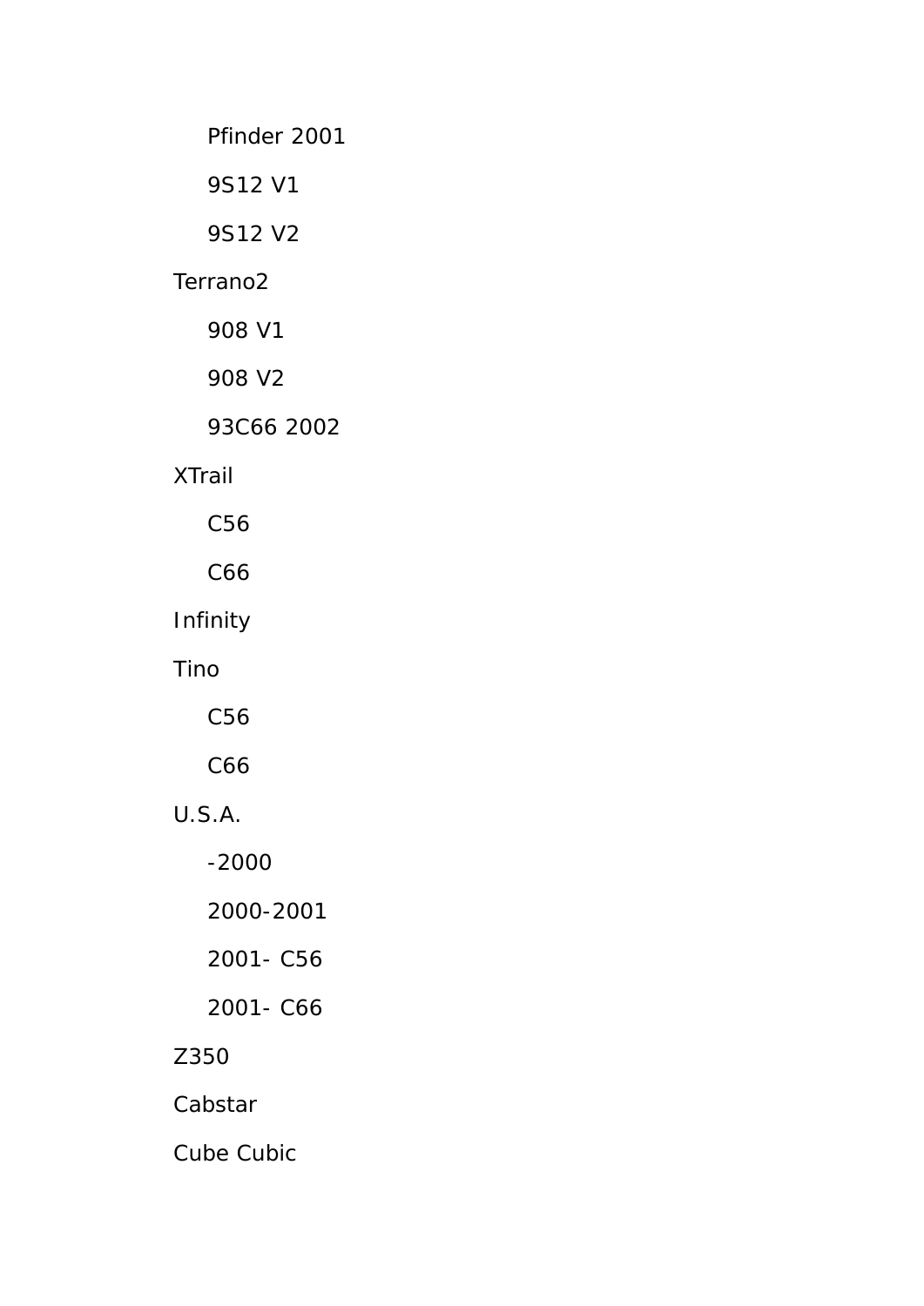- Pfinder 2001
- 9S12 V1
- 9S12 V2

Terrano2

- 908 V1
- 908 V2
- 93C66 2002

XTrail

- C56
- C66

Infinity

Tino

- C56
- C66

U.S.A.

- -2000
- 2000-2001
- 2001- C56
- 2001- C66

Z350

Cabstar

Cube Cubic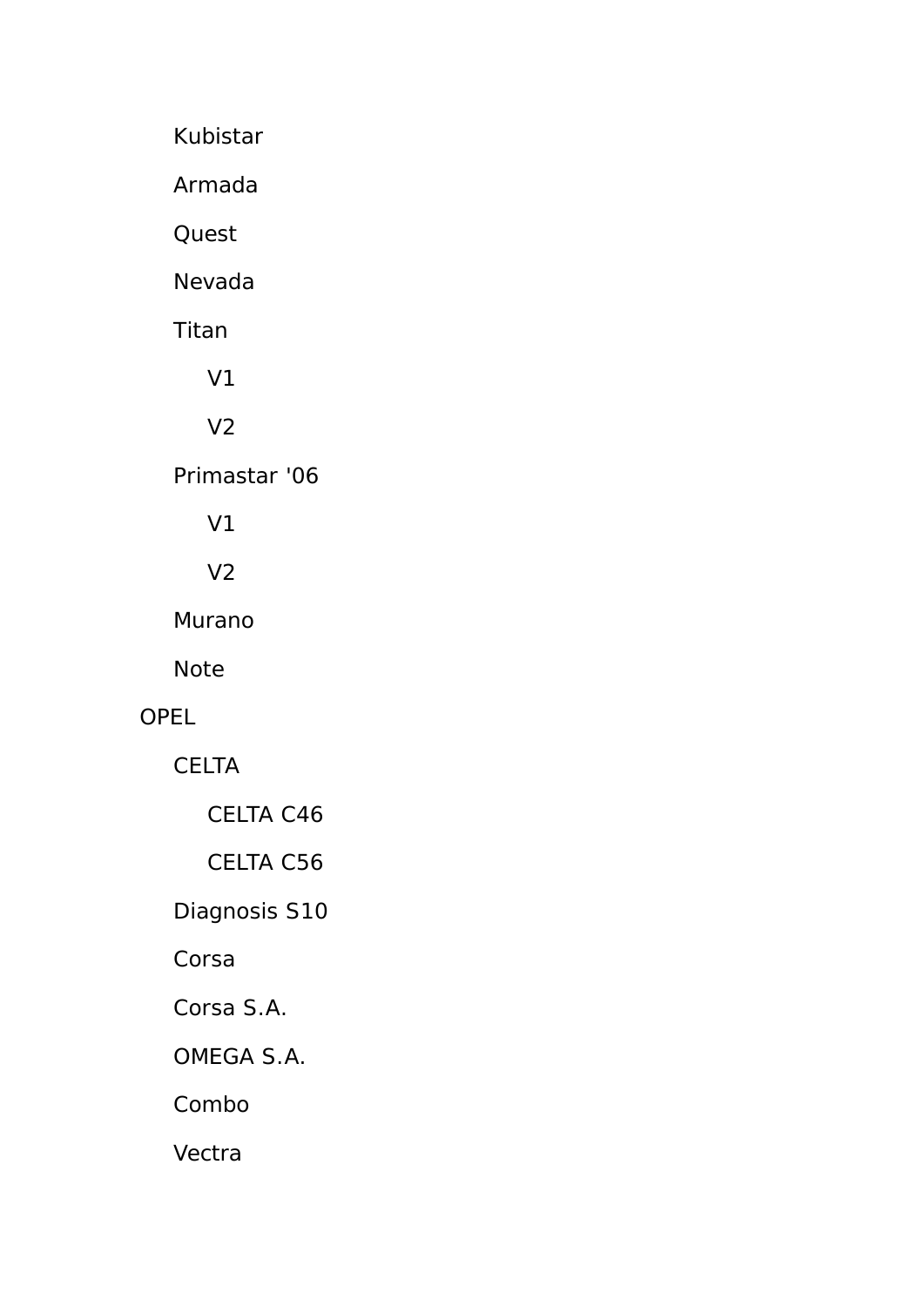- Kubistar
- Armada
- Quest
- Nevada
- Titan
  - V1
  - V2
- Primastar '06
  - V1
  - V2
- Murano
- Note

OPEL

- CELTA
  - CELTA C46
  - CELTA C56
- Diagnosis S10
- Corsa
- Corsa S.A.
- OMEGA S.A.
- Combo
- Vectra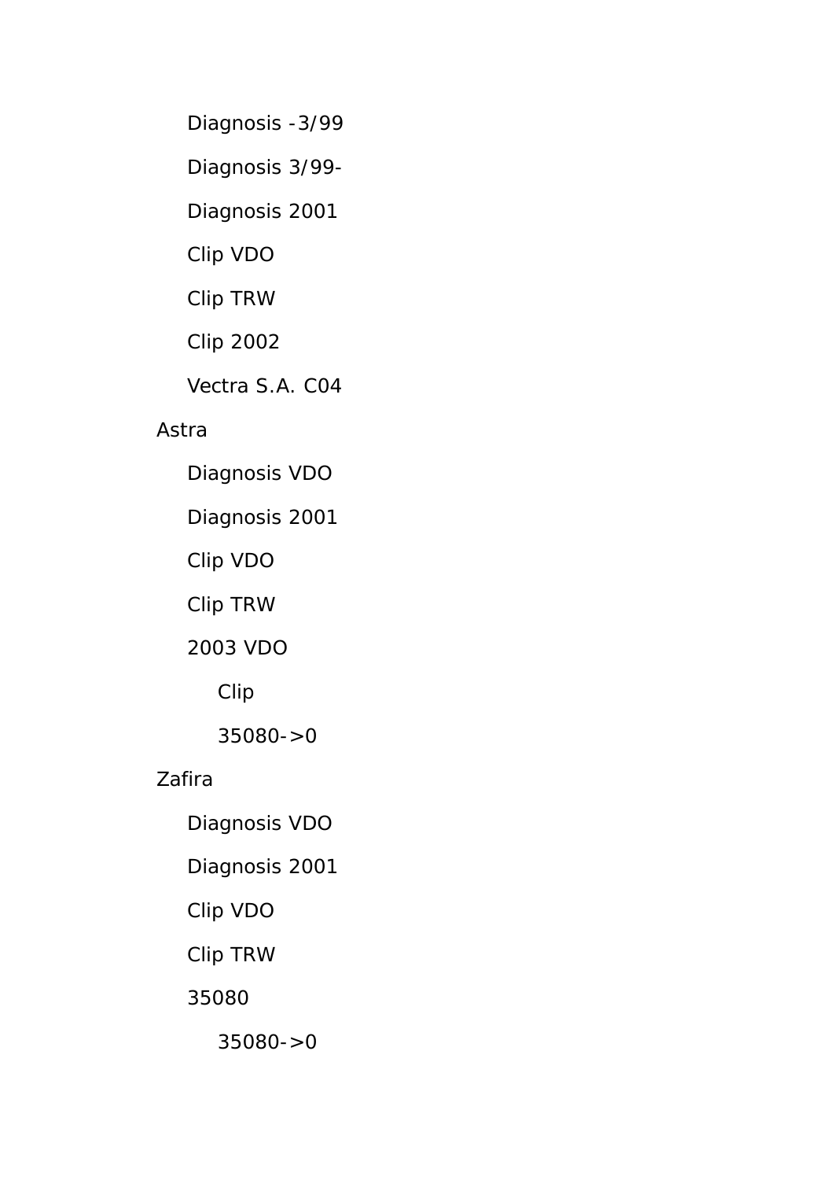- Diagnosis -3/99
- Diagnosis 3/99-
- Diagnosis 2001
- Clip VDO
- Clip TRW
- Clip 2002
- Vectra S.A. C04

Astra

- Diagnosis VDO
- Diagnosis 2001
- Clip VDO
- Clip TRW
- 2003 VDO
  - Clip
  - 35080->0

Zafira

- Diagnosis VDO
- Diagnosis 2001
- Clip VDO
- Clip TRW
- 35080
  - 35080->0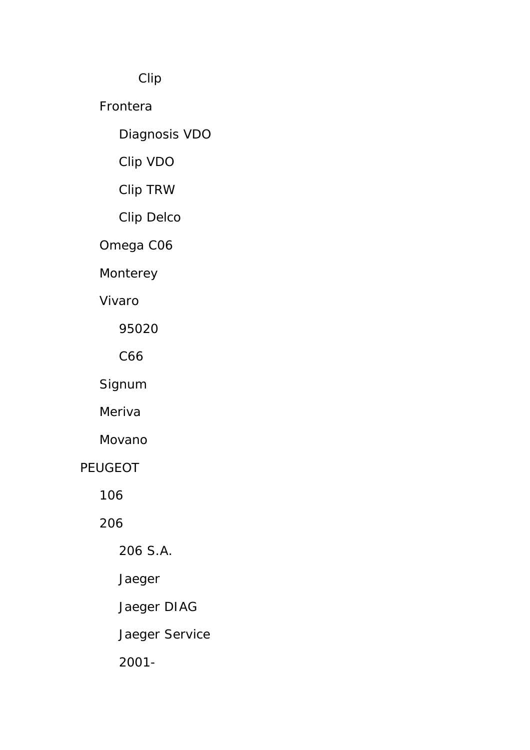- Clip
- Frontera
  - Diagnosis VDO
  - Clip VDO
  - Clip TRW
  - Clip Delco
- Omega C06
- Monterey
- Vivaro
  - 95020
  - C66
- Signum
- Meriva
- Movano

PEUGEOT

- 106
- 206
  - 206 S.A.
  - Jaeger
  - Jaeger DIAG
  - Jaeger Service
  - 2001-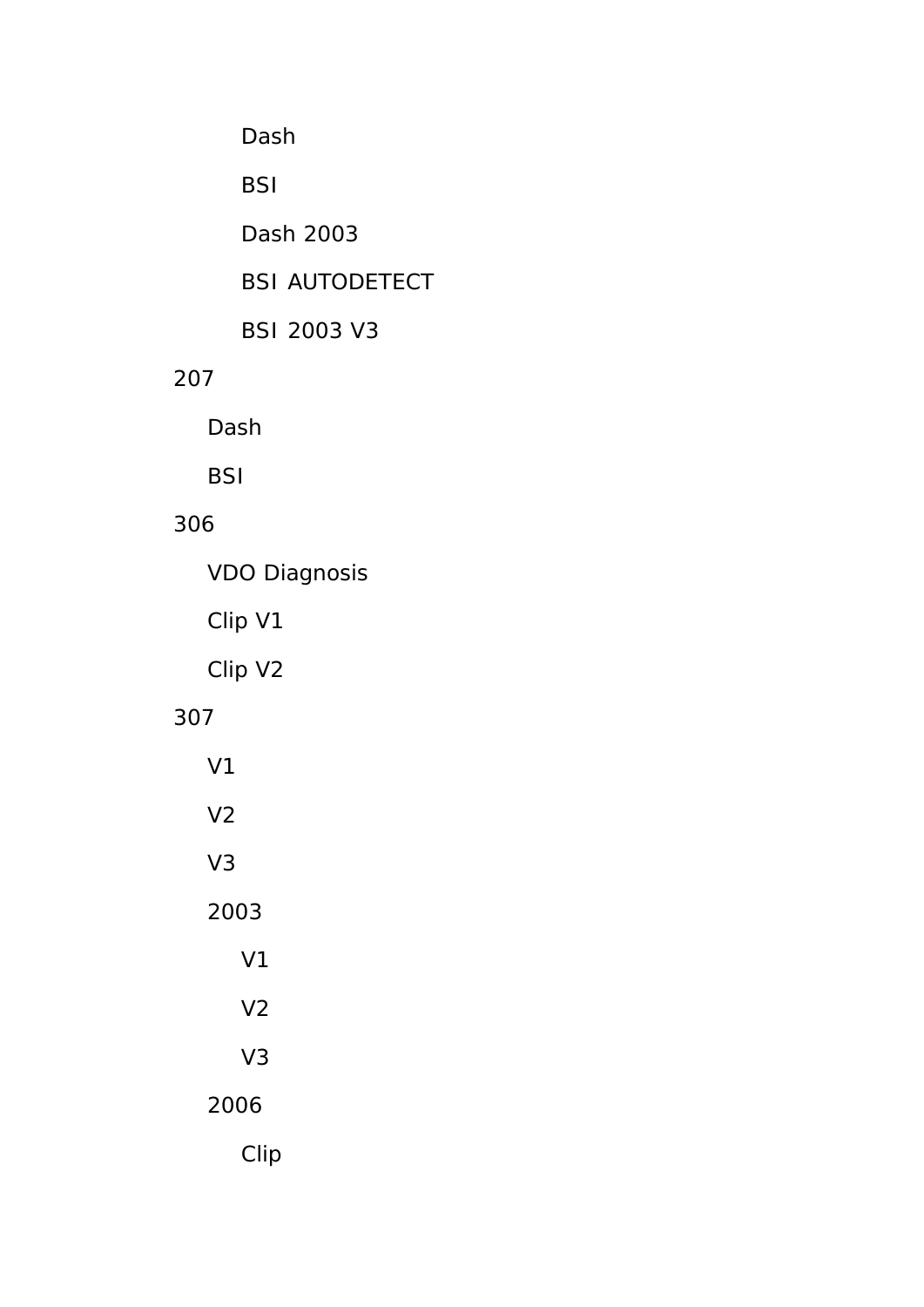- Dash
        - BSI
        - Dash 2003
        - BSI AUTODETECT
        - BSI 2003 V3
- 207
    - Dash
    - BSI
- 306
    - VDO Diagnosis
    - Clip V1
    - Clip V2
- 307
    - V1
    - V2
    - V3
    - 2003
        - V1
        - V2
        - V3
    - 2006
        - Clip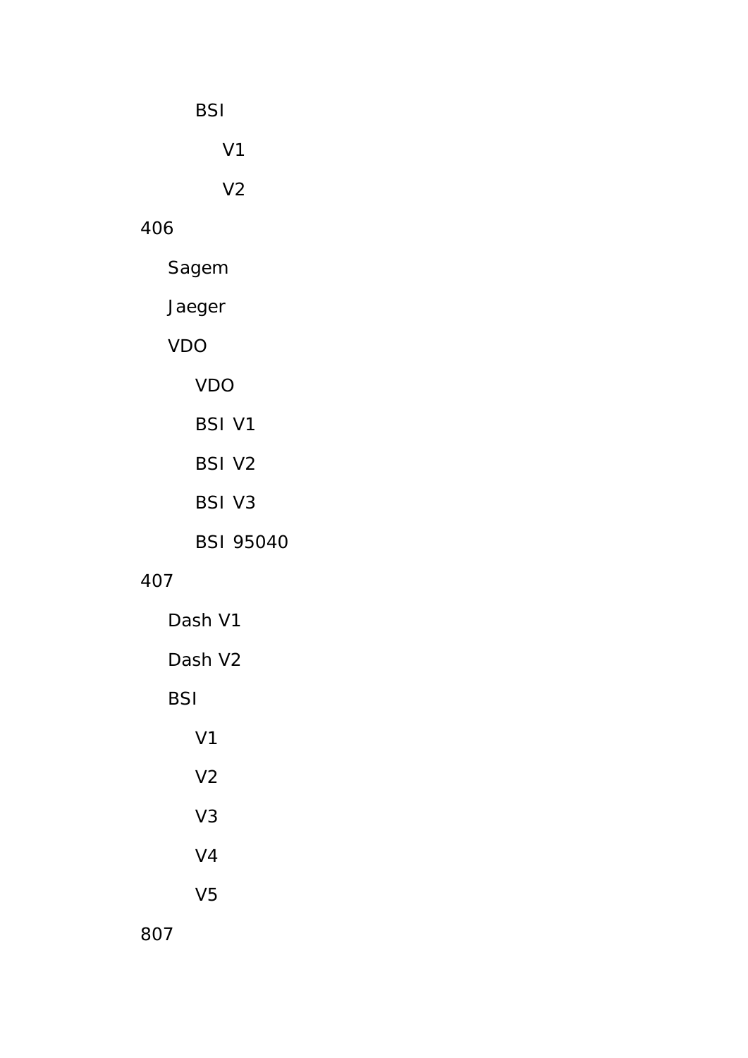- BSI
  - V1
  - V2

406

- Sagem
- Jaeger
- VDO
  - VDO
  - BSI V1
  - BSI V2
  - BSI V3
  - BSI 95040

407

- Dash V1
- Dash V2
- BSI
  - V1
  - V2
  - V3
  - V4
  - V5

807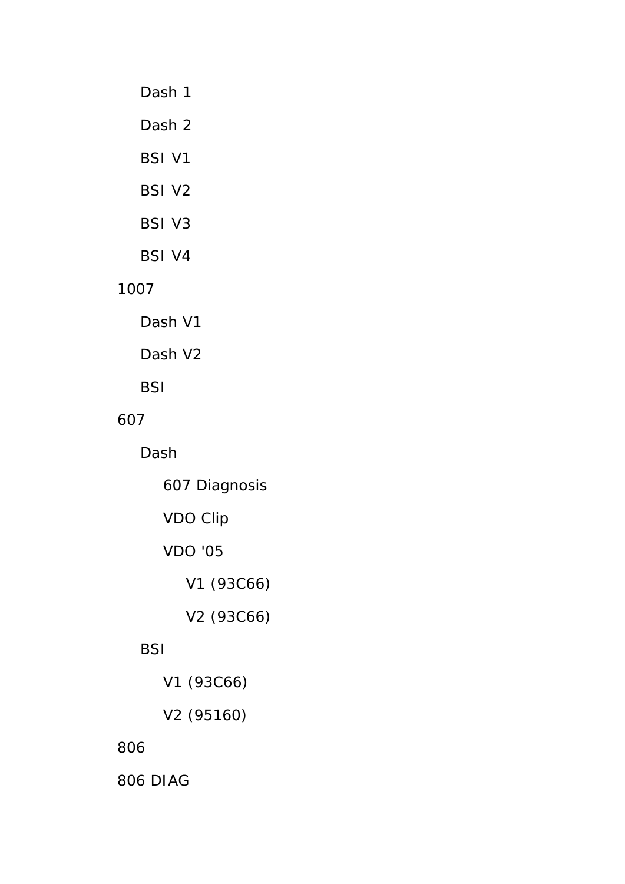- Dash 1
- Dash 2
- BSI V1
- BSI V2
- BSI V3
- BSI V4

1007

- Dash V1
- Dash V2
- BSI

607

- Dash
  - 607 Diagnosis
  - VDO Clip
  - VDO '05
    - V1 (93C66)
    - V2 (93C66)
- BSI
  - V1 (93C66)
  - V2 (95160)

806

806 DIAG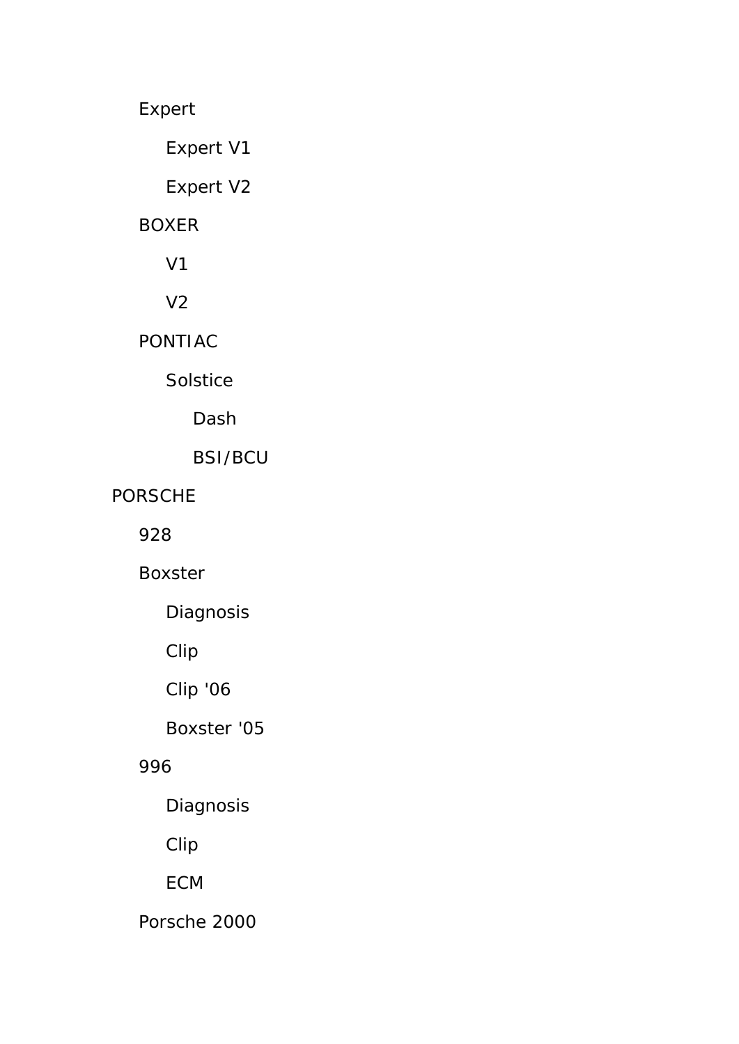- Expert
  - Expert V1
  - Expert V2
- BOXER
  - V1
  - V2
- PONTIAC
  - Solstice
    - Dash
    - BSI/BCU

PORSCHE

- 928
- Boxster
  - Diagnosis
  - Clip
  - Clip '06
  - Boxster '05
- 996
  - Diagnosis
  - Clip
  - ECM
- Porsche 2000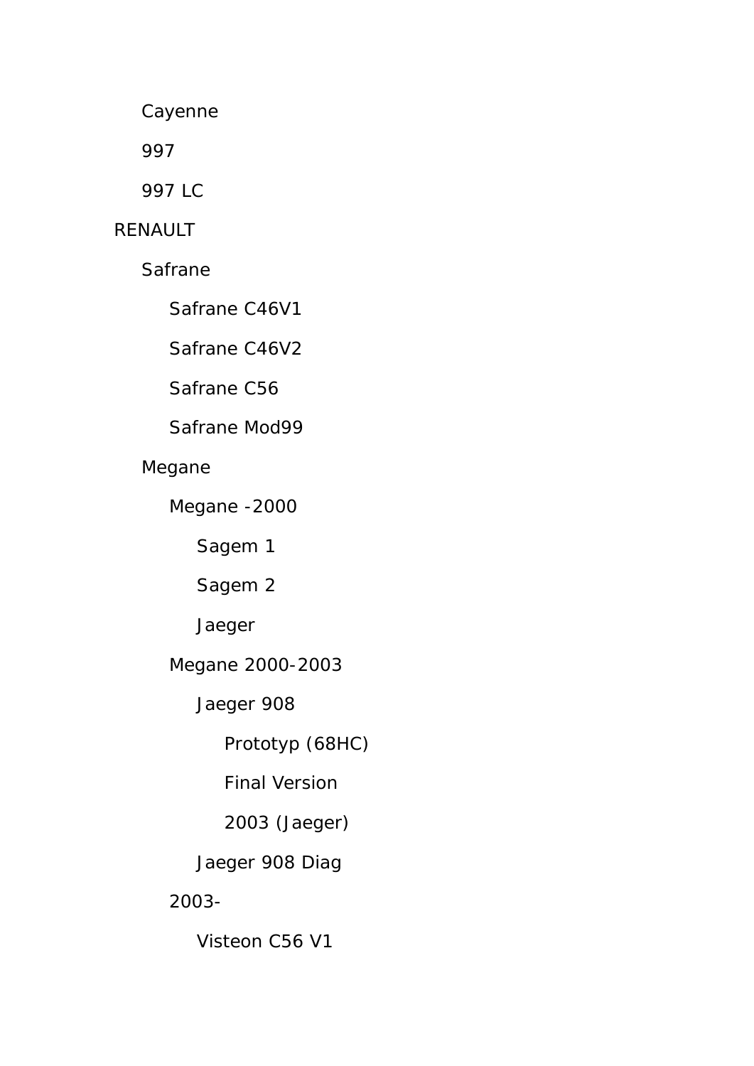- Cayenne
- 997
- 997 LC

RENAULT

- Safrane
  - Safrane C46V1
  - Safrane C46V2
  - Safrane C56
  - Safrane Mod99
- Megane
  - Megane -2000
    - Sagem 1
    - Sagem 2
    - Jaeger
  - Megane 2000-2003
    - Jaeger 908
      - Prototyp (68HC)
      - Final Version
      - 2003 (Jaeger)
    - Jaeger 908 Diag
  - 2003-
    - Visteon C56 V1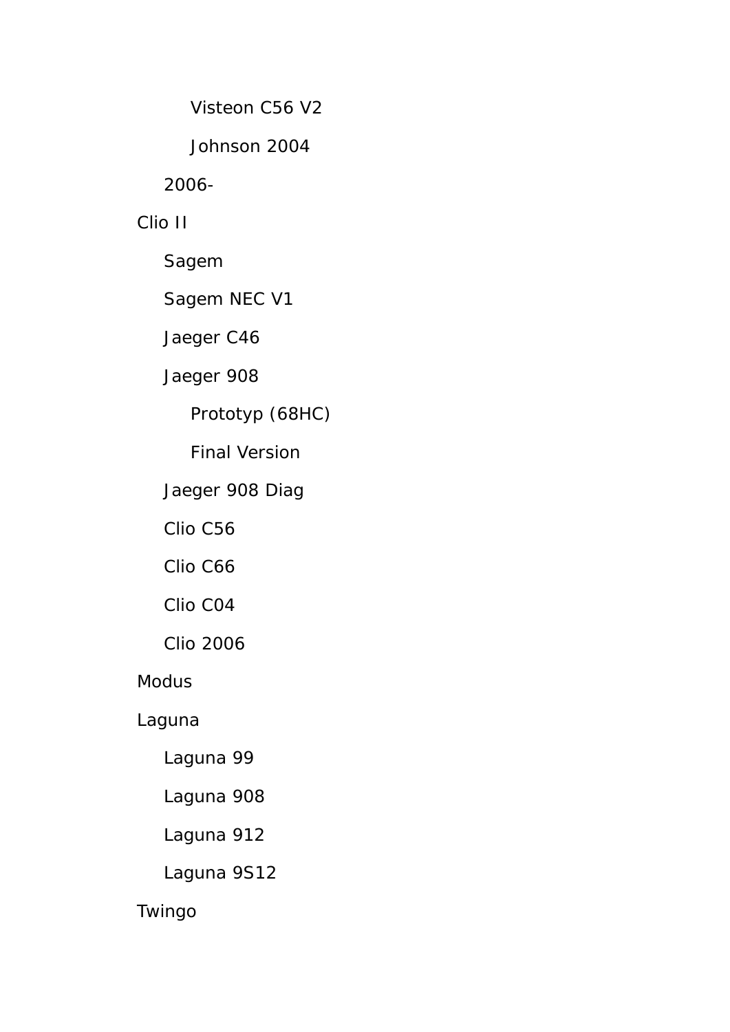- Visteon C56 V2
    - Johnson 2004
  - 2006-
- Clio II
  - Sagem
  - Sagem NEC V1
  - Jaeger C46
  - Jaeger 908
    - Prototyp (68HC)
    - Final Version
  - Jaeger 908 Diag
  - Clio C56
  - Clio C66
  - Clio C04
  - Clio 2006
- Modus
- Laguna
  - Laguna 99
  - Laguna 908
  - Laguna 912
  - Laguna 9S12
- Twingo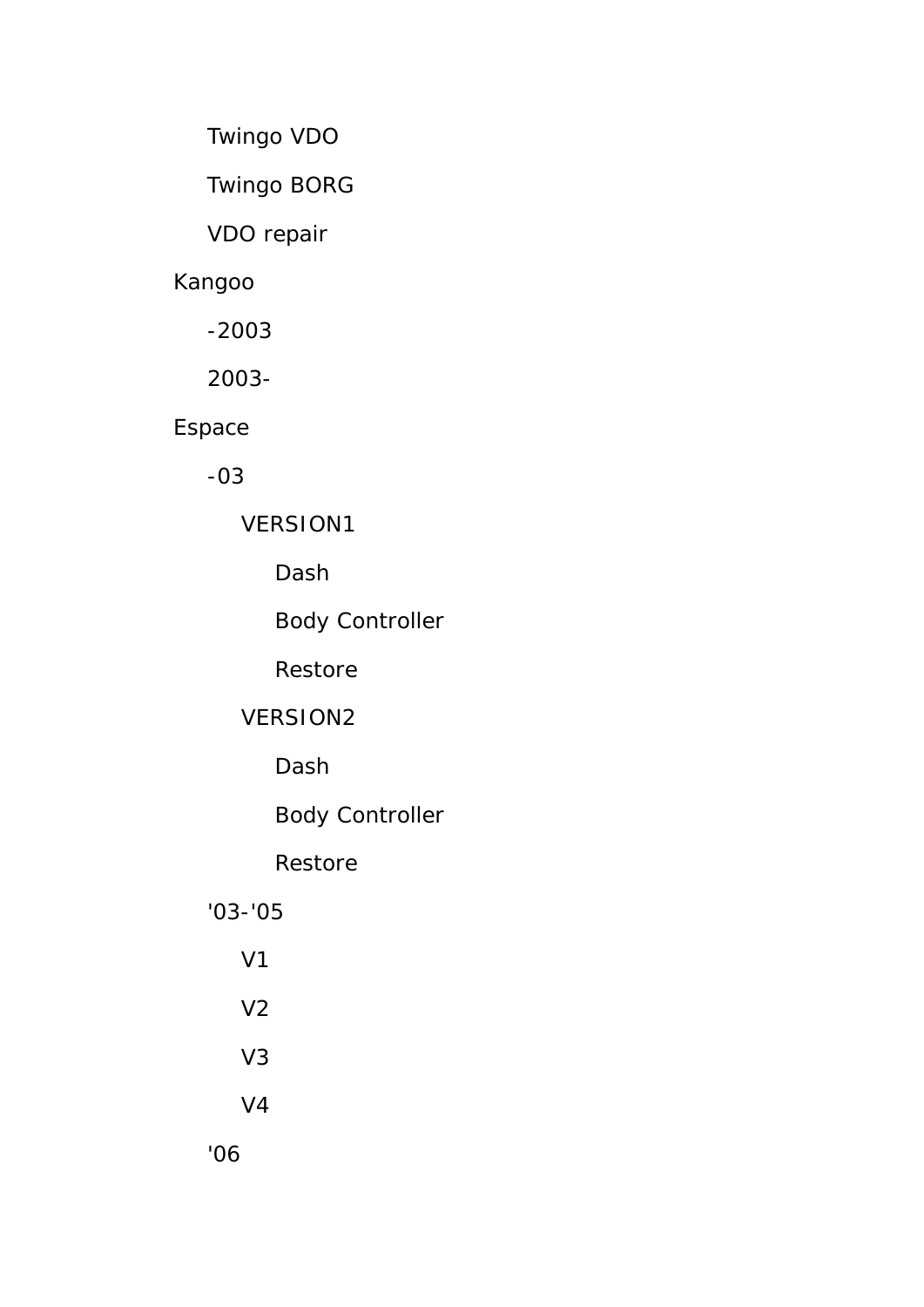- Twingo VDO
- Twingo BORG
- VDO repair

Kangoo

- -2003
- 2003-

Espace

- -03
  - VERSION1
    - Dash
    - Body Controller
    - Restore
  - VERSION2
    - Dash
    - Body Controller
    - Restore
- '03-'05
  - V1
  - V2
  - V3
  - V4
- '06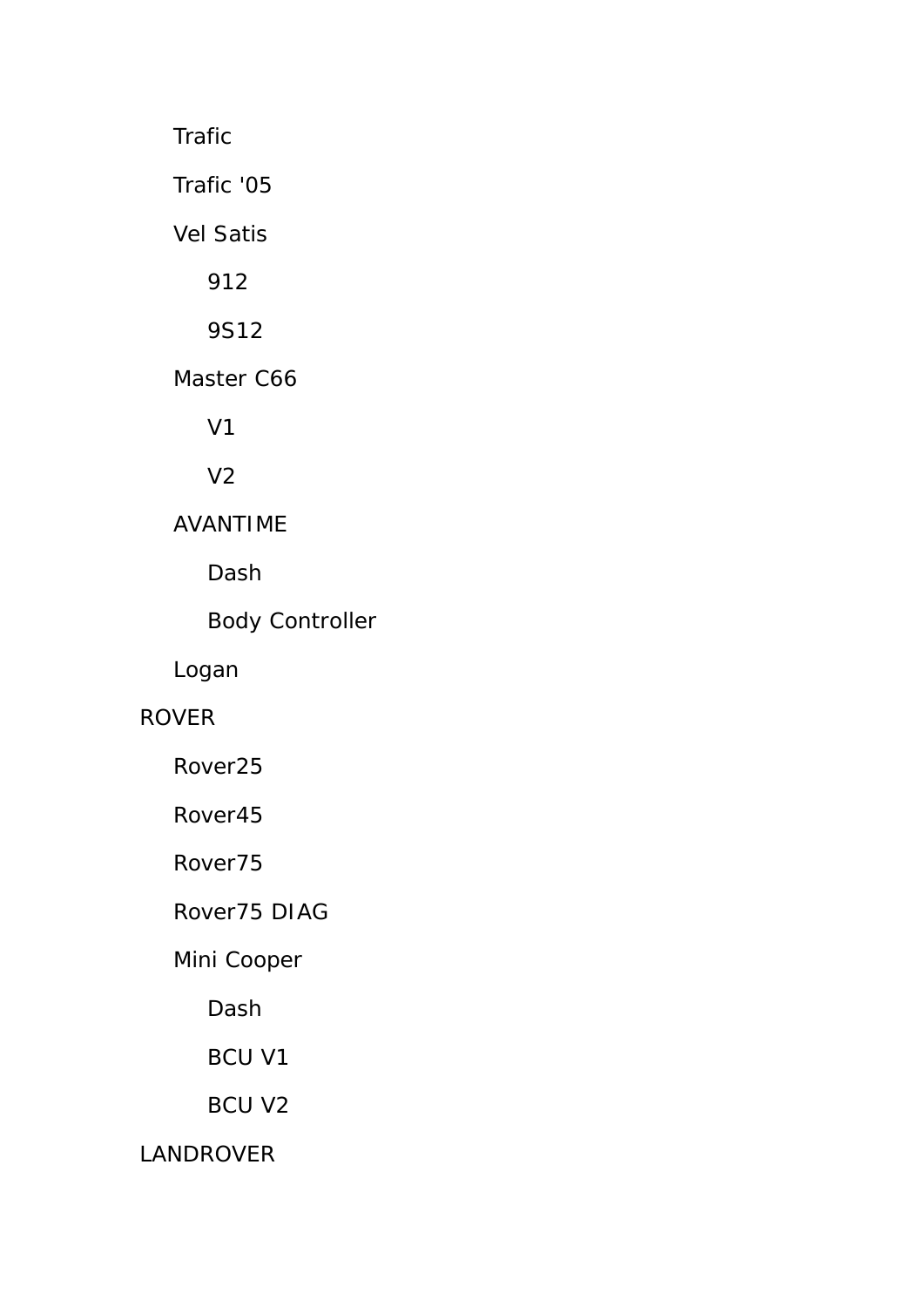- Trafic
- Trafic '05
- Vel Satis
    - 912
    - 9S12
- Master C66
    - V1
    - V2
- AVANTIME
    - Dash
    - Body Controller
- Logan

ROVER

- Rover25
- Rover45
- Rover75
- Rover75 DIAG
- Mini Cooper
    - Dash
    - BCU V1
    - BCU V2

LANDROVER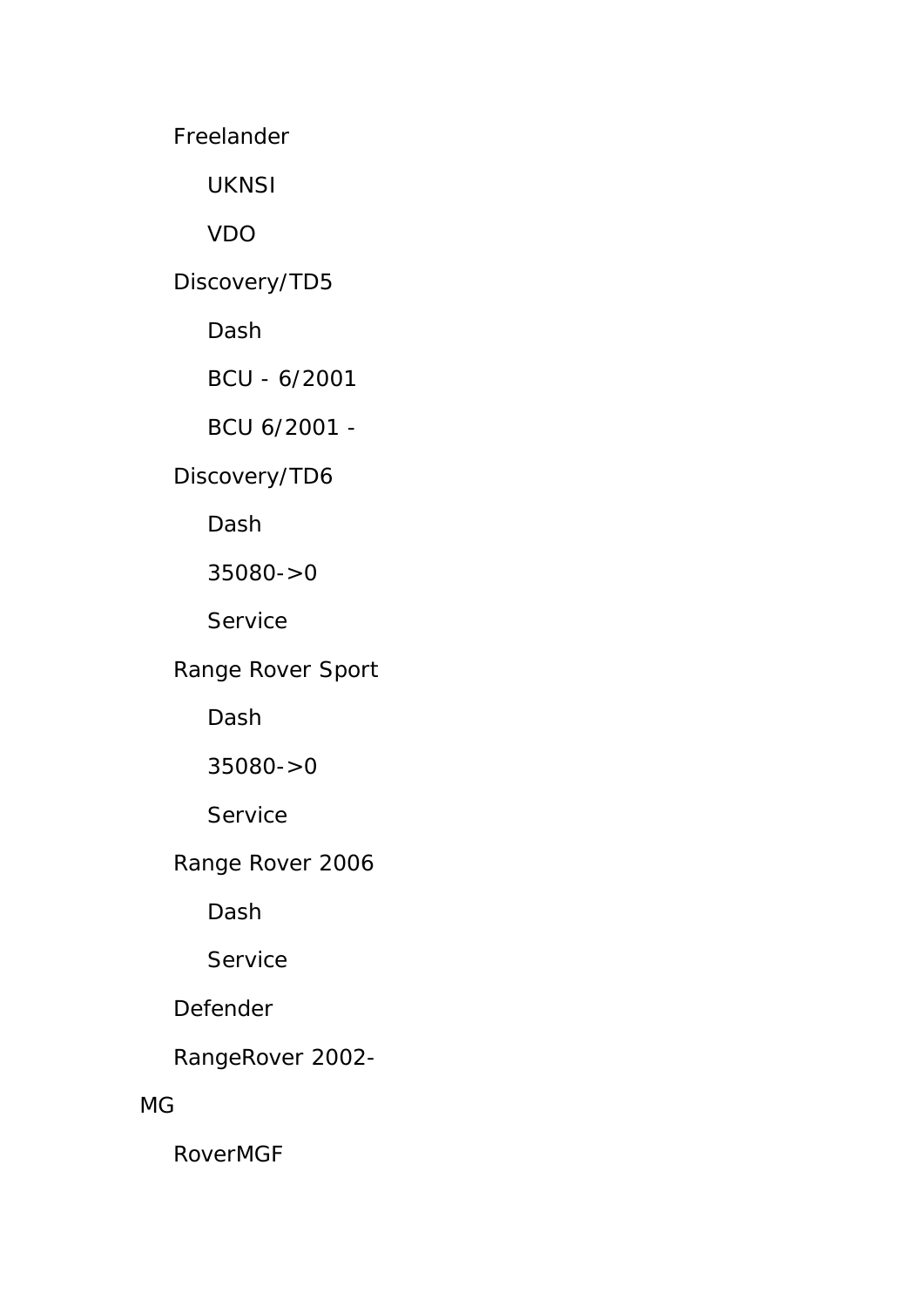- Freelander
  - UKNSI
  - VDO
- Discovery/TD5
  - Dash
  - BCU - 6/2001
  - BCU 6/2001 -
- Discovery/TD6
  - Dash
  - 35080->0
  - Service
- Range Rover Sport
  - Dash
  - 35080->0
  - Service
- Range Rover 2006
  - Dash
  - Service
- Defender
- RangeRover 2002-

MG

- RoverMGF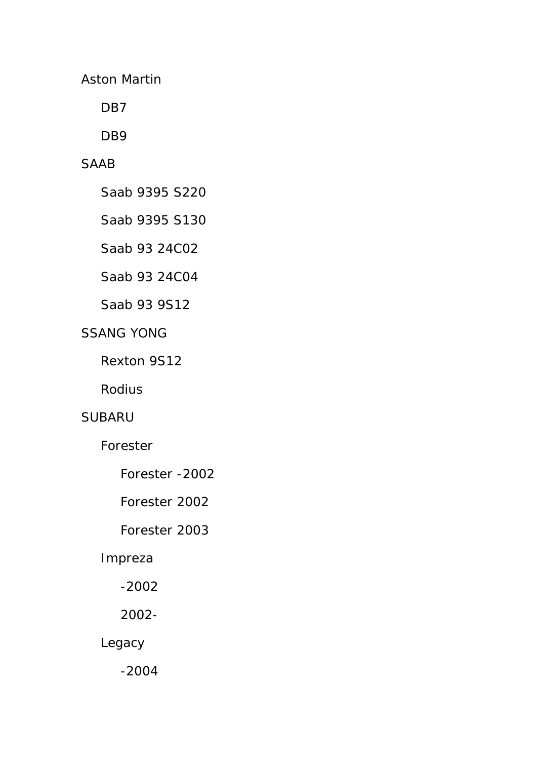- Aston Martin
  - DB7
  - DB9
- SAAB
  - Saab 9395 S220
  - Saab 9395 S130
  - Saab 93 24C02
  - Saab 93 24C04
  - Saab 93 9S12
- SSANG YONG
  - Rexton 9S12
  - Rodius
- SUBARU
  - Forester
    - Forester -2002
    - Forester 2002
    - Forester 2003
  - Impreza
    - -2002
    - 2002-
  - Legacy
    - -2004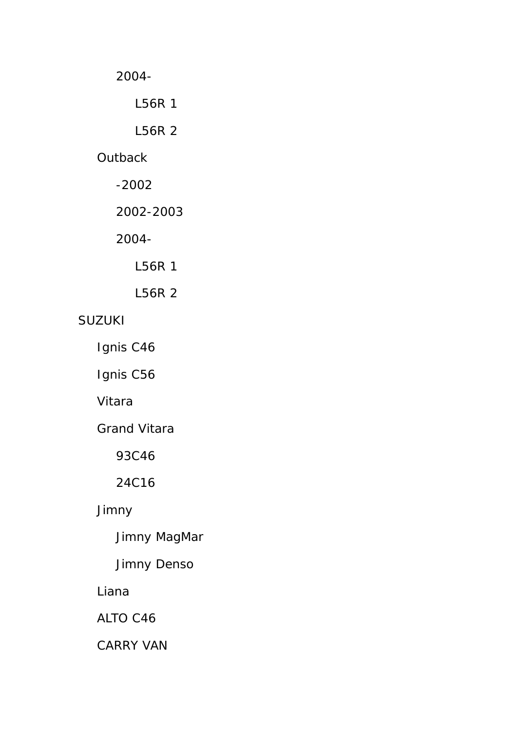- 2004-
  - L56R 1
  - L56R 2
- Outback
  - -2002
  - 2002-2003
  - 2004-
    - L56R 1
    - L56R 2

SUZUKI

- Ignis C46
- Ignis C56
- Vitara
- Grand Vitara
  - 93C46
  - 24C16
- Jimny
  - Jimny MagMar
  - Jimny Denso
- Liana
- ALTO C46
- CARRY VAN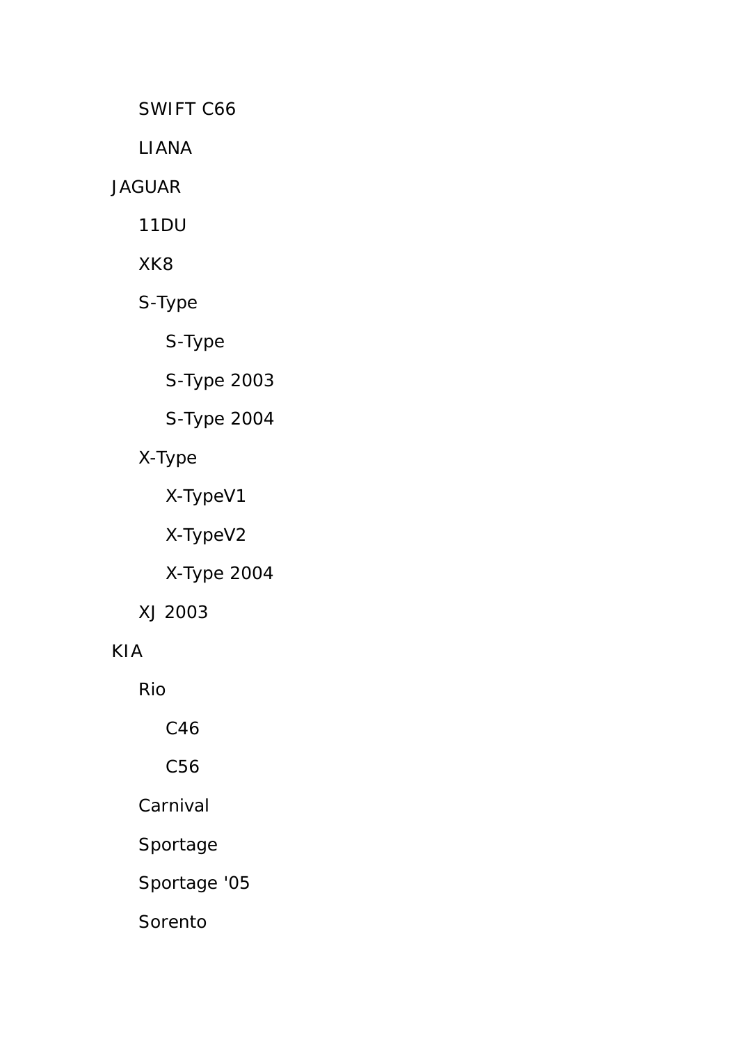- SWIFT C66
- LIANA

JAGUAR

- 11DU
- XK8
- S-Type
  - S-Type
  - S-Type 2003
  - S-Type 2004
- X-Type
  - X-TypeV1
  - X-TypeV2
  - X-Type 2004
- XJ 2003

KIA

- Rio
  - C46
  - C56
- Carnival
- Sportage
- Sportage '05
- Sorento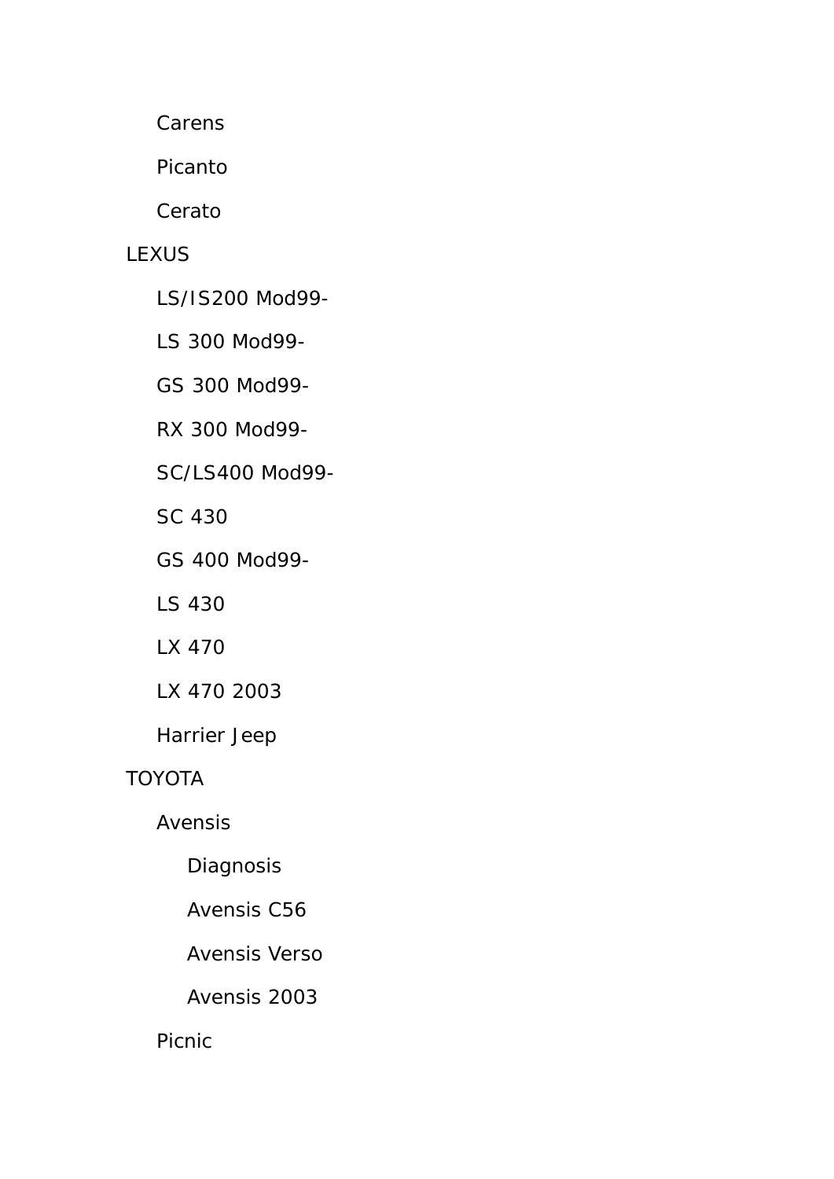- Carens
- Picanto
- Cerato

LEXUS

- LS/IS200 Mod99-
- LS 300 Mod99-
- GS 300 Mod99-
- RX 300 Mod99-
- SC/LS400 Mod99-
- SC 430
- GS 400 Mod99-
- LS 430
- LX 470
- LX 470 2003
- Harrier Jeep

TOYOTA

- Avensis
  - Diagnosis
  - Avensis C56
  - Avensis Verso
  - Avensis 2003
- Picnic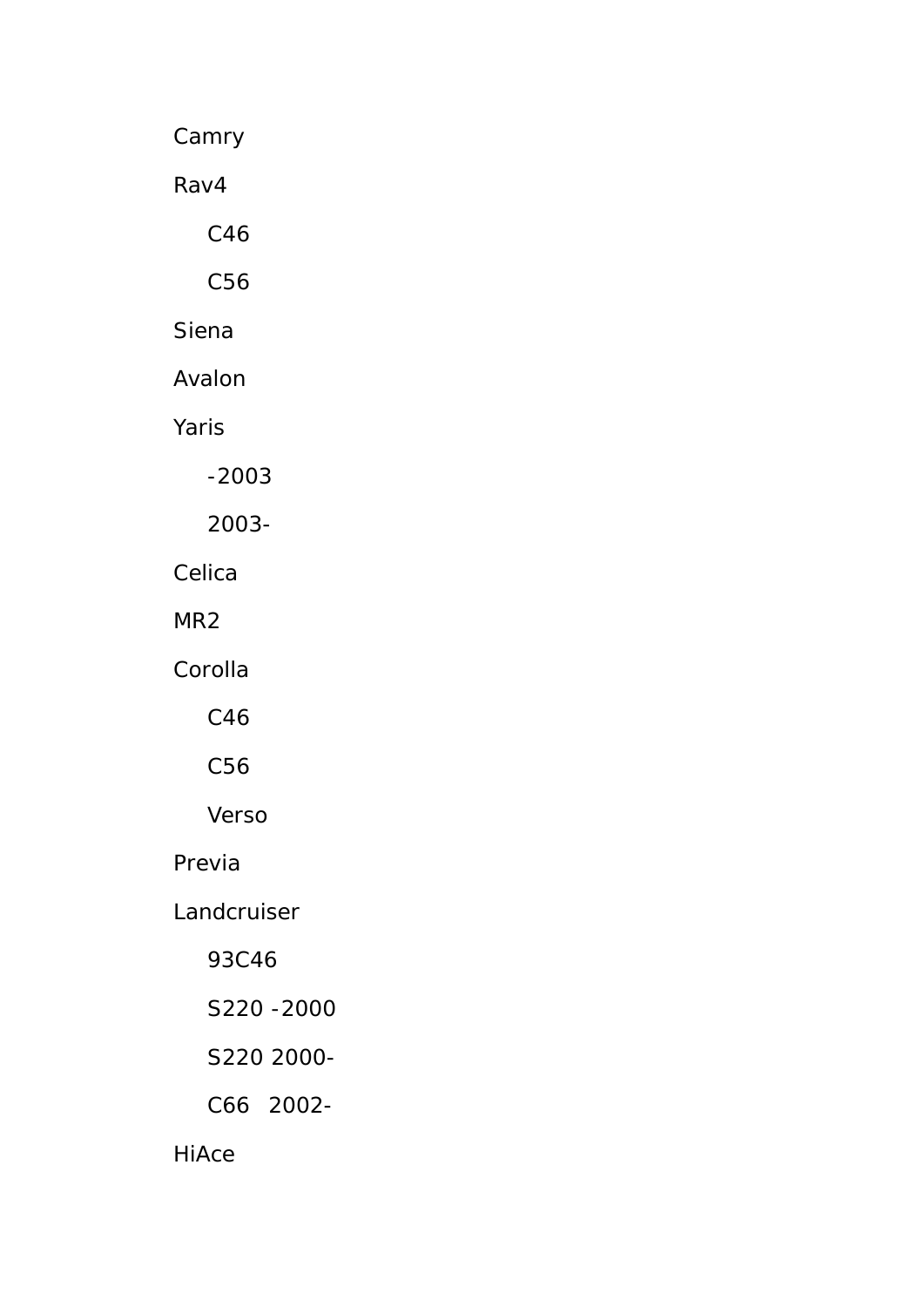- Camry
- Rav4
  - C46
  - C56
- Siena
- Avalon
- Yaris
  - -2003
  - 2003-
- Celica
- MR2
- Corolla
  - C46
  - C56
  - Verso
- Previa
- Landcruiser
  - 93C46
  - S220 -2000
  - S220 2000-
  - C66 2002-
- HiAce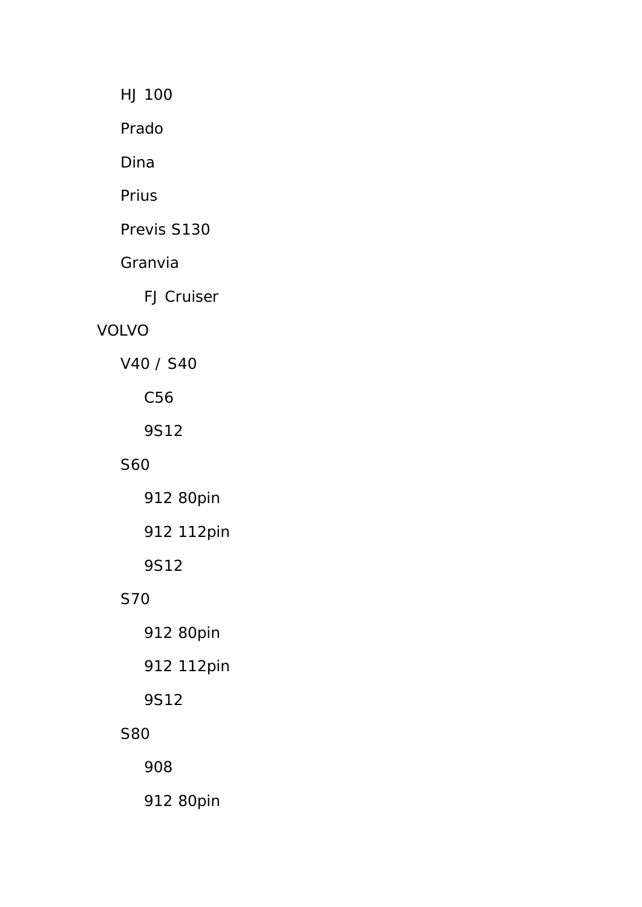- HJ 100
- Prado
- Dina
- Prius
- Previs S130
- Granvia
  - FJ Cruiser

VOLVO

- V40 / S40
  - C56
  - 9S12
- S60
  - 912 80pin
  - 912 112pin
  - 9S12
- S70
  - 912 80pin
  - 912 112pin
  - 9S12
- S80
  - 908
  - 912 80pin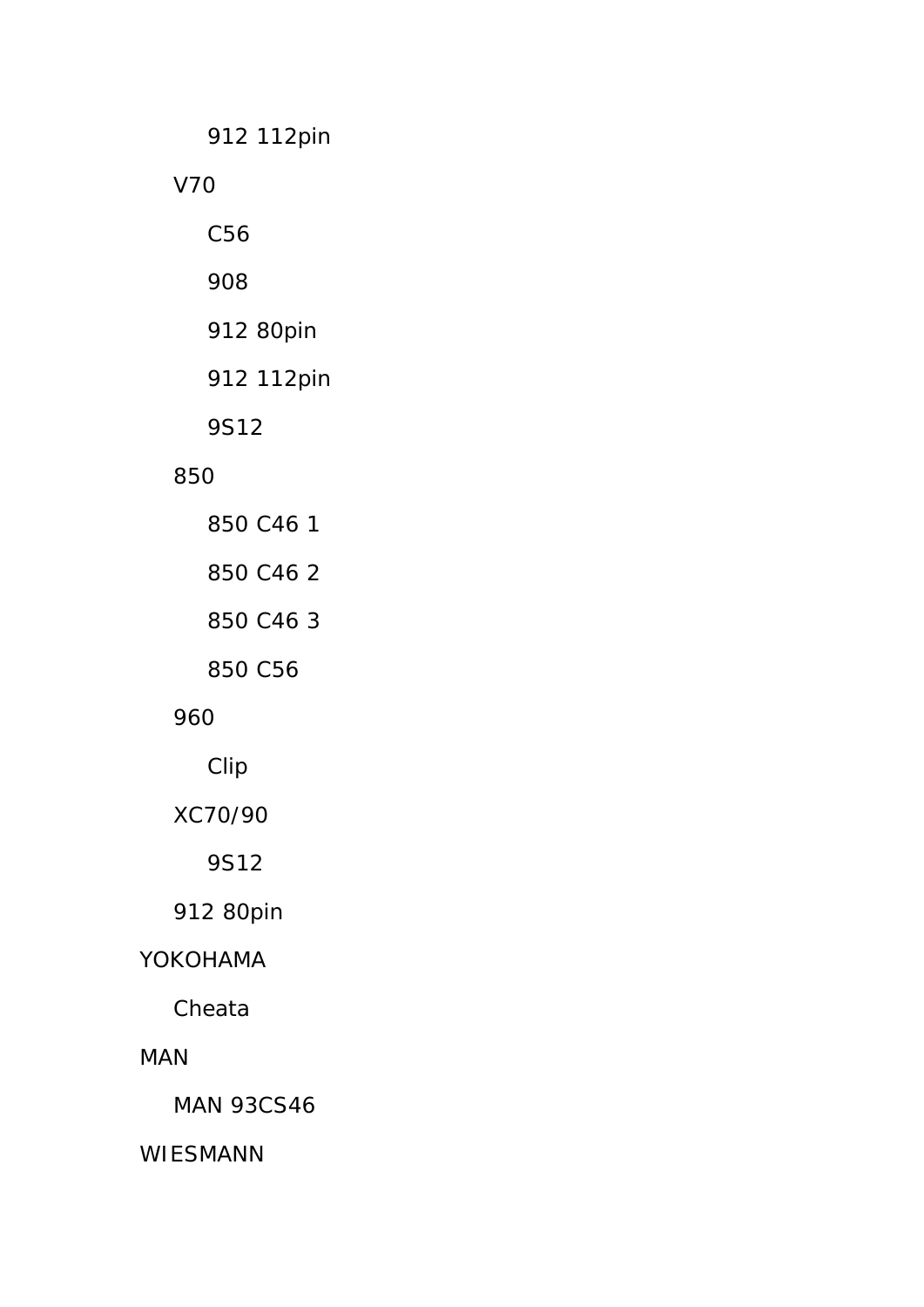- 912 112pin
- V70
  - C56
  - 908
  - 912 80pin
  - 912 112pin
  - 9S12
- 850
  - 850 C46 1
  - 850 C46 2
  - 850 C46 3
  - 850 C56
- 960
  - Clip
- XC70/90
  - 9S12
- 912 80pin

YOKOHAMA

- Cheata

MAN

- MAN 93CS46

WIESMANN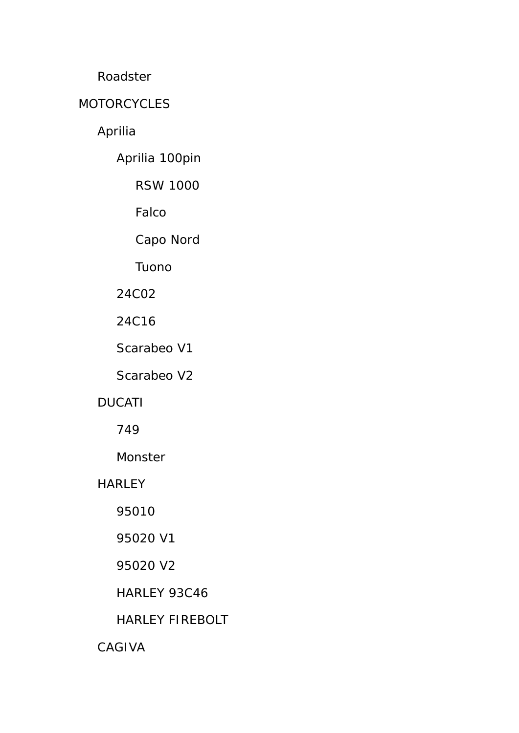- Roadster

- MOTORCYCLES
  - Aprilia
    - Aprilia 100pin
      - RSW 1000
      - Falco
      - Capo Nord
      - Tuono
    - 24C02
    - 24C16
    - Scarabeo V1
    - Scarabeo V2
  - DUCATI
    - 749
    - Monster
  - HARLEY
    - 95010
    - 95020 V1
    - 95020 V2
    - HARLEY 93C46
    - HARLEY FIREBOLT
  - CAGIVA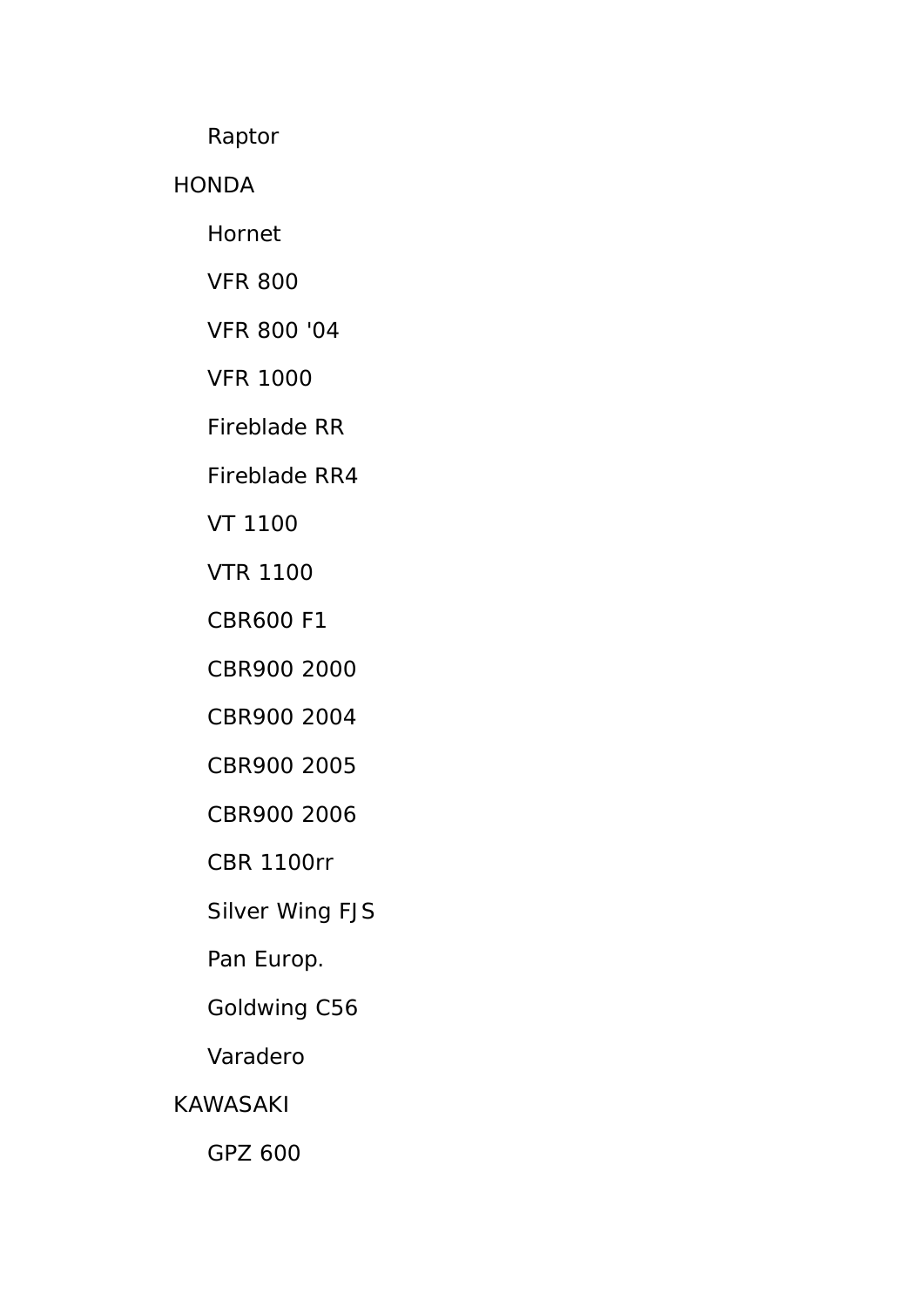Raptor

HONDA

Hornet

VFR 800

VFR 800 '04

VFR 1000

Fireblade RR

Fireblade RR4

VT 1100

VTR 1100

CBR600 F1

CBR900 2000

CBR900 2004

CBR900 2005

CBR900 2006

CBR 1100rr

Silver Wing FJS

Pan Europ.

Goldwing C56

Varadero

KAWASAKI

GPZ 600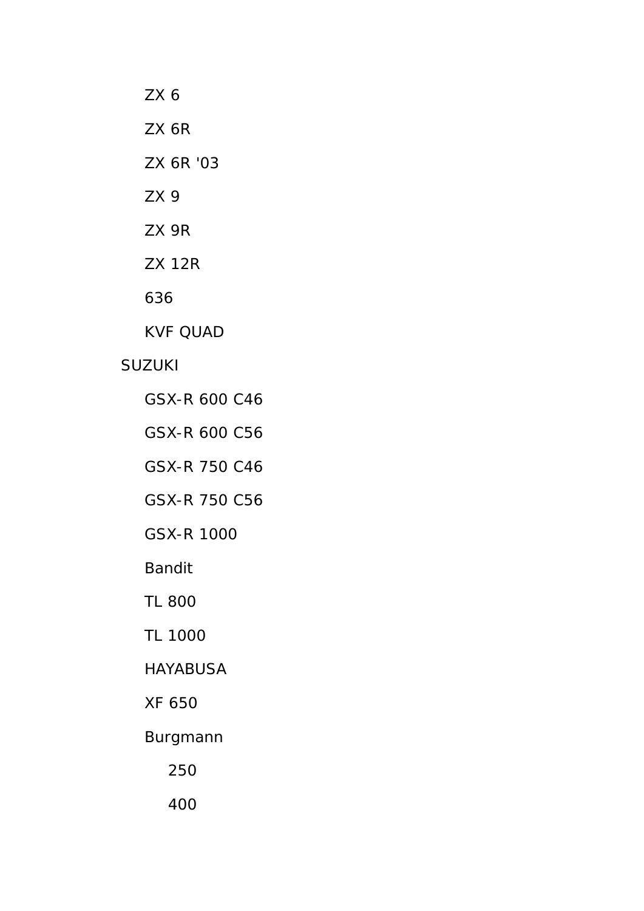- ZX 6
- ZX 6R
- ZX 6R '03
- ZX 9
- ZX 9R
- ZX 12R
- 636
- KVF QUAD

SUZUKI

- GSX-R 600 C46
- GSX-R 600 C56
- GSX-R 750 C46
- GSX-R 750 C56
- GSX-R 1000
- Bandit
- TL 800
- TL 1000
- HAYABUSA
- XF 650
- Burgmann
  - 250
  - 400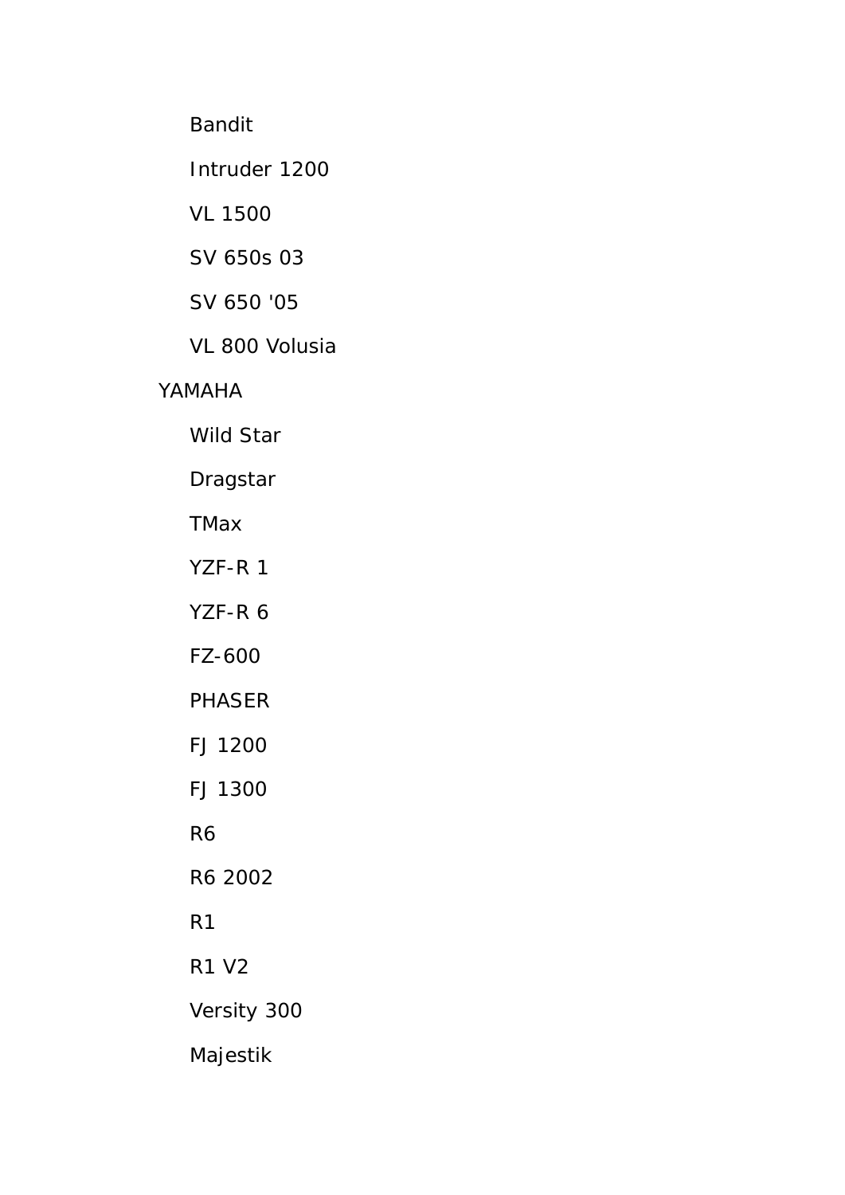- Bandit
- Intruder 1200
- VL 1500
- SV 650s 03
- SV 650 '05
- VL 800 Volusia

YAMAHA

- Wild Star
- Dragstar
- TMax
- YZF-R 1
- YZF-R 6
- FZ-600
- PHASER
- FJ 1200
- FJ 1300
- R6
- R6 2002
- R1
- R1 V2
- Versity 300
- Majestik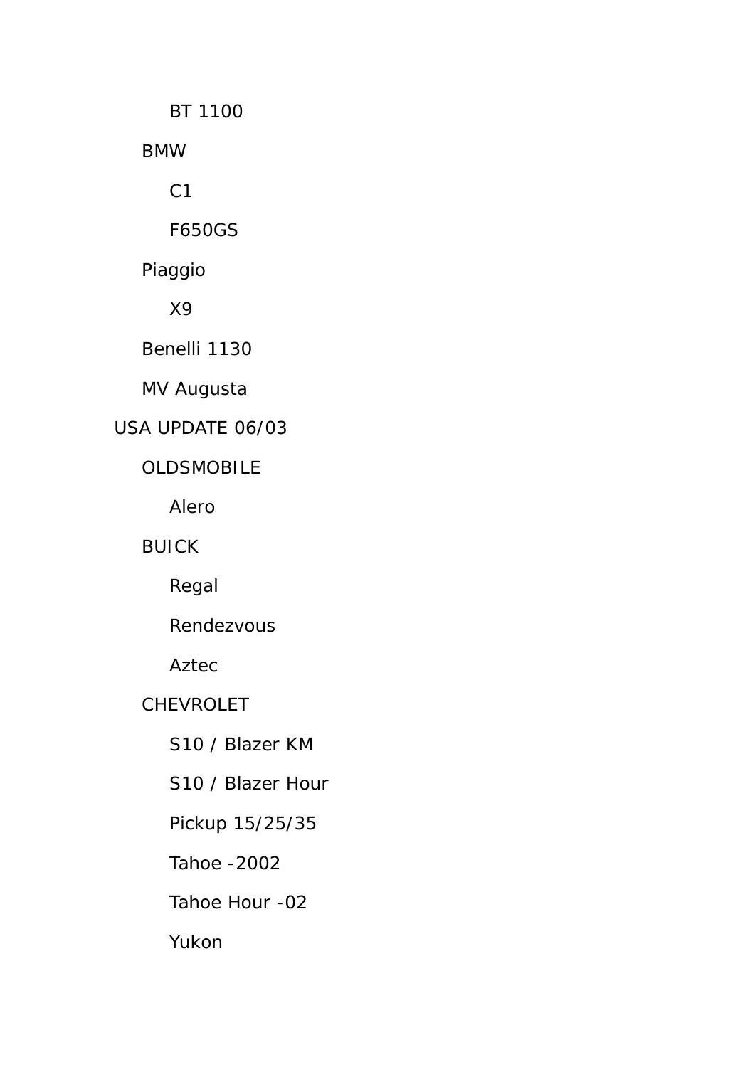- BT 1100
- BMW
    - C1
    - F650GS
- Piaggio
    - X9
- Benelli 1130
- MV Augusta

USA UPDATE 06/03

- OLDSMOBILE
    - Alero
- BUICK
    - Regal
    - Rendezvous
    - Aztec
- CHEVROLET
    - S10 / Blazer KM
    - S10 / Blazer Hour
    - Pickup 15/25/35
    - Tahoe -2002
    - Tahoe Hour -02
    - Yukon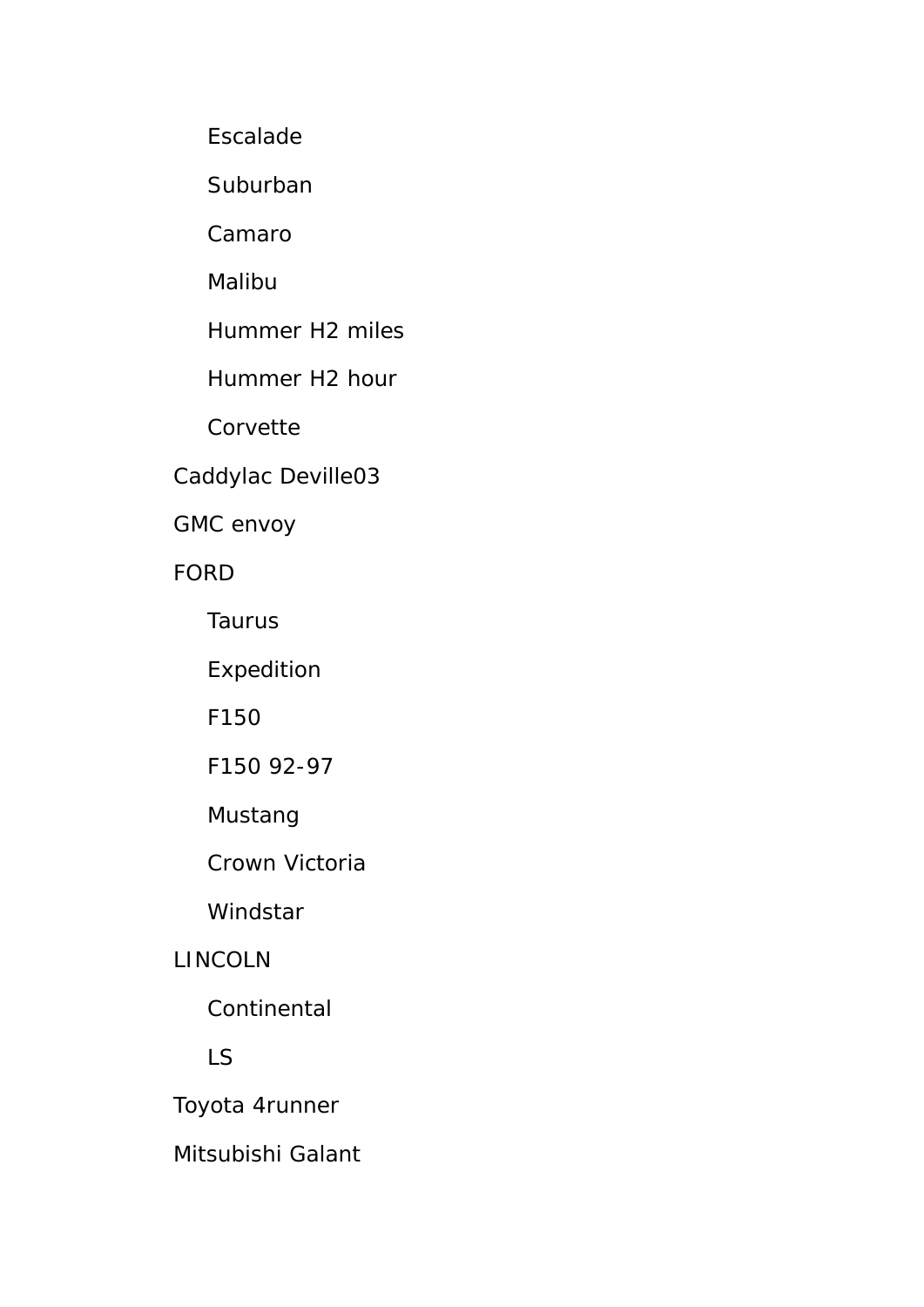- Escalade
- Suburban
- Camaro
- Malibu
- Hummer H2 miles
- Hummer H2 hour
- Corvette

Caddylac Deville03

GMC envoy

FORD

- Taurus
- Expedition
- F150
- F150 92-97
- Mustang
- Crown Victoria
- Windstar

LINCOLN

- Continental
- LS

Toyota 4runner

Mitsubishi Galant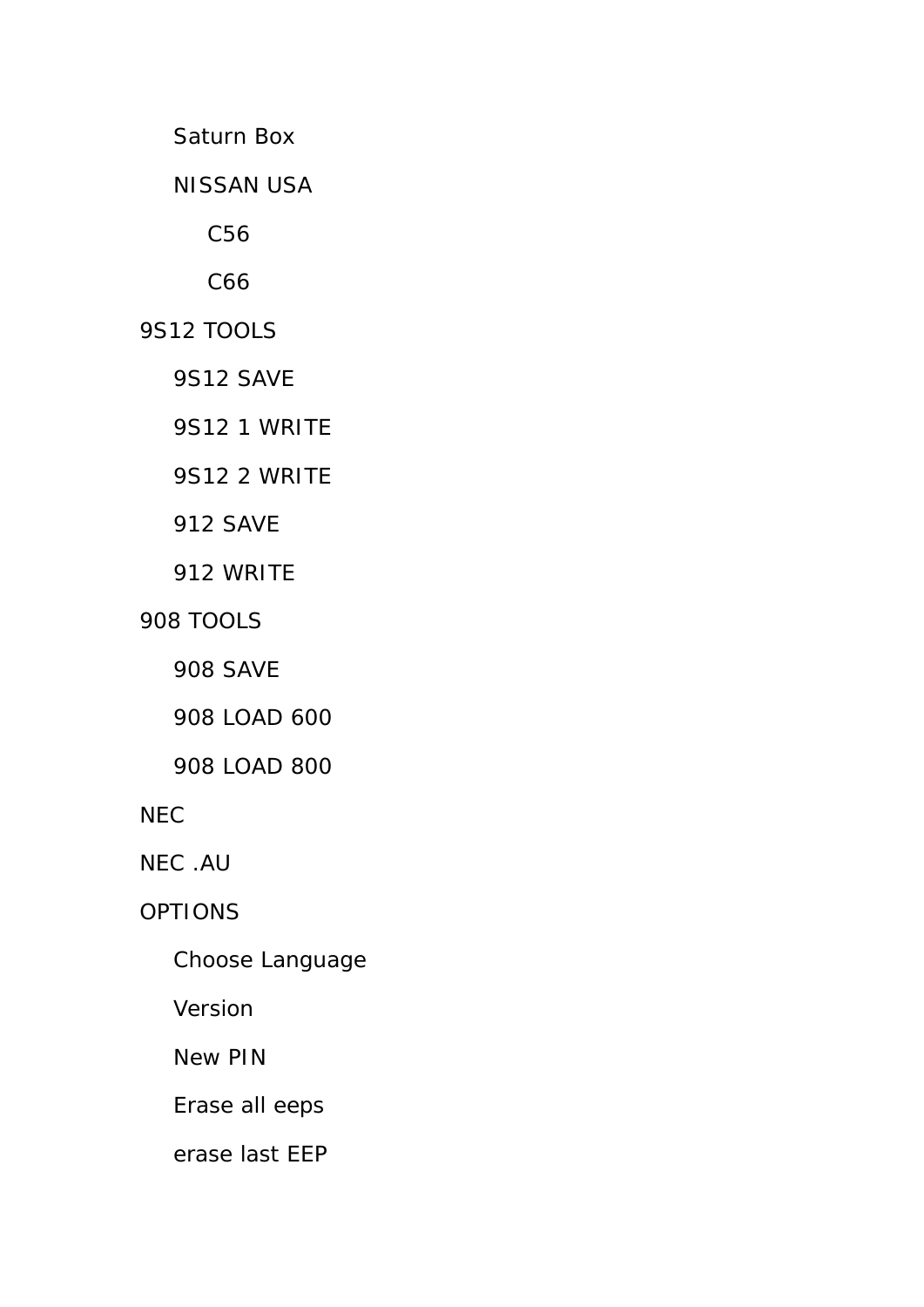- Saturn Box
- NISSAN USA
  - C56
  - C66

9S12 TOOLS

- 9S12 SAVE
- 9S12 1 WRITE
- 9S12 2 WRITE
- 912 SAVE
- 912 WRITE

908 TOOLS

- 908 SAVE
- 908 LOAD 600
- 908 LOAD 800

NEC

NEC .AU

OPTIONS

- Choose Language
- Version
- New PIN
- Erase all eeps
- erase last EEP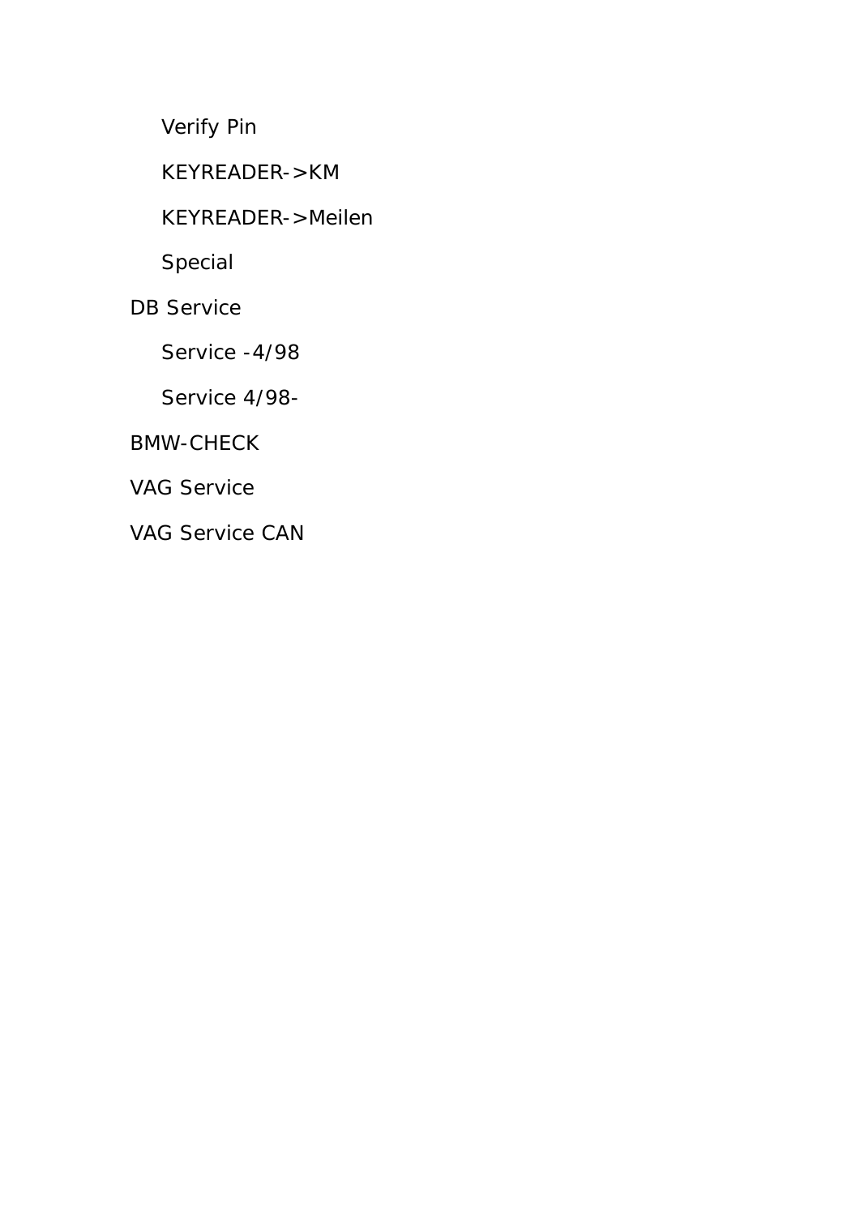- Verify Pin
- KEYREADER->KM
- KEYREADER->Meilen
- Special

DB Service

- Service -4/98
- Service 4/98-

BMW-CHECK

VAG Service

VAG Service CAN